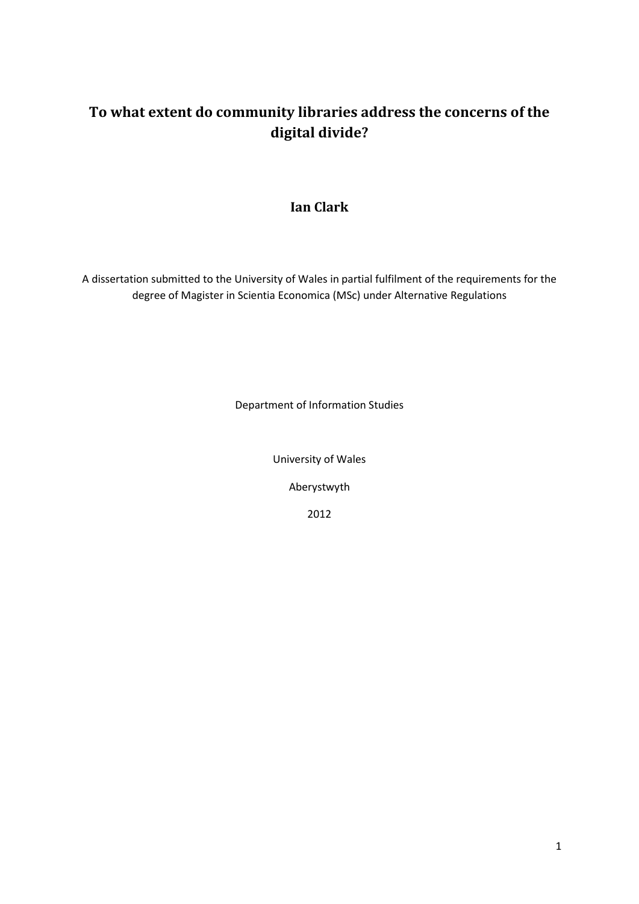# To what extent do community libraries address the concerns of the digital divide?

**Ian Clark**

A dissertation submitted to the University of Wales in partial fulfilment of the requirements for the degree of Magister in Scientia Economica (MSc) under Alternative Regulations

Department of Information Studies

University of Wales

Aberystwyth

2012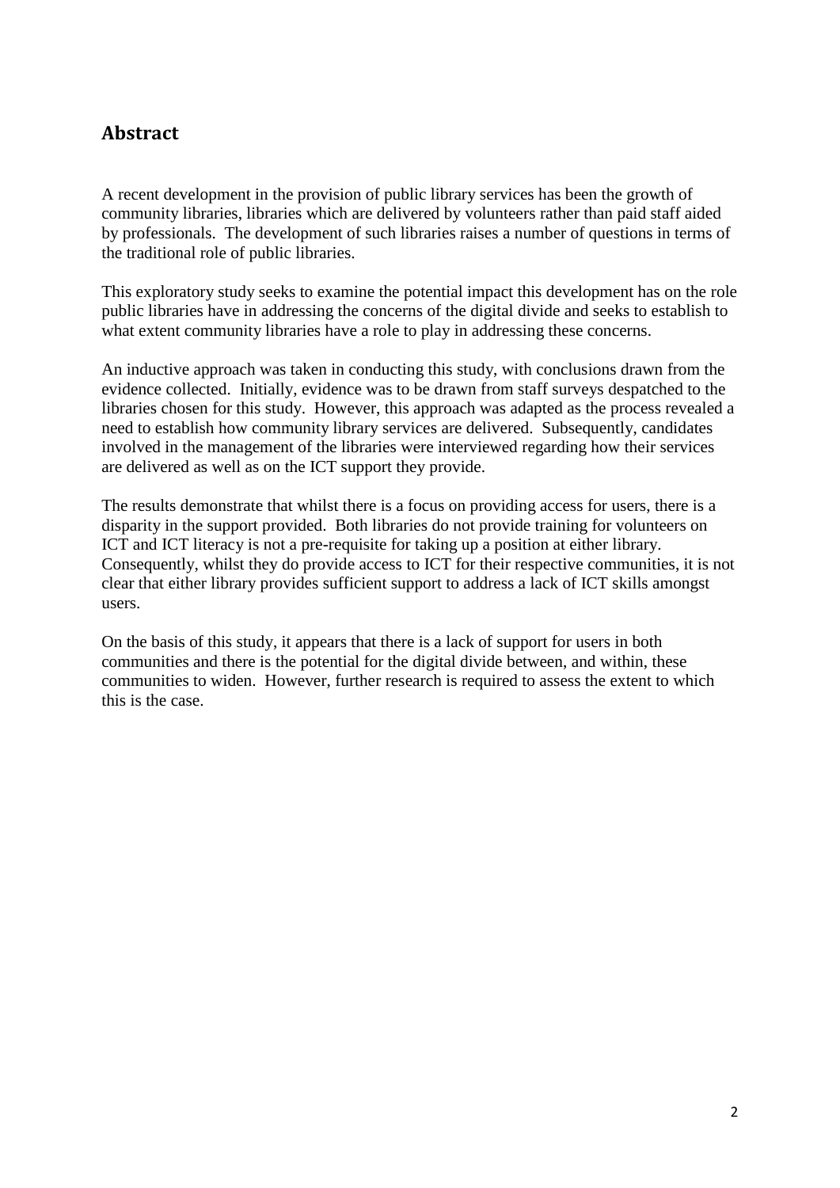## Abstract

A recent development in the provision of public library services has been the growth of community libraries, libraries which are delivered by volunteers rather than paid staff aided by professionals. The development of such libraries raises a number of questions in terms of the traditional role of public libraries.

This exploratory study seeks to examine the potential impact this development has on the role public libraries have in addressing the concerns of the digital divide and seeks to establish to what extent community libraries have a role to play in addressing these concerns.

An inductive approach was taken in conducting this study, with conclusions drawn from the evidence collected. Initially, evidence was to be drawn from staff surveys despatched to the libraries chosen for this study. However, this approach was adapted as the process revealed a need to establish how community library services are delivered. Subsequently, candidates involved in the management of the libraries were interviewed regarding how their services are delivered as well as on the ICT support they provide.

The results demonstrate that whilst there is a focus on providing access for users, there is a disparity in the support provided. Both libraries do not provide training for volunteers on ICT and ICT literacy is not a pre-requisite for taking up a position at either library. Consequently, whilst they do provide access to ICT for their respective communities, it is not clear that either library provides sufficient support to address a lack of ICT skills amongst users.

On the basis of this study, it appears that there is a lack of support for users in both communities and there is the potential for the digital divide between, and within, these communities to widen. However, further research is required to assess the extent to which this is the case.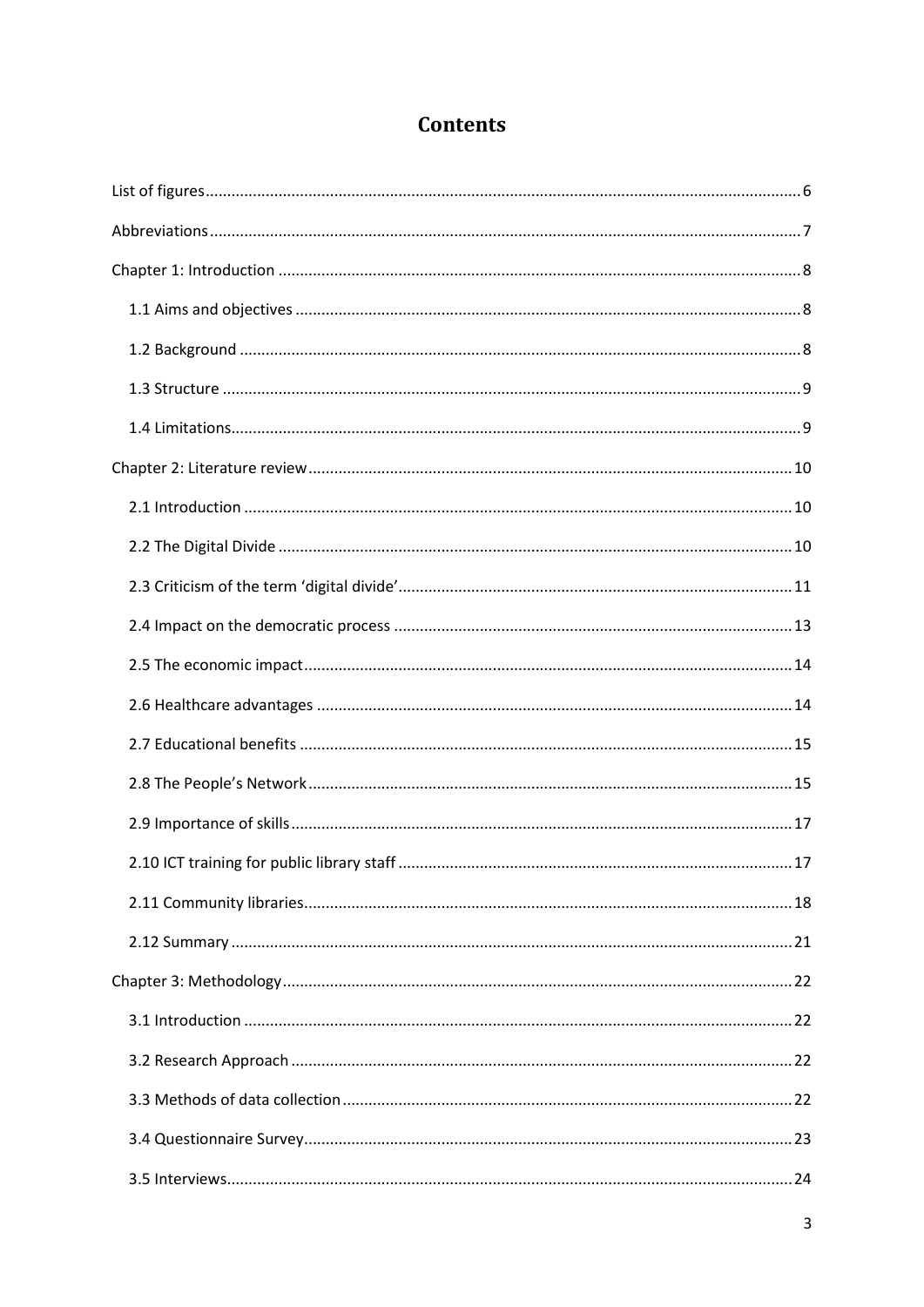# Contents

List of figures ..... 6

Abbreviations ..... 7

Chapter 1: Introduction ..... 8

- 1.1 Aims and objectives ..... 8
- 1.2 Background ..... 8
- 1.3 Structure ..... 9
- 1.4 Limitations ..... 9

Chapter 2: Literature review ..... 10

- 2.1 Introduction ..... 10
- 2.2 The Digital Divide ..... 10
- 2.3 Criticism of the term 'digital divide' ..... 11
- 2.4 Impact on the democratic process ..... 13
- 2.5 The economic impact ..... 14
- 2.6 Healthcare advantages ..... 14
- 2.7 Educational benefits ..... 15
- 2.8 The People's Network ..... 15
- 2.9 Importance of skills ..... 17
- 2.10 ICT training for public library staff ..... 17
- 2.11 Community libraries ..... 18
- 2.12 Summary ..... 21

Chapter 3: Methodology ..... 22

- 3.1 Introduction ..... 22
- 3.2 Research Approach ..... 22
- 3.3 Methods of data collection ..... 22
- 3.4 Questionnaire Survey ..... 23
- 3.5 Interviews ..... 24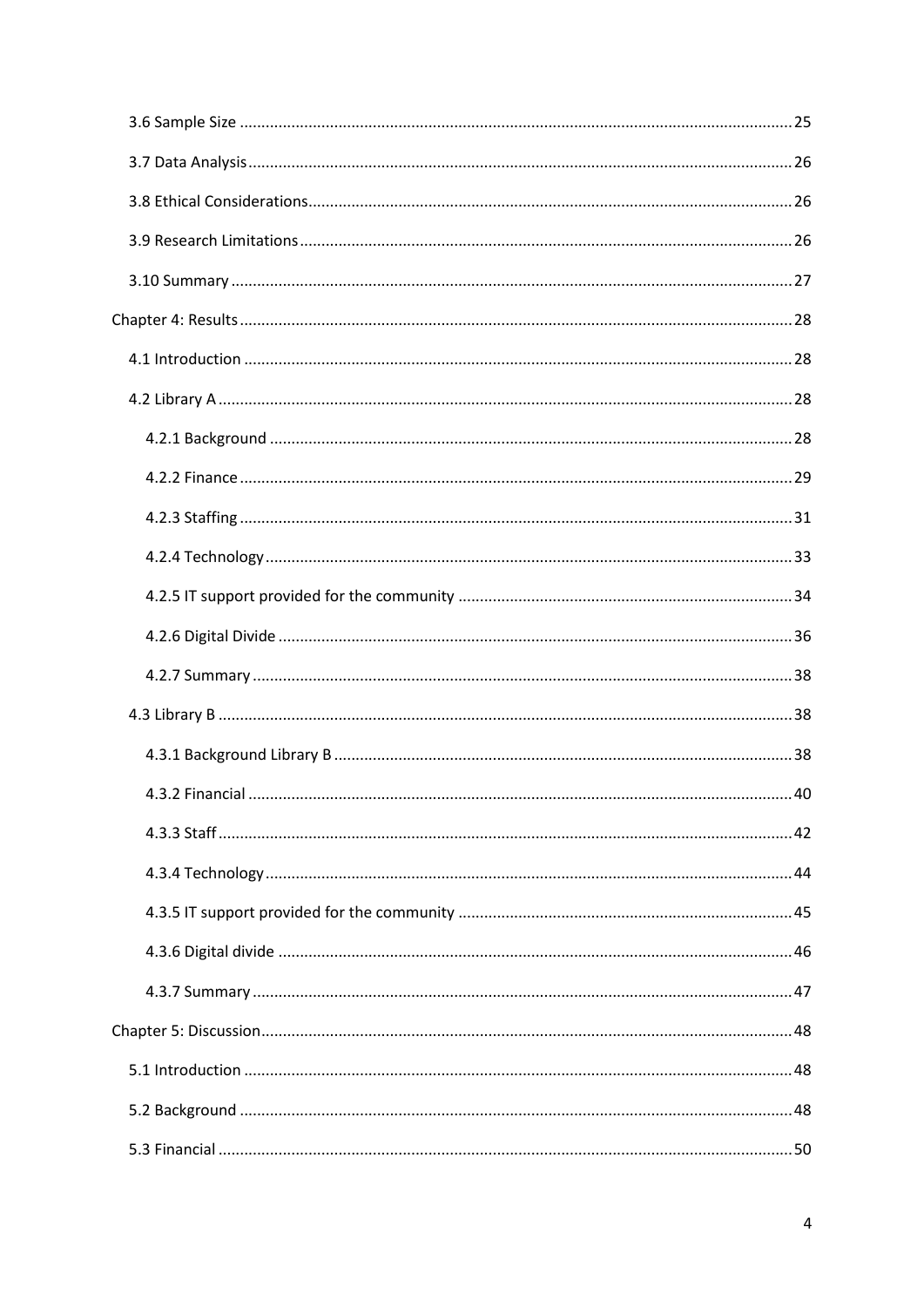3.6 Sample Size ........................................................................ 25

3.7 Data Analysis ........................................................................ 26

3.8 Ethical Considerations ........................................................................ 26

3.9 Research Limitations ........................................................................ 26

3.10 Summary ........................................................................ 27

Chapter 4: Results ........................................................................ 28

4.1 Introduction ........................................................................ 28

4.2 Library A ........................................................................ 28

4.2.1 Background ........................................................................ 28

4.2.2 Finance ........................................................................ 29

4.2.3 Staffing ........................................................................ 31

4.2.4 Technology ........................................................................ 33

4.2.5 IT support provided for the community ........................................................................ 34

4.2.6 Digital Divide ........................................................................ 36

4.2.7 Summary ........................................................................ 38

4.3 Library B ........................................................................ 38

4.3.1 Background Library B ........................................................................ 38

4.3.2 Financial ........................................................................ 40

4.3.3 Staff ........................................................................ 42

4.3.4 Technology ........................................................................ 44

4.3.5 IT support provided for the community ........................................................................ 45

4.3.6 Digital divide ........................................................................ 46

4.3.7 Summary ........................................................................ 47

Chapter 5: Discussion ........................................................................ 48

5.1 Introduction ........................................................................ 48

5.2 Background ........................................................................ 48

5.3 Financial ........................................................................ 50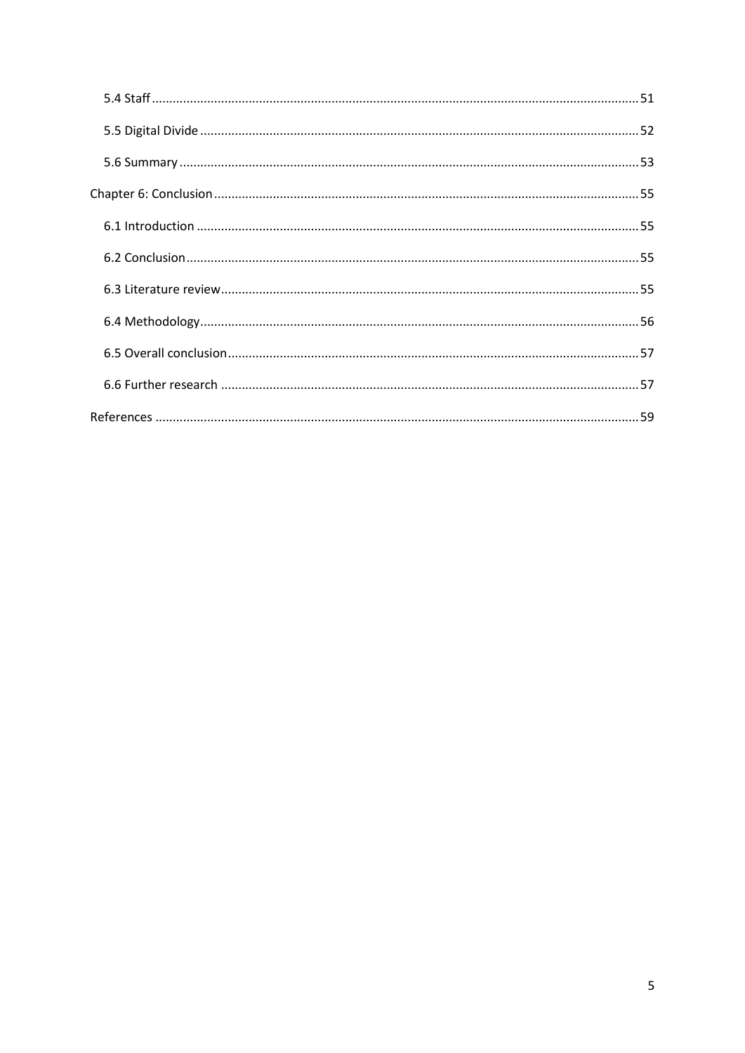5.4 Staff ........................................................................................................................................... 51

5.5 Digital Divide ............................................................................................................................. 52

5.6 Summary .................................................................................................................................... 53

Chapter 6: Conclusion .......................................................................................................................... 55

6.1 Introduction ............................................................................................................................... 55

6.2 Conclusion .................................................................................................................................. 55

6.3 Literature review ........................................................................................................................ 55

6.4 Methodology .............................................................................................................................. 56

6.5 Overall conclusion ...................................................................................................................... 57

6.6 Further research ........................................................................................................................ 57

References ........................................................................................................................................... 59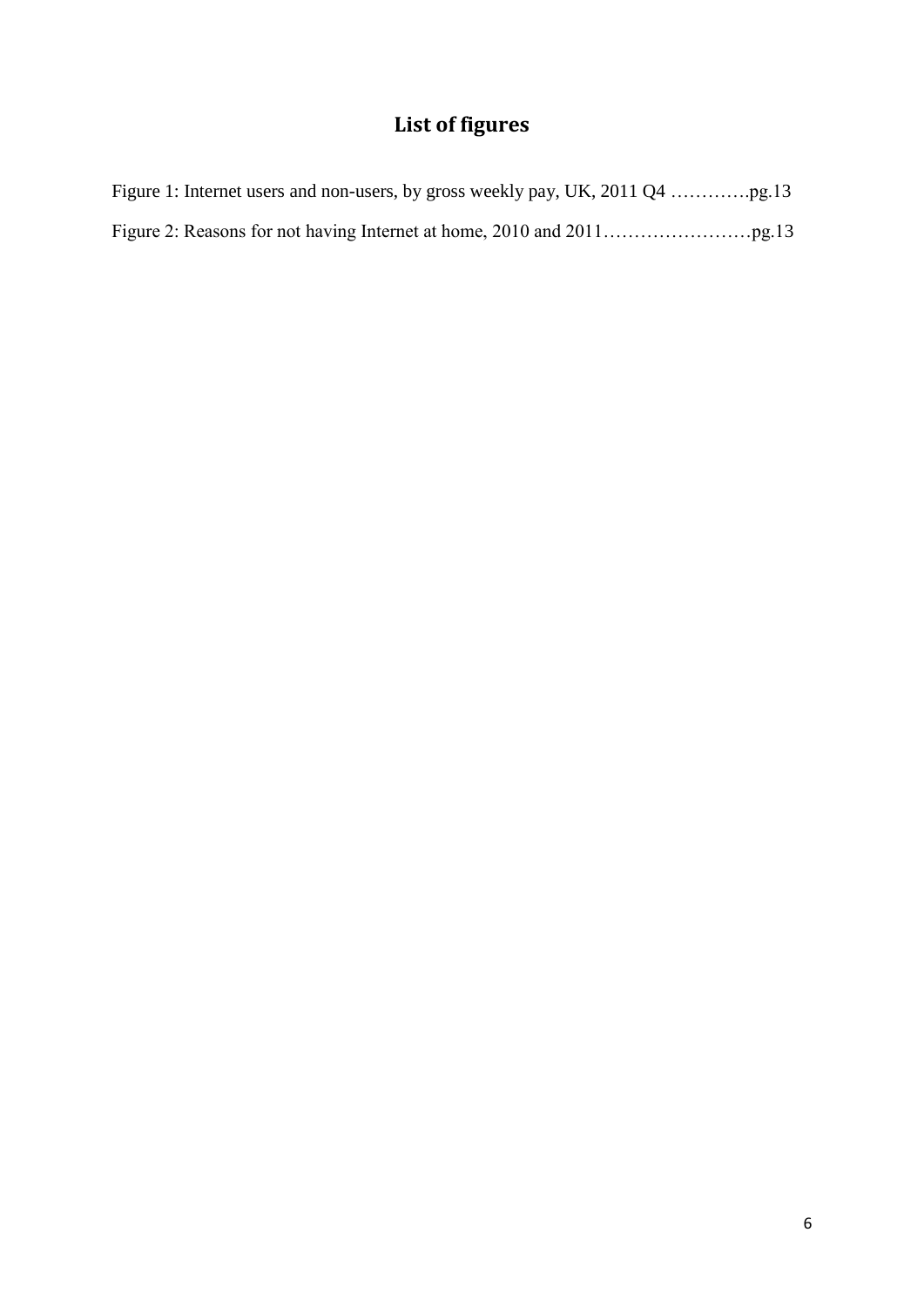# List of figures

Figure 1: Internet users and non-users, by gross weekly pay, UK, 2011 Q4 ………….pg.13

Figure 2: Reasons for not having Internet at home, 2010 and 2011……………………pg.13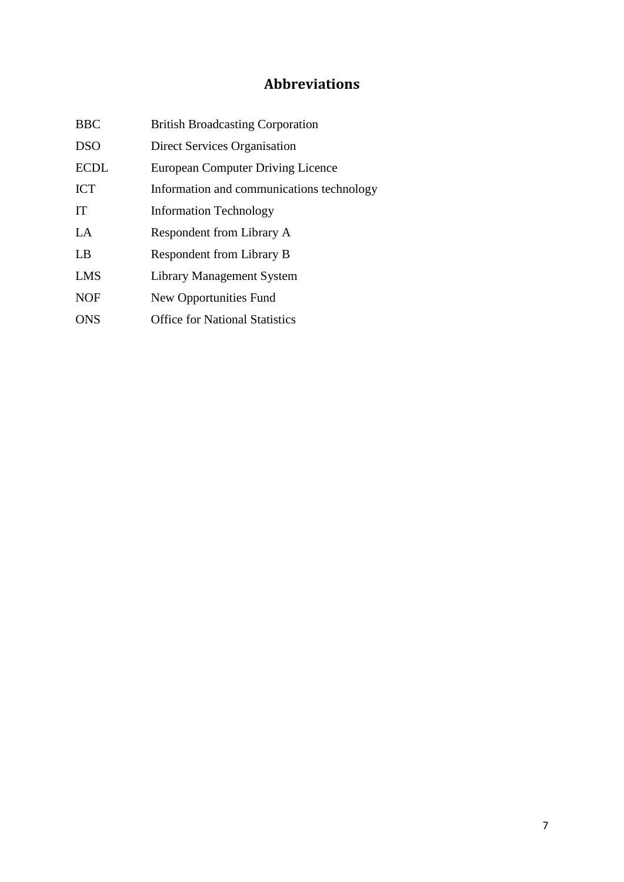## Abbreviations

| | |
|---|---|
| BBC | British Broadcasting Corporation |
| DSO | Direct Services Organisation |
| ECDL | European Computer Driving Licence |
| ICT | Information and communications technology |
| IT | Information Technology |
| LA | Respondent from Library A |
| LB | Respondent from Library B |
| LMS | Library Management System |
| NOF | New Opportunities Fund |
| ONS | Office for National Statistics |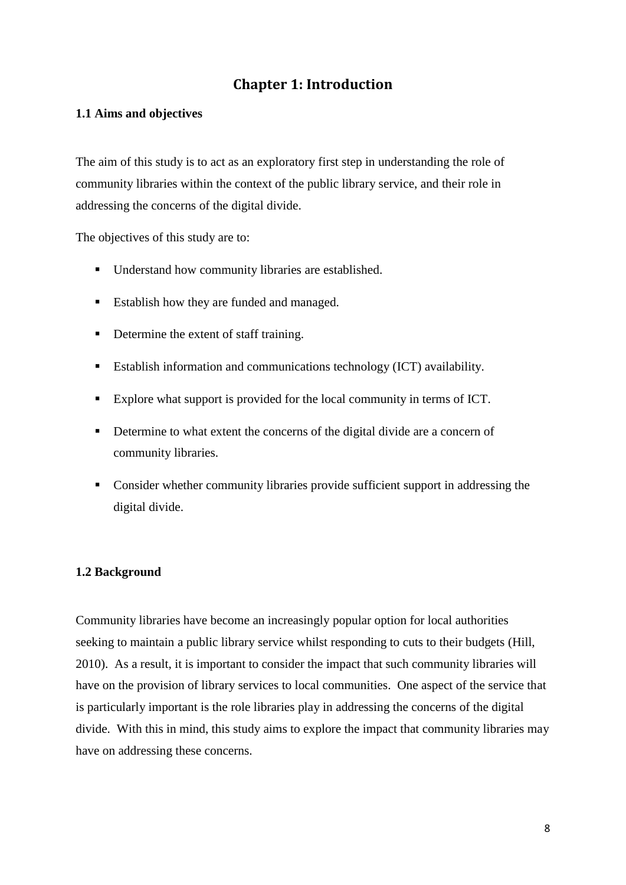# Chapter 1: Introduction

## 1.1 Aims and objectives

The aim of this study is to act as an exploratory first step in understanding the role of community libraries within the context of the public library service, and their role in addressing the concerns of the digital divide.

The objectives of this study are to:

- Understand how community libraries are established.
- Establish how they are funded and managed.
- Determine the extent of staff training.
- Establish information and communications technology (ICT) availability.
- Explore what support is provided for the local community in terms of ICT.
- Determine to what extent the concerns of the digital divide are a concern of community libraries.
- Consider whether community libraries provide sufficient support in addressing the digital divide.

## 1.2 Background

Community libraries have become an increasingly popular option for local authorities seeking to maintain a public library service whilst responding to cuts to their budgets (Hill, 2010). As a result, it is important to consider the impact that such community libraries will have on the provision of library services to local communities. One aspect of the service that is particularly important is the role libraries play in addressing the concerns of the digital divide. With this in mind, this study aims to explore the impact that community libraries may have on addressing these concerns.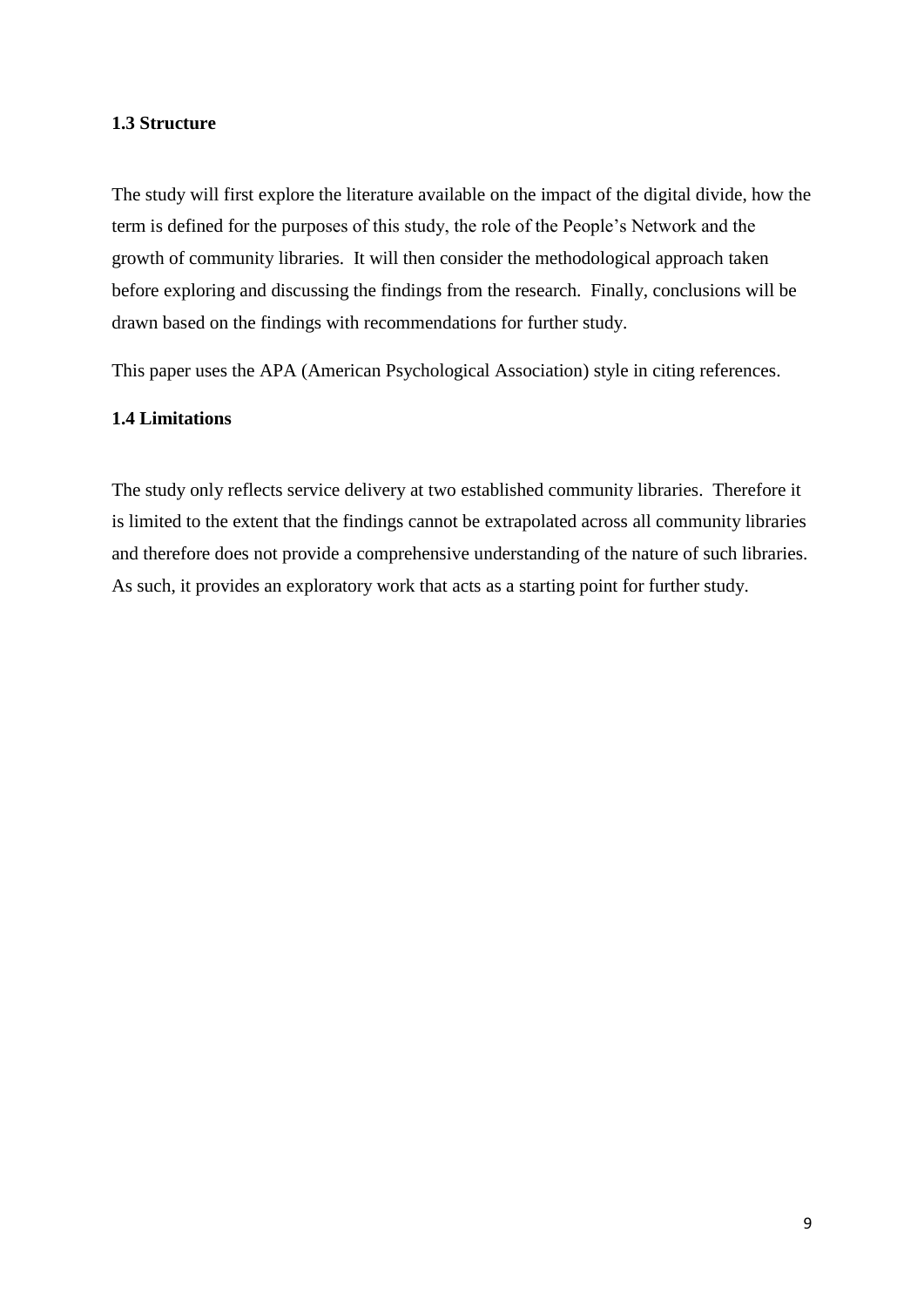### 1.3 Structure

The study will first explore the literature available on the impact of the digital divide, how the term is defined for the purposes of this study, the role of the People's Network and the growth of community libraries. It will then consider the methodological approach taken before exploring and discussing the findings from the research. Finally, conclusions will be drawn based on the findings with recommendations for further study.

This paper uses the APA (American Psychological Association) style in citing references.

### 1.4 Limitations

The study only reflects service delivery at two established community libraries. Therefore it is limited to the extent that the findings cannot be extrapolated across all community libraries and therefore does not provide a comprehensive understanding of the nature of such libraries. As such, it provides an exploratory work that acts as a starting point for further study.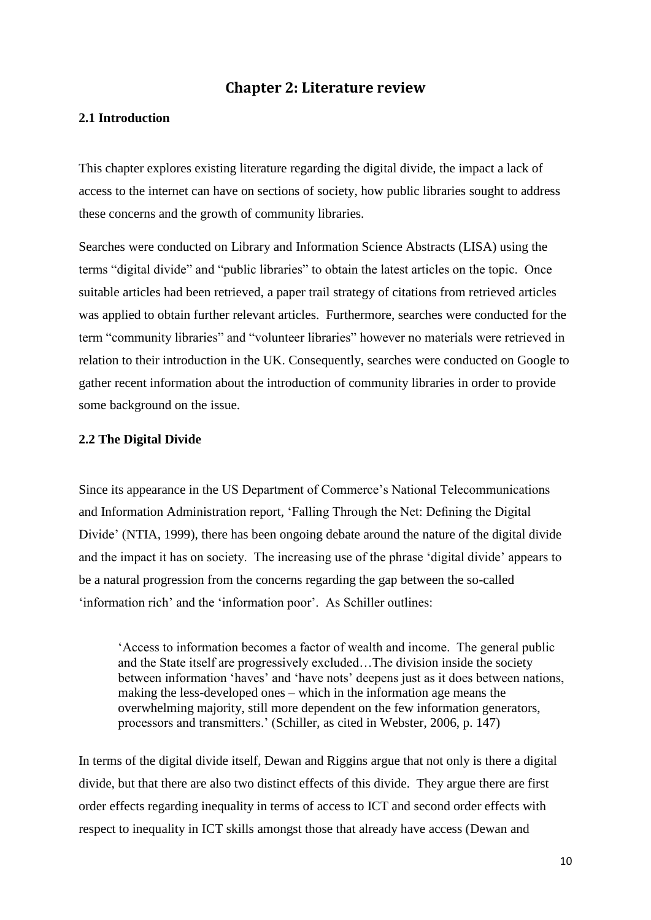# Chapter 2: Literature review

## 2.1 Introduction

This chapter explores existing literature regarding the digital divide, the impact a lack of access to the internet can have on sections of society, how public libraries sought to address these concerns and the growth of community libraries.

Searches were conducted on Library and Information Science Abstracts (LISA) using the terms "digital divide" and "public libraries" to obtain the latest articles on the topic. Once suitable articles had been retrieved, a paper trail strategy of citations from retrieved articles was applied to obtain further relevant articles. Furthermore, searches were conducted for the term "community libraries" and "volunteer libraries" however no materials were retrieved in relation to their introduction in the UK. Consequently, searches were conducted on Google to gather recent information about the introduction of community libraries in order to provide some background on the issue.

## 2.2 The Digital Divide

Since its appearance in the US Department of Commerce's National Telecommunications and Information Administration report, 'Falling Through the Net: Defining the Digital Divide' (NTIA, 1999), there has been ongoing debate around the nature of the digital divide and the impact it has on society. The increasing use of the phrase 'digital divide' appears to be a natural progression from the concerns regarding the gap between the so-called 'information rich' and the 'information poor'. As Schiller outlines:

> 'Access to information becomes a factor of wealth and income. The general public and the State itself are progressively excluded…The division inside the society between information 'haves' and 'have nots' deepens just as it does between nations, making the less-developed ones – which in the information age means the overwhelming majority, still more dependent on the few information generators, processors and transmitters.' (Schiller, as cited in Webster, 2006, p. 147)

In terms of the digital divide itself, Dewan and Riggins argue that not only is there a digital divide, but that there are also two distinct effects of this divide. They argue there are first order effects regarding inequality in terms of access to ICT and second order effects with respect to inequality in ICT skills amongst those that already have access (Dewan and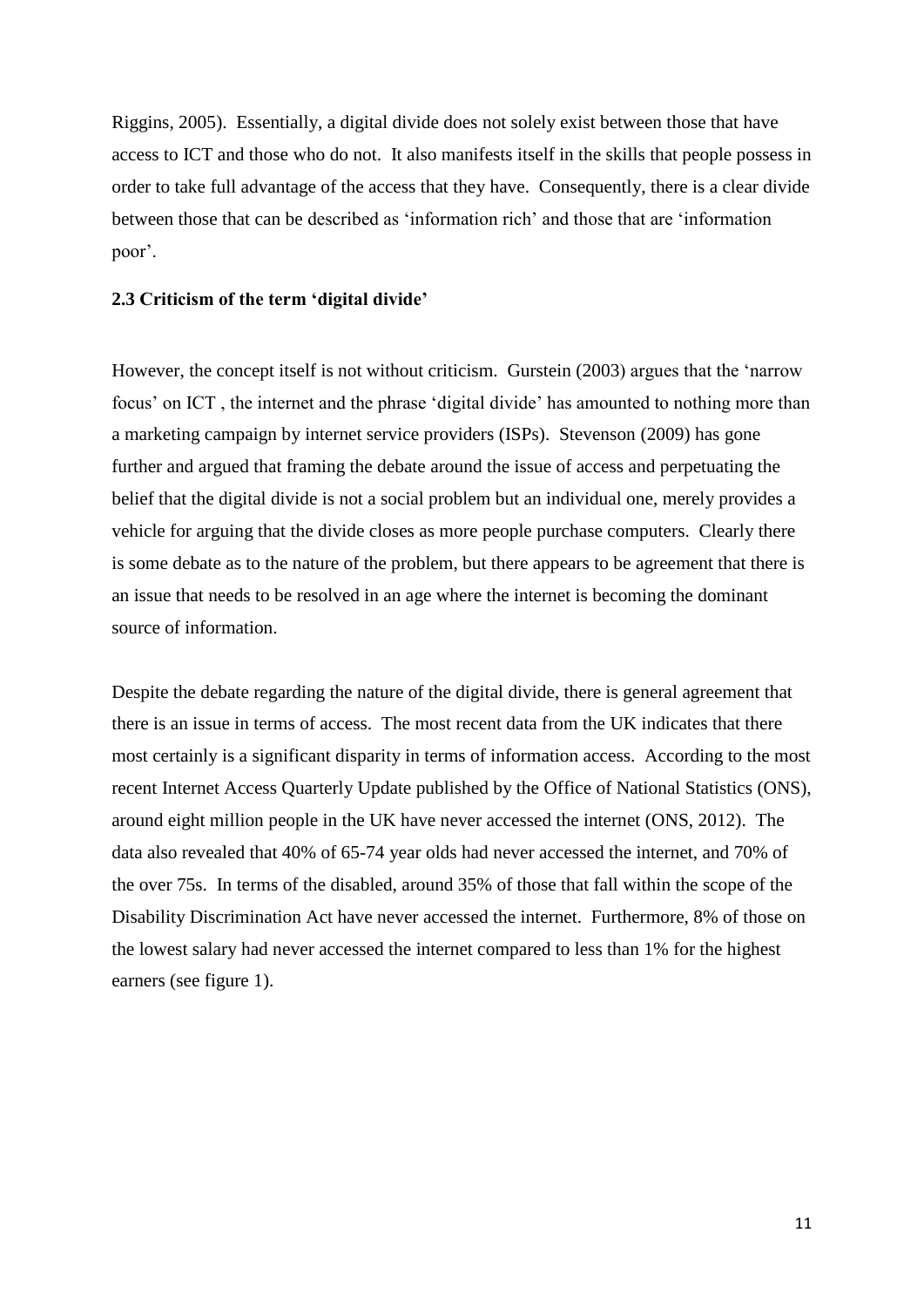Riggins, 2005). Essentially, a digital divide does not solely exist between those that have access to ICT and those who do not. It also manifests itself in the skills that people possess in order to take full advantage of the access that they have. Consequently, there is a clear divide between those that can be described as 'information rich' and those that are 'information poor'.

### 2.3 Criticism of the term 'digital divide'

However, the concept itself is not without criticism. Gurstein (2003) argues that the 'narrow focus' on ICT , the internet and the phrase 'digital divide' has amounted to nothing more than a marketing campaign by internet service providers (ISPs). Stevenson (2009) has gone further and argued that framing the debate around the issue of access and perpetuating the belief that the digital divide is not a social problem but an individual one, merely provides a vehicle for arguing that the divide closes as more people purchase computers. Clearly there is some debate as to the nature of the problem, but there appears to be agreement that there is an issue that needs to be resolved in an age where the internet is becoming the dominant source of information.

Despite the debate regarding the nature of the digital divide, there is general agreement that there is an issue in terms of access. The most recent data from the UK indicates that there most certainly is a significant disparity in terms of information access. According to the most recent Internet Access Quarterly Update published by the Office of National Statistics (ONS), around eight million people in the UK have never accessed the internet (ONS, 2012). The data also revealed that 40% of 65-74 year olds had never accessed the internet, and 70% of the over 75s. In terms of the disabled, around 35% of those that fall within the scope of the Disability Discrimination Act have never accessed the internet. Furthermore, 8% of those on the lowest salary had never accessed the internet compared to less than 1% for the highest earners (see figure 1).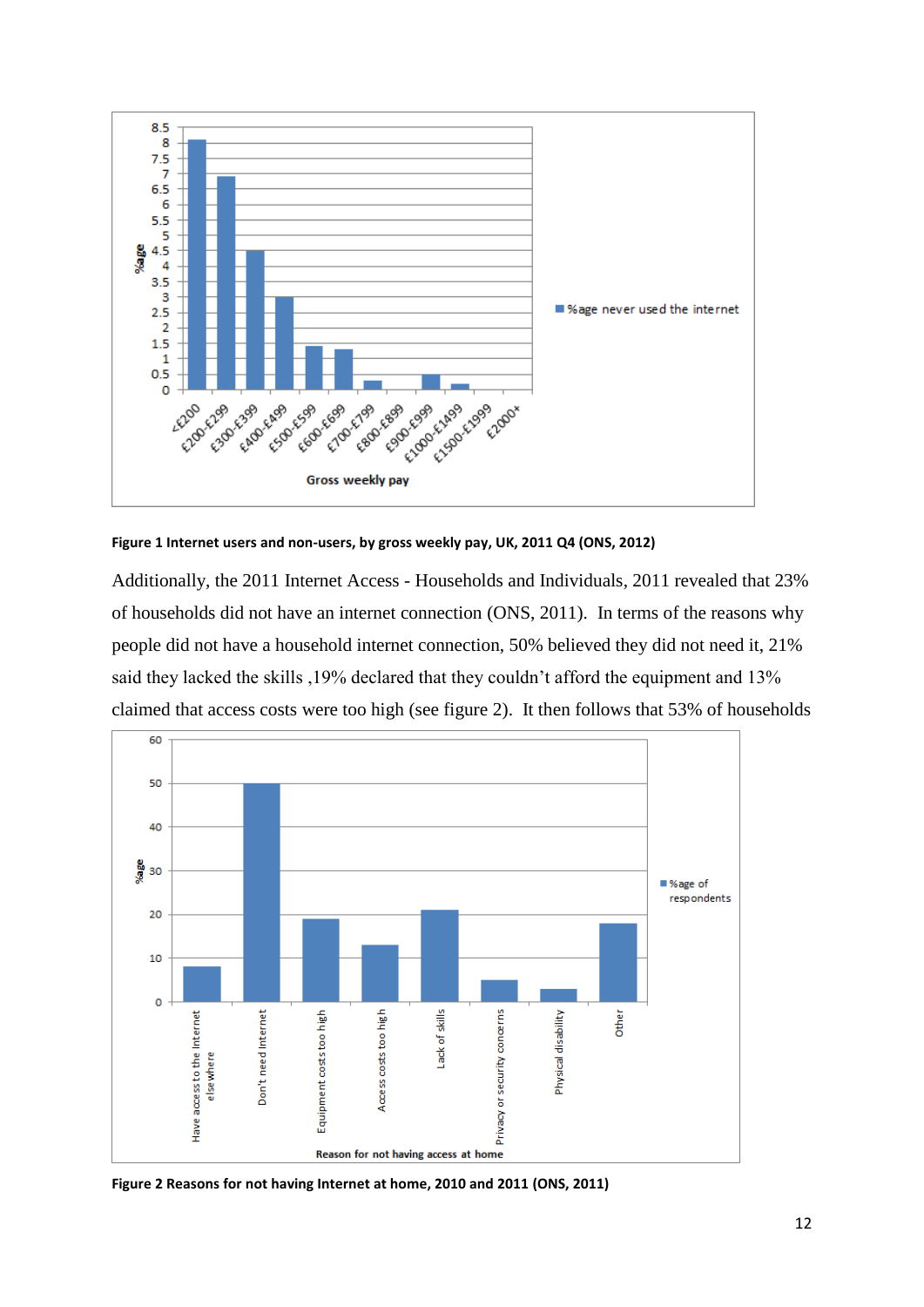**Figure 1 Internet users and non-users, by gross weekly pay, UK, 2011 Q4 (ONS, 2012)**

Additionally, the 2011 Internet Access - Households and Individuals, 2011 revealed that 23% of households did not have an internet connection (ONS, 2011). In terms of the reasons why people did not have a household internet connection, 50% believed they did not need it, 21% said they lacked the skills ,19% declared that they couldn't afford the equipment and 13% claimed that access costs were too high (see figure 2). It then follows that 53% of households

**Figure 2 Reasons for not having Internet at home, 2010 and 2011 (ONS, 2011)**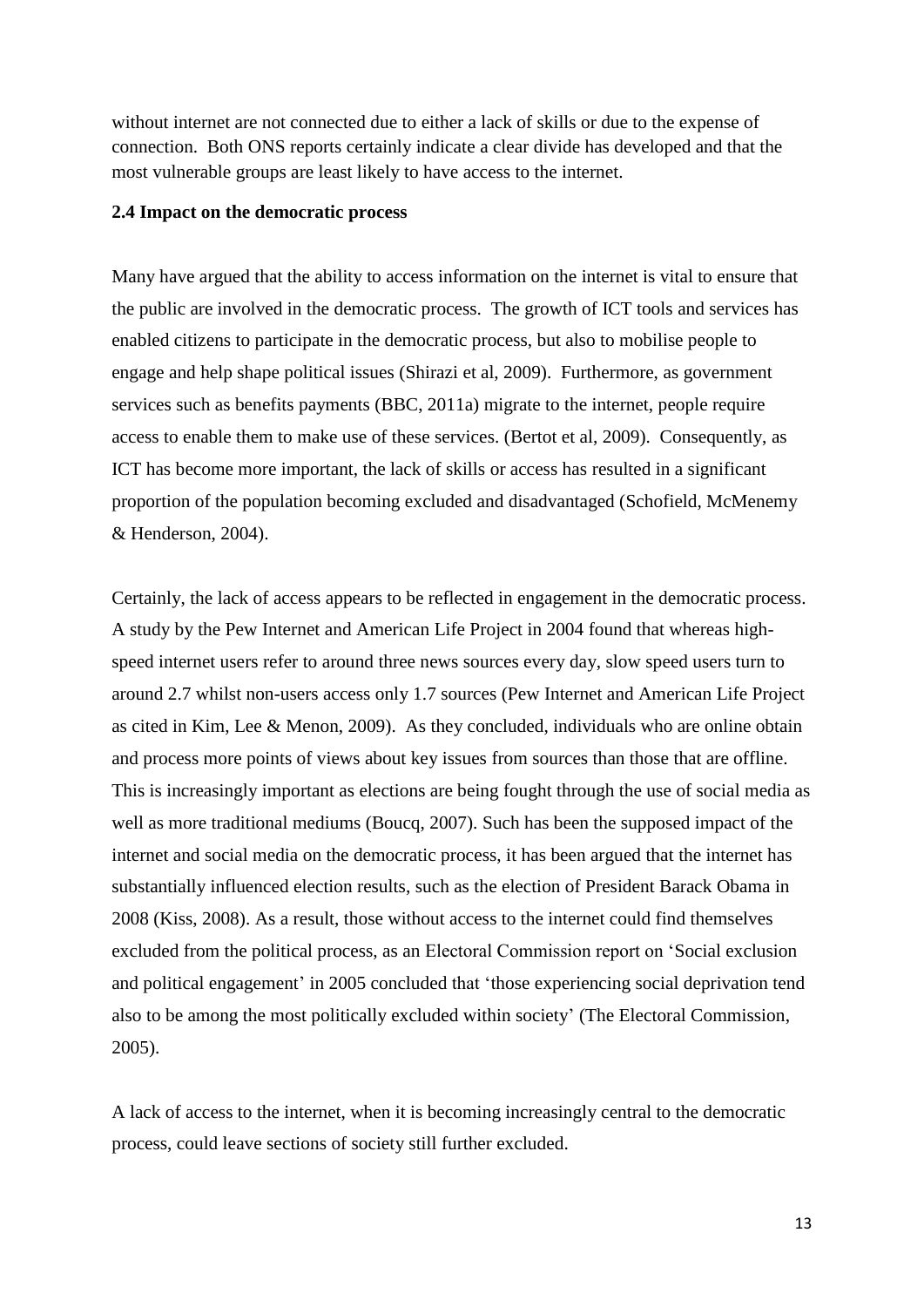without internet are not connected due to either a lack of skills or due to the expense of connection. Both ONS reports certainly indicate a clear divide has developed and that the most vulnerable groups are least likely to have access to the internet.

### 2.4 Impact on the democratic process

Many have argued that the ability to access information on the internet is vital to ensure that the public are involved in the democratic process. The growth of ICT tools and services has enabled citizens to participate in the democratic process, but also to mobilise people to engage and help shape political issues (Shirazi et al, 2009). Furthermore, as government services such as benefits payments (BBC, 2011a) migrate to the internet, people require access to enable them to make use of these services. (Bertot et al, 2009). Consequently, as ICT has become more important, the lack of skills or access has resulted in a significant proportion of the population becoming excluded and disadvantaged (Schofield, McMenemy & Henderson, 2004).

Certainly, the lack of access appears to be reflected in engagement in the democratic process. A study by the Pew Internet and American Life Project in 2004 found that whereas high-speed internet users refer to around three news sources every day, slow speed users turn to around 2.7 whilst non-users access only 1.7 sources (Pew Internet and American Life Project as cited in Kim, Lee & Menon, 2009). As they concluded, individuals who are online obtain and process more points of views about key issues from sources than those that are offline. This is increasingly important as elections are being fought through the use of social media as well as more traditional mediums (Boucq, 2007). Such has been the supposed impact of the internet and social media on the democratic process, it has been argued that the internet has substantially influenced election results, such as the election of President Barack Obama in 2008 (Kiss, 2008). As a result, those without access to the internet could find themselves excluded from the political process, as an Electoral Commission report on 'Social exclusion and political engagement' in 2005 concluded that 'those experiencing social deprivation tend also to be among the most politically excluded within society' (The Electoral Commission, 2005).

A lack of access to the internet, when it is becoming increasingly central to the democratic process, could leave sections of society still further excluded.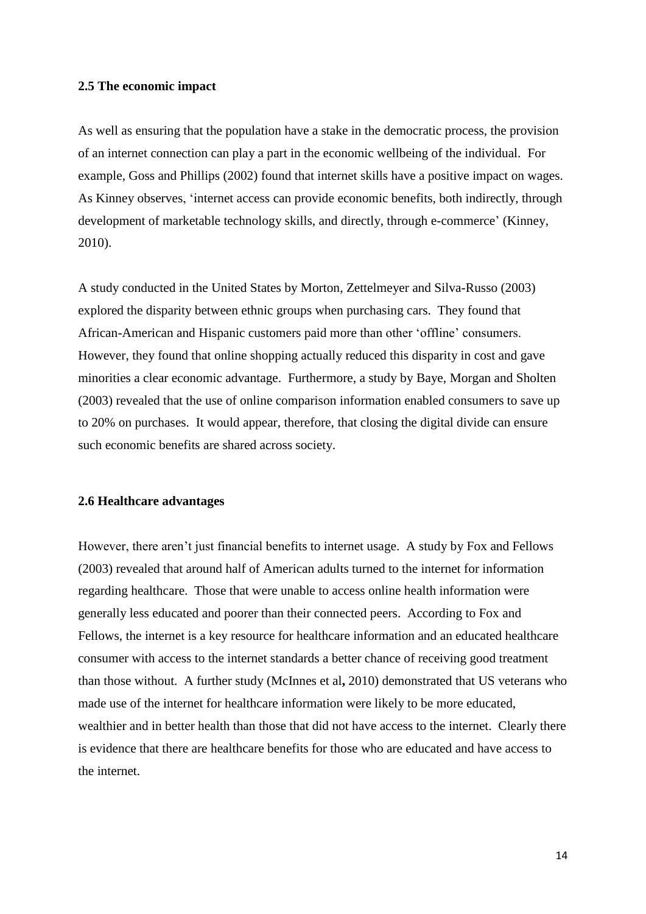### 2.5 The economic impact

As well as ensuring that the population have a stake in the democratic process, the provision of an internet connection can play a part in the economic wellbeing of the individual. For example, Goss and Phillips (2002) found that internet skills have a positive impact on wages. As Kinney observes, 'internet access can provide economic benefits, both indirectly, through development of marketable technology skills, and directly, through e-commerce' (Kinney, 2010).

A study conducted in the United States by Morton, Zettelmeyer and Silva-Russo (2003) explored the disparity between ethnic groups when purchasing cars. They found that African-American and Hispanic customers paid more than other 'offline' consumers. However, they found that online shopping actually reduced this disparity in cost and gave minorities a clear economic advantage. Furthermore, a study by Baye, Morgan and Sholten (2003) revealed that the use of online comparison information enabled consumers to save up to 20% on purchases. It would appear, therefore, that closing the digital divide can ensure such economic benefits are shared across society.

### 2.6 Healthcare advantages

However, there aren't just financial benefits to internet usage. A study by Fox and Fellows (2003) revealed that around half of American adults turned to the internet for information regarding healthcare. Those that were unable to access online health information were generally less educated and poorer than their connected peers. According to Fox and Fellows, the internet is a key resource for healthcare information and an educated healthcare consumer with access to the internet standards a better chance of receiving good treatment than those without. A further study (McInnes et al**,** 2010) demonstrated that US veterans who made use of the internet for healthcare information were likely to be more educated, wealthier and in better health than those that did not have access to the internet. Clearly there is evidence that there are healthcare benefits for those who are educated and have access to the internet.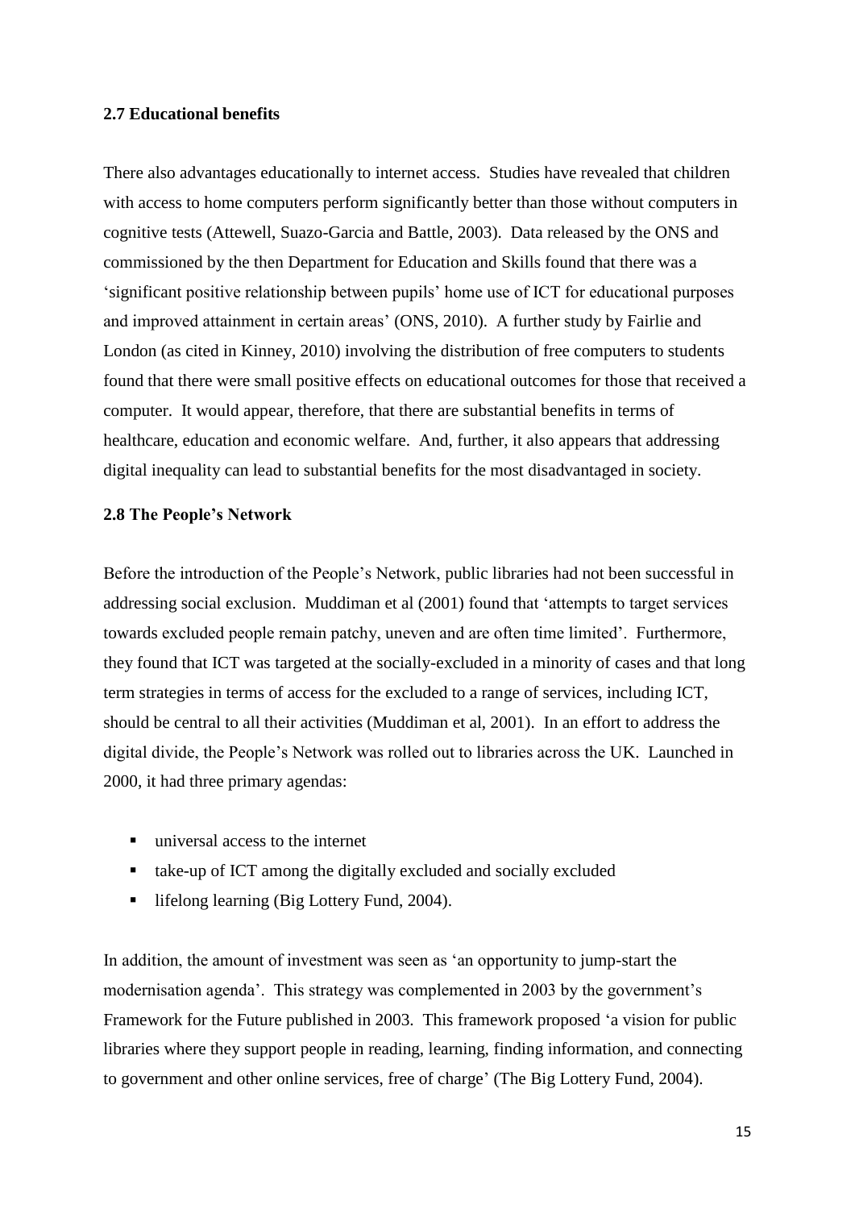### 2.7 Educational benefits

There also advantages educationally to internet access. Studies have revealed that children with access to home computers perform significantly better than those without computers in cognitive tests (Attewell, Suazo-Garcia and Battle, 2003). Data released by the ONS and commissioned by the then Department for Education and Skills found that there was a 'significant positive relationship between pupils' home use of ICT for educational purposes and improved attainment in certain areas' (ONS, 2010). A further study by Fairlie and London (as cited in Kinney, 2010) involving the distribution of free computers to students found that there were small positive effects on educational outcomes for those that received a computer. It would appear, therefore, that there are substantial benefits in terms of healthcare, education and economic welfare. And, further, it also appears that addressing digital inequality can lead to substantial benefits for the most disadvantaged in society.

### 2.8 The People's Network

Before the introduction of the People's Network, public libraries had not been successful in addressing social exclusion. Muddiman et al (2001) found that 'attempts to target services towards excluded people remain patchy, uneven and are often time limited'. Furthermore, they found that ICT was targeted at the socially-excluded in a minority of cases and that long term strategies in terms of access for the excluded to a range of services, including ICT, should be central to all their activities (Muddiman et al, 2001). In an effort to address the digital divide, the People's Network was rolled out to libraries across the UK. Launched in 2000, it had three primary agendas:

- universal access to the internet
- take-up of ICT among the digitally excluded and socially excluded
- lifelong learning (Big Lottery Fund, 2004).

In addition, the amount of investment was seen as 'an opportunity to jump-start the modernisation agenda'. This strategy was complemented in 2003 by the government's Framework for the Future published in 2003. This framework proposed 'a vision for public libraries where they support people in reading, learning, finding information, and connecting to government and other online services, free of charge' (The Big Lottery Fund, 2004).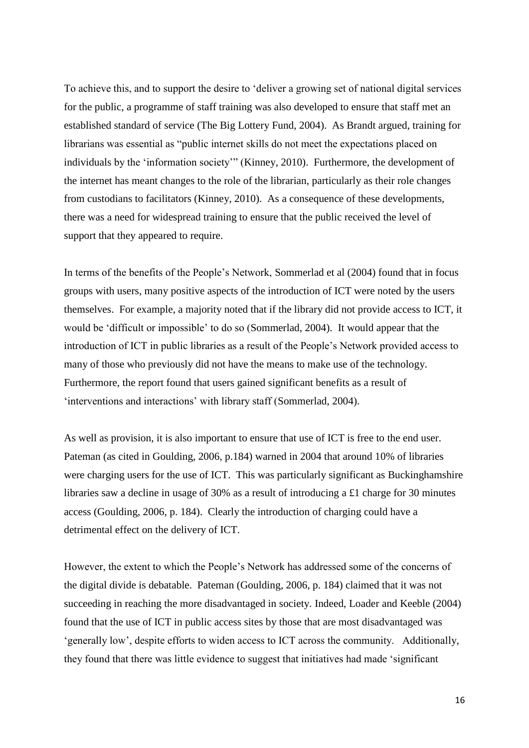To achieve this, and to support the desire to 'deliver a growing set of national digital services for the public, a programme of staff training was also developed to ensure that staff met an established standard of service (The Big Lottery Fund, 2004). As Brandt argued, training for librarians was essential as "public internet skills do not meet the expectations placed on individuals by the 'information society'" (Kinney, 2010). Furthermore, the development of the internet has meant changes to the role of the librarian, particularly as their role changes from custodians to facilitators (Kinney, 2010). As a consequence of these developments, there was a need for widespread training to ensure that the public received the level of support that they appeared to require.

In terms of the benefits of the People's Network, Sommerlad et al (2004) found that in focus groups with users, many positive aspects of the introduction of ICT were noted by the users themselves. For example, a majority noted that if the library did not provide access to ICT, it would be 'difficult or impossible' to do so (Sommerlad, 2004). It would appear that the introduction of ICT in public libraries as a result of the People's Network provided access to many of those who previously did not have the means to make use of the technology. Furthermore, the report found that users gained significant benefits as a result of 'interventions and interactions' with library staff (Sommerlad, 2004).

As well as provision, it is also important to ensure that use of ICT is free to the end user. Pateman (as cited in Goulding, 2006, p.184) warned in 2004 that around 10% of libraries were charging users for the use of ICT. This was particularly significant as Buckinghamshire libraries saw a decline in usage of 30% as a result of introducing a £1 charge for 30 minutes access (Goulding, 2006, p. 184). Clearly the introduction of charging could have a detrimental effect on the delivery of ICT.

However, the extent to which the People's Network has addressed some of the concerns of the digital divide is debatable. Pateman (Goulding, 2006, p. 184) claimed that it was not succeeding in reaching the more disadvantaged in society. Indeed, Loader and Keeble (2004) found that the use of ICT in public access sites by those that are most disadvantaged was 'generally low', despite efforts to widen access to ICT across the community. Additionally, they found that there was little evidence to suggest that initiatives had made 'significant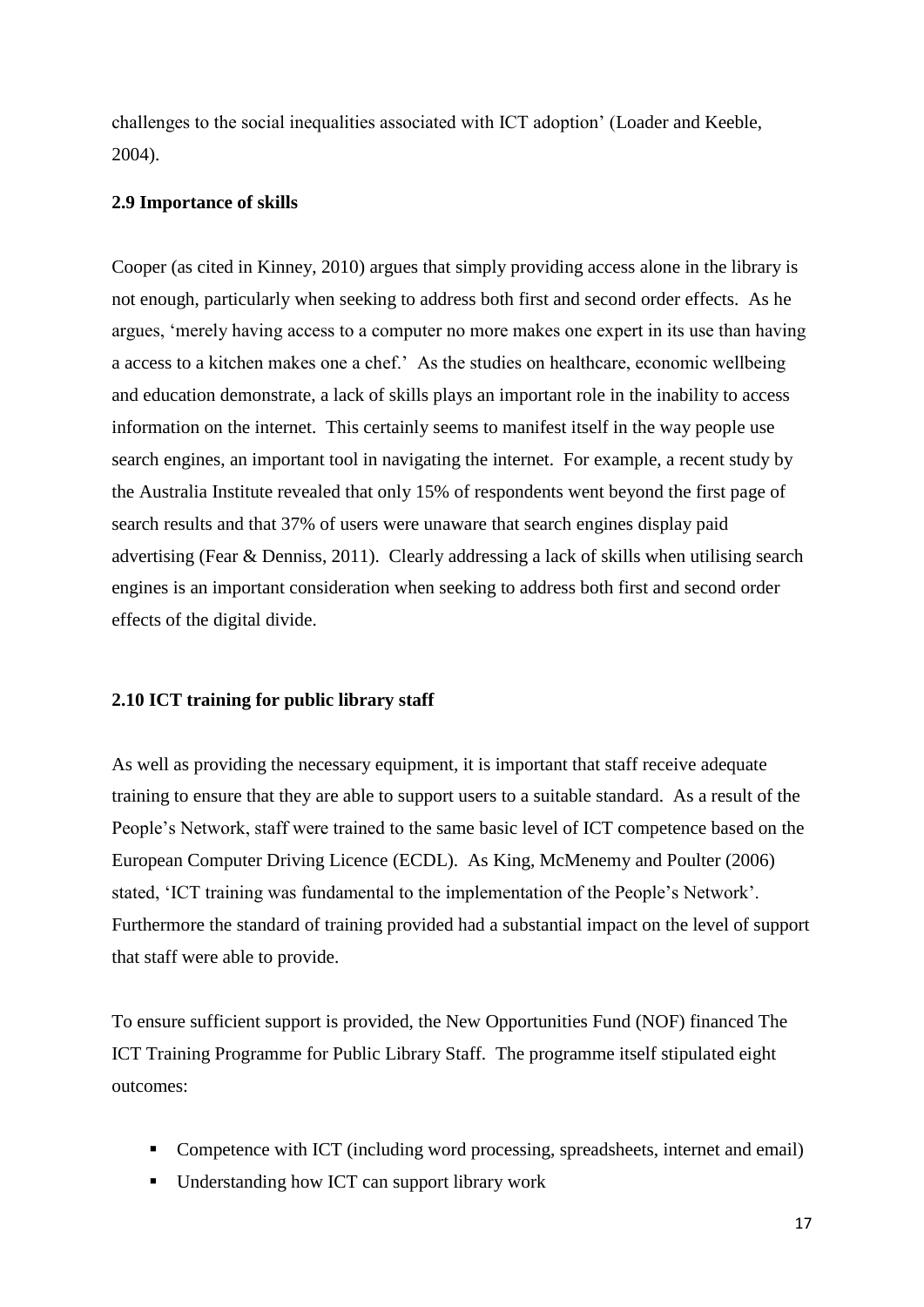challenges to the social inequalities associated with ICT adoption' (Loader and Keeble, 2004).

### 2.9 Importance of skills

Cooper (as cited in Kinney, 2010) argues that simply providing access alone in the library is not enough, particularly when seeking to address both first and second order effects. As he argues, 'merely having access to a computer no more makes one expert in its use than having a access to a kitchen makes one a chef.' As the studies on healthcare, economic wellbeing and education demonstrate, a lack of skills plays an important role in the inability to access information on the internet. This certainly seems to manifest itself in the way people use search engines, an important tool in navigating the internet. For example, a recent study by the Australia Institute revealed that only 15% of respondents went beyond the first page of search results and that 37% of users were unaware that search engines display paid advertising (Fear & Denniss, 2011). Clearly addressing a lack of skills when utilising search engines is an important consideration when seeking to address both first and second order effects of the digital divide.

### 2.10 ICT training for public library staff

As well as providing the necessary equipment, it is important that staff receive adequate training to ensure that they are able to support users to a suitable standard. As a result of the People's Network, staff were trained to the same basic level of ICT competence based on the European Computer Driving Licence (ECDL). As King, McMenemy and Poulter (2006) stated, 'ICT training was fundamental to the implementation of the People's Network'. Furthermore the standard of training provided had a substantial impact on the level of support that staff were able to provide.

To ensure sufficient support is provided, the New Opportunities Fund (NOF) financed The ICT Training Programme for Public Library Staff. The programme itself stipulated eight outcomes:

- Competence with ICT (including word processing, spreadsheets, internet and email)
- Understanding how ICT can support library work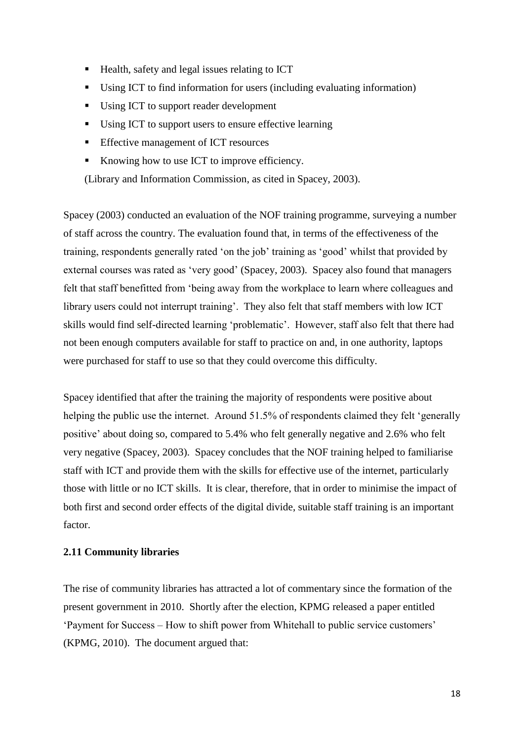- Health, safety and legal issues relating to ICT
- Using ICT to find information for users (including evaluating information)
- Using ICT to support reader development
- Using ICT to support users to ensure effective learning
- Effective management of ICT resources
- Knowing how to use ICT to improve efficiency.

(Library and Information Commission, as cited in Spacey, 2003).

Spacey (2003) conducted an evaluation of the NOF training programme, surveying a number of staff across the country. The evaluation found that, in terms of the effectiveness of the training, respondents generally rated 'on the job' training as 'good' whilst that provided by external courses was rated as 'very good' (Spacey, 2003). Spacey also found that managers felt that staff benefitted from 'being away from the workplace to learn where colleagues and library users could not interrupt training'. They also felt that staff members with low ICT skills would find self-directed learning 'problematic'. However, staff also felt that there had not been enough computers available for staff to practice on and, in one authority, laptops were purchased for staff to use so that they could overcome this difficulty.

Spacey identified that after the training the majority of respondents were positive about helping the public use the internet. Around 51.5% of respondents claimed they felt 'generally positive' about doing so, compared to 5.4% who felt generally negative and 2.6% who felt very negative (Spacey, 2003). Spacey concludes that the NOF training helped to familiarise staff with ICT and provide them with the skills for effective use of the internet, particularly those with little or no ICT skills. It is clear, therefore, that in order to minimise the impact of both first and second order effects of the digital divide, suitable staff training is an important factor.

### 2.11 Community libraries

The rise of community libraries has attracted a lot of commentary since the formation of the present government in 2010. Shortly after the election, KPMG released a paper entitled 'Payment for Success – How to shift power from Whitehall to public service customers' (KPMG, 2010). The document argued that: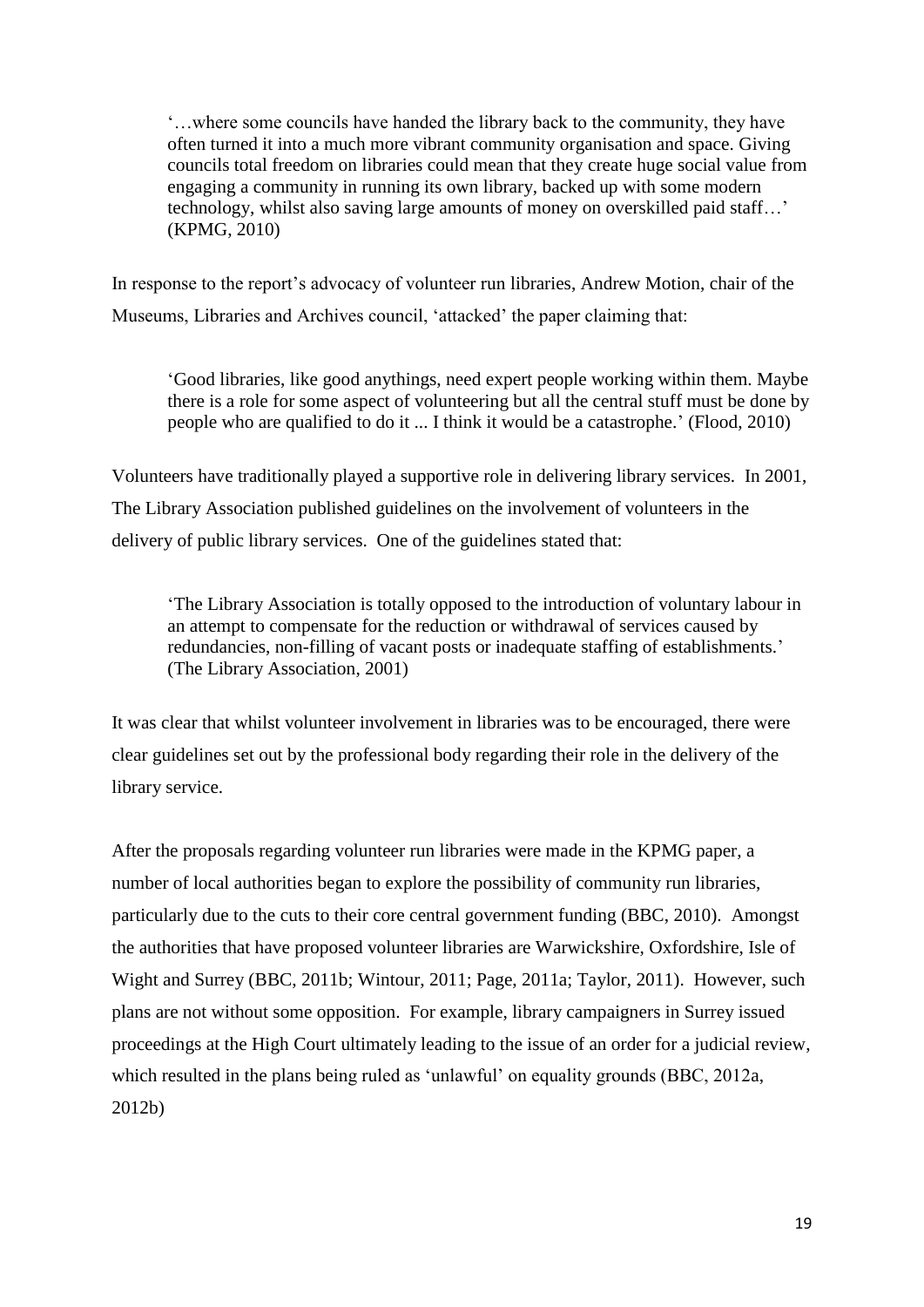> '…where some councils have handed the library back to the community, they have often turned it into a much more vibrant community organisation and space. Giving councils total freedom on libraries could mean that they create huge social value from engaging a community in running its own library, backed up with some modern technology, whilst also saving large amounts of money on overskilled paid staff…' (KPMG, 2010)

In response to the report's advocacy of volunteer run libraries, Andrew Motion, chair of the Museums, Libraries and Archives council, 'attacked' the paper claiming that:

> 'Good libraries, like good anythings, need expert people working within them. Maybe there is a role for some aspect of volunteering but all the central stuff must be done by people who are qualified to do it ... I think it would be a catastrophe.' (Flood, 2010)

Volunteers have traditionally played a supportive role in delivering library services. In 2001, The Library Association published guidelines on the involvement of volunteers in the delivery of public library services. One of the guidelines stated that:

> 'The Library Association is totally opposed to the introduction of voluntary labour in an attempt to compensate for the reduction or withdrawal of services caused by redundancies, non-filling of vacant posts or inadequate staffing of establishments.' (The Library Association, 2001)

It was clear that whilst volunteer involvement in libraries was to be encouraged, there were clear guidelines set out by the professional body regarding their role in the delivery of the library service.

After the proposals regarding volunteer run libraries were made in the KPMG paper, a number of local authorities began to explore the possibility of community run libraries, particularly due to the cuts to their core central government funding (BBC, 2010). Amongst the authorities that have proposed volunteer libraries are Warwickshire, Oxfordshire, Isle of Wight and Surrey (BBC, 2011b; Wintour, 2011; Page, 2011a; Taylor, 2011). However, such plans are not without some opposition. For example, library campaigners in Surrey issued proceedings at the High Court ultimately leading to the issue of an order for a judicial review, which resulted in the plans being ruled as 'unlawful' on equality grounds (BBC, 2012a, 2012b)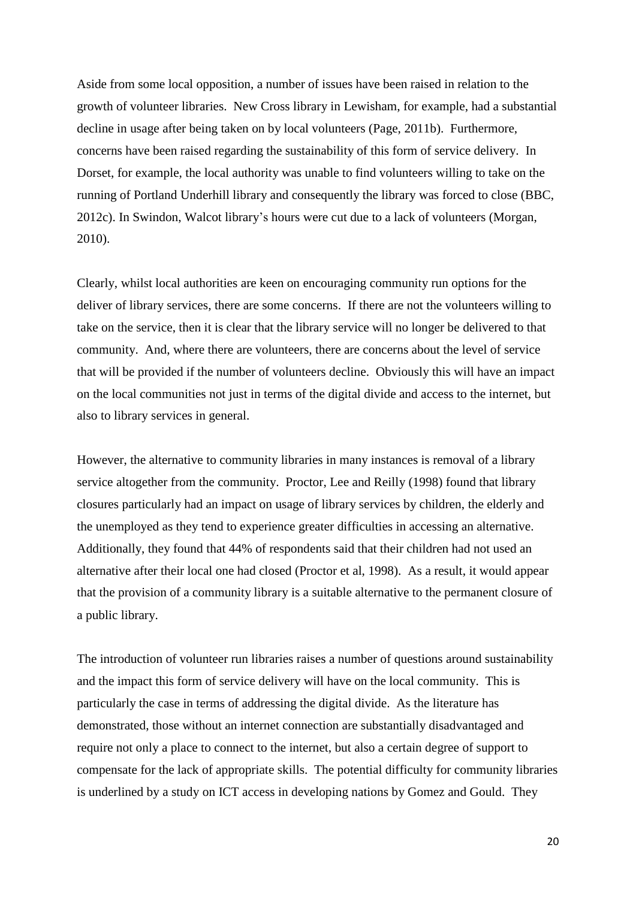Aside from some local opposition, a number of issues have been raised in relation to the growth of volunteer libraries. New Cross library in Lewisham, for example, had a substantial decline in usage after being taken on by local volunteers (Page, 2011b). Furthermore, concerns have been raised regarding the sustainability of this form of service delivery. In Dorset, for example, the local authority was unable to find volunteers willing to take on the running of Portland Underhill library and consequently the library was forced to close (BBC, 2012c). In Swindon, Walcot library's hours were cut due to a lack of volunteers (Morgan, 2010).

Clearly, whilst local authorities are keen on encouraging community run options for the deliver of library services, there are some concerns. If there are not the volunteers willing to take on the service, then it is clear that the library service will no longer be delivered to that community. And, where there are volunteers, there are concerns about the level of service that will be provided if the number of volunteers decline. Obviously this will have an impact on the local communities not just in terms of the digital divide and access to the internet, but also to library services in general.

However, the alternative to community libraries in many instances is removal of a library service altogether from the community. Proctor, Lee and Reilly (1998) found that library closures particularly had an impact on usage of library services by children, the elderly and the unemployed as they tend to experience greater difficulties in accessing an alternative. Additionally, they found that 44% of respondents said that their children had not used an alternative after their local one had closed (Proctor et al, 1998). As a result, it would appear that the provision of a community library is a suitable alternative to the permanent closure of a public library.

The introduction of volunteer run libraries raises a number of questions around sustainability and the impact this form of service delivery will have on the local community. This is particularly the case in terms of addressing the digital divide. As the literature has demonstrated, those without an internet connection are substantially disadvantaged and require not only a place to connect to the internet, but also a certain degree of support to compensate for the lack of appropriate skills. The potential difficulty for community libraries is underlined by a study on ICT access in developing nations by Gomez and Gould. They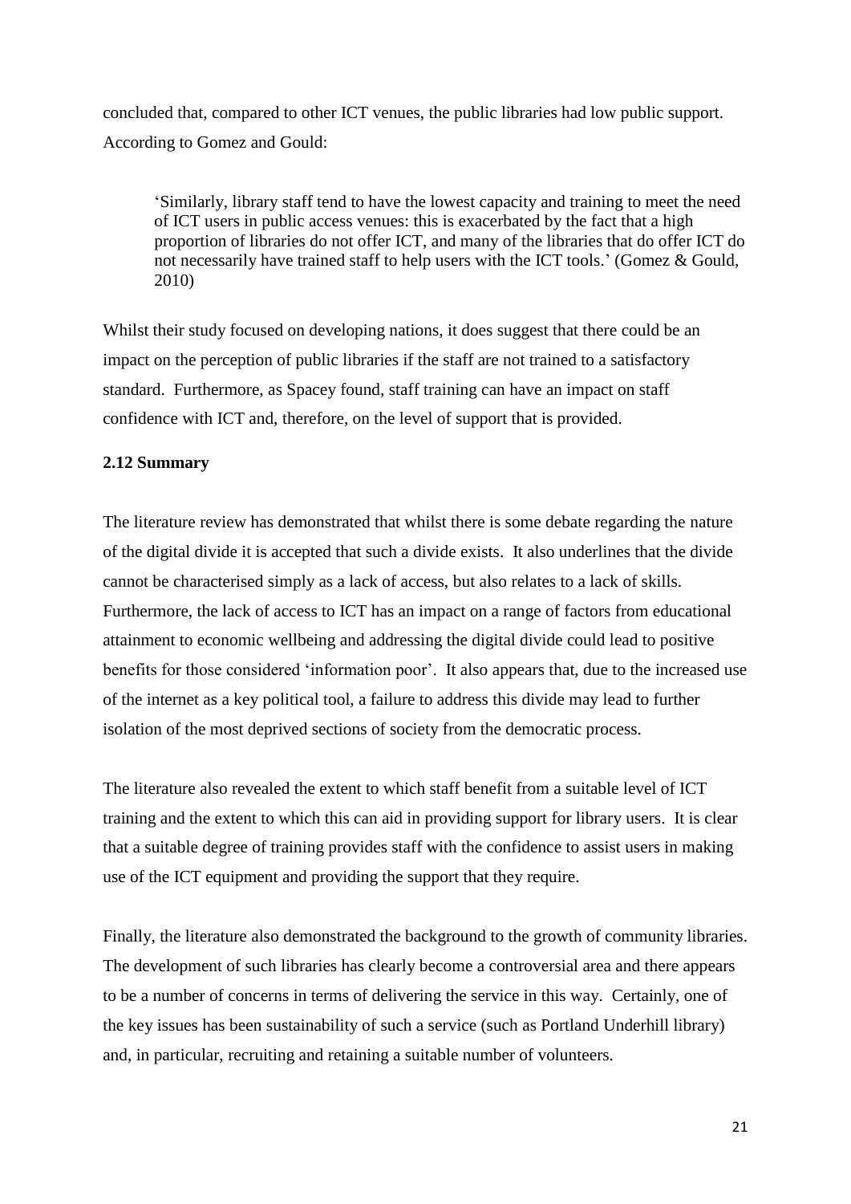concluded that, compared to other ICT venues, the public libraries had low public support. According to Gomez and Gould:

> 'Similarly, library staff tend to have the lowest capacity and training to meet the need of ICT users in public access venues: this is exacerbated by the fact that a high proportion of libraries do not offer ICT, and many of the libraries that do offer ICT do not necessarily have trained staff to help users with the ICT tools.' (Gomez & Gould, 2010)

Whilst their study focused on developing nations, it does suggest that there could be an impact on the perception of public libraries if the staff are not trained to a satisfactory standard. Furthermore, as Spacey found, staff training can have an impact on staff confidence with ICT and, therefore, on the level of support that is provided.

### 2.12 Summary

The literature review has demonstrated that whilst there is some debate regarding the nature of the digital divide it is accepted that such a divide exists. It also underlines that the divide cannot be characterised simply as a lack of access, but also relates to a lack of skills. Furthermore, the lack of access to ICT has an impact on a range of factors from educational attainment to economic wellbeing and addressing the digital divide could lead to positive benefits for those considered 'information poor'. It also appears that, due to the increased use of the internet as a key political tool, a failure to address this divide may lead to further isolation of the most deprived sections of society from the democratic process.

The literature also revealed the extent to which staff benefit from a suitable level of ICT training and the extent to which this can aid in providing support for library users. It is clear that a suitable degree of training provides staff with the confidence to assist users in making use of the ICT equipment and providing the support that they require.

Finally, the literature also demonstrated the background to the growth of community libraries. The development of such libraries has clearly become a controversial area and there appears to be a number of concerns in terms of delivering the service in this way. Certainly, one of the key issues has been sustainability of such a service (such as Portland Underhill library) and, in particular, recruiting and retaining a suitable number of volunteers.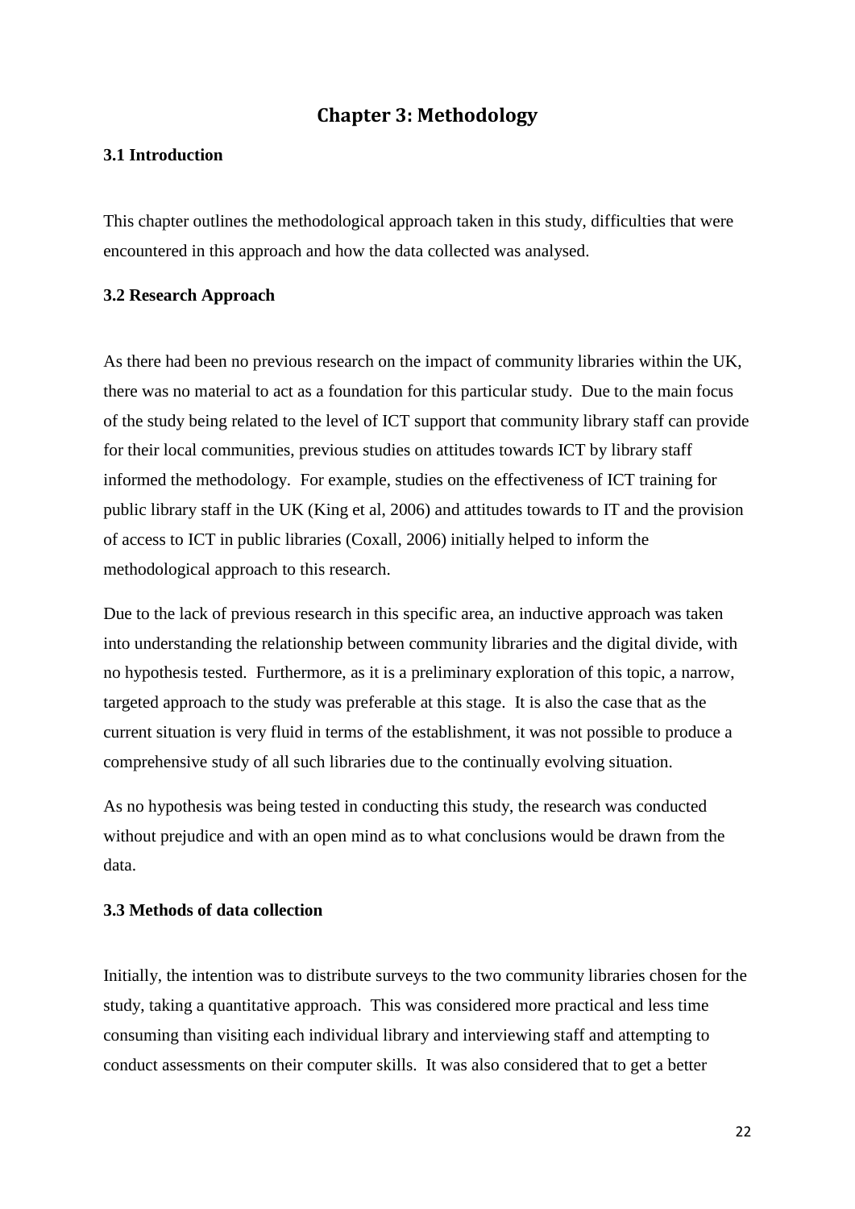# Chapter 3: Methodology

## 3.1 Introduction

This chapter outlines the methodological approach taken in this study, difficulties that were encountered in this approach and how the data collected was analysed.

## 3.2 Research Approach

As there had been no previous research on the impact of community libraries within the UK, there was no material to act as a foundation for this particular study. Due to the main focus of the study being related to the level of ICT support that community library staff can provide for their local communities, previous studies on attitudes towards ICT by library staff informed the methodology. For example, studies on the effectiveness of ICT training for public library staff in the UK (King et al, 2006) and attitudes towards to IT and the provision of access to ICT in public libraries (Coxall, 2006) initially helped to inform the methodological approach to this research.

Due to the lack of previous research in this specific area, an inductive approach was taken into understanding the relationship between community libraries and the digital divide, with no hypothesis tested. Furthermore, as it is a preliminary exploration of this topic, a narrow, targeted approach to the study was preferable at this stage. It is also the case that as the current situation is very fluid in terms of the establishment, it was not possible to produce a comprehensive study of all such libraries due to the continually evolving situation.

As no hypothesis was being tested in conducting this study, the research was conducted without prejudice and with an open mind as to what conclusions would be drawn from the data.

## 3.3 Methods of data collection

Initially, the intention was to distribute surveys to the two community libraries chosen for the study, taking a quantitative approach. This was considered more practical and less time consuming than visiting each individual library and interviewing staff and attempting to conduct assessments on their computer skills. It was also considered that to get a better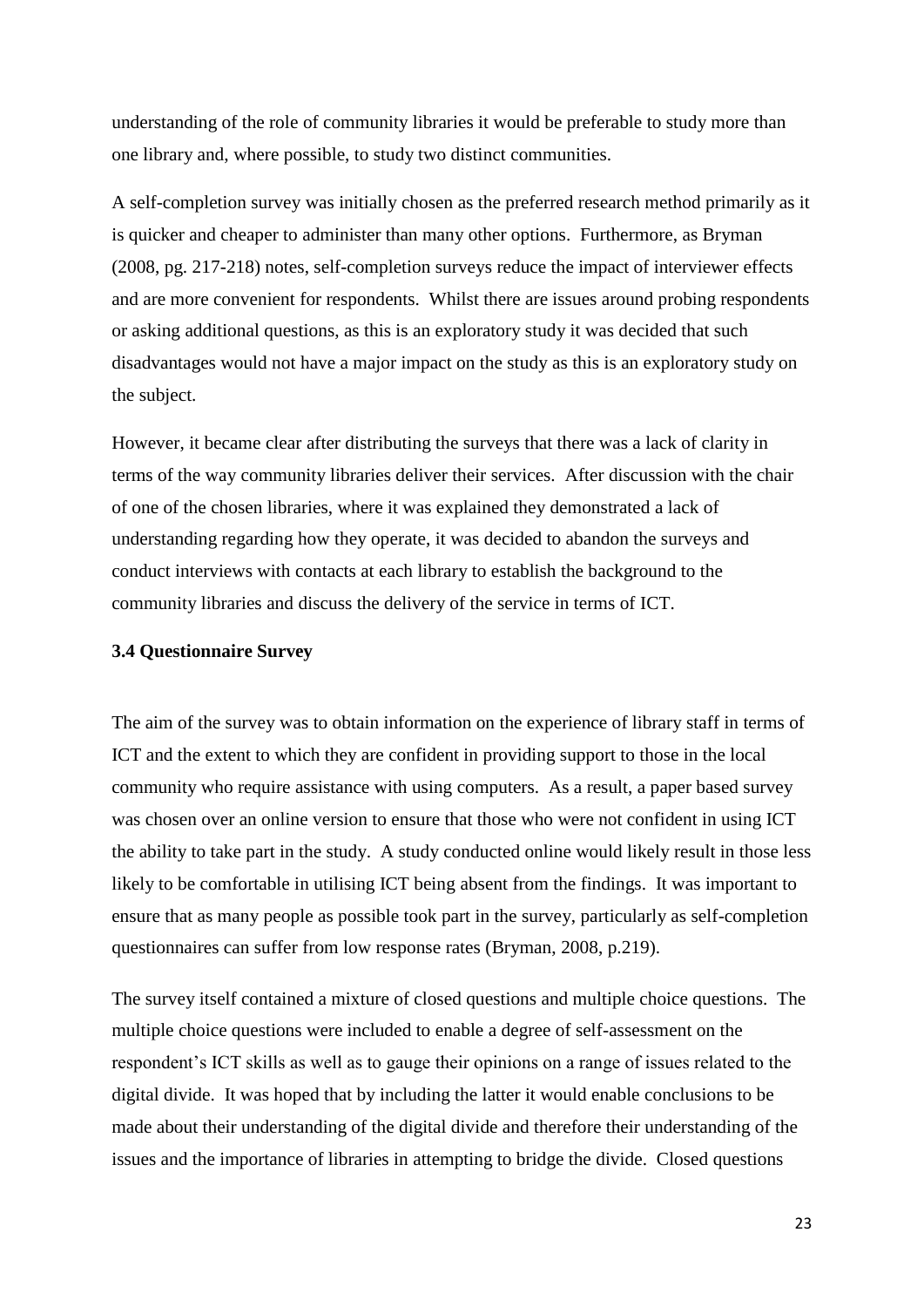understanding of the role of community libraries it would be preferable to study more than one library and, where possible, to study two distinct communities.

A self-completion survey was initially chosen as the preferred research method primarily as it is quicker and cheaper to administer than many other options. Furthermore, as Bryman (2008, pg. 217-218) notes, self-completion surveys reduce the impact of interviewer effects and are more convenient for respondents. Whilst there are issues around probing respondents or asking additional questions, as this is an exploratory study it was decided that such disadvantages would not have a major impact on the study as this is an exploratory study on the subject.

However, it became clear after distributing the surveys that there was a lack of clarity in terms of the way community libraries deliver their services. After discussion with the chair of one of the chosen libraries, where it was explained they demonstrated a lack of understanding regarding how they operate, it was decided to abandon the surveys and conduct interviews with contacts at each library to establish the background to the community libraries and discuss the delivery of the service in terms of ICT.

### 3.4 Questionnaire Survey

The aim of the survey was to obtain information on the experience of library staff in terms of ICT and the extent to which they are confident in providing support to those in the local community who require assistance with using computers. As a result, a paper based survey was chosen over an online version to ensure that those who were not confident in using ICT the ability to take part in the study. A study conducted online would likely result in those less likely to be comfortable in utilising ICT being absent from the findings. It was important to ensure that as many people as possible took part in the survey, particularly as self-completion questionnaires can suffer from low response rates (Bryman, 2008, p.219).

The survey itself contained a mixture of closed questions and multiple choice questions. The multiple choice questions were included to enable a degree of self-assessment on the respondent's ICT skills as well as to gauge their opinions on a range of issues related to the digital divide. It was hoped that by including the latter it would enable conclusions to be made about their understanding of the digital divide and therefore their understanding of the issues and the importance of libraries in attempting to bridge the divide. Closed questions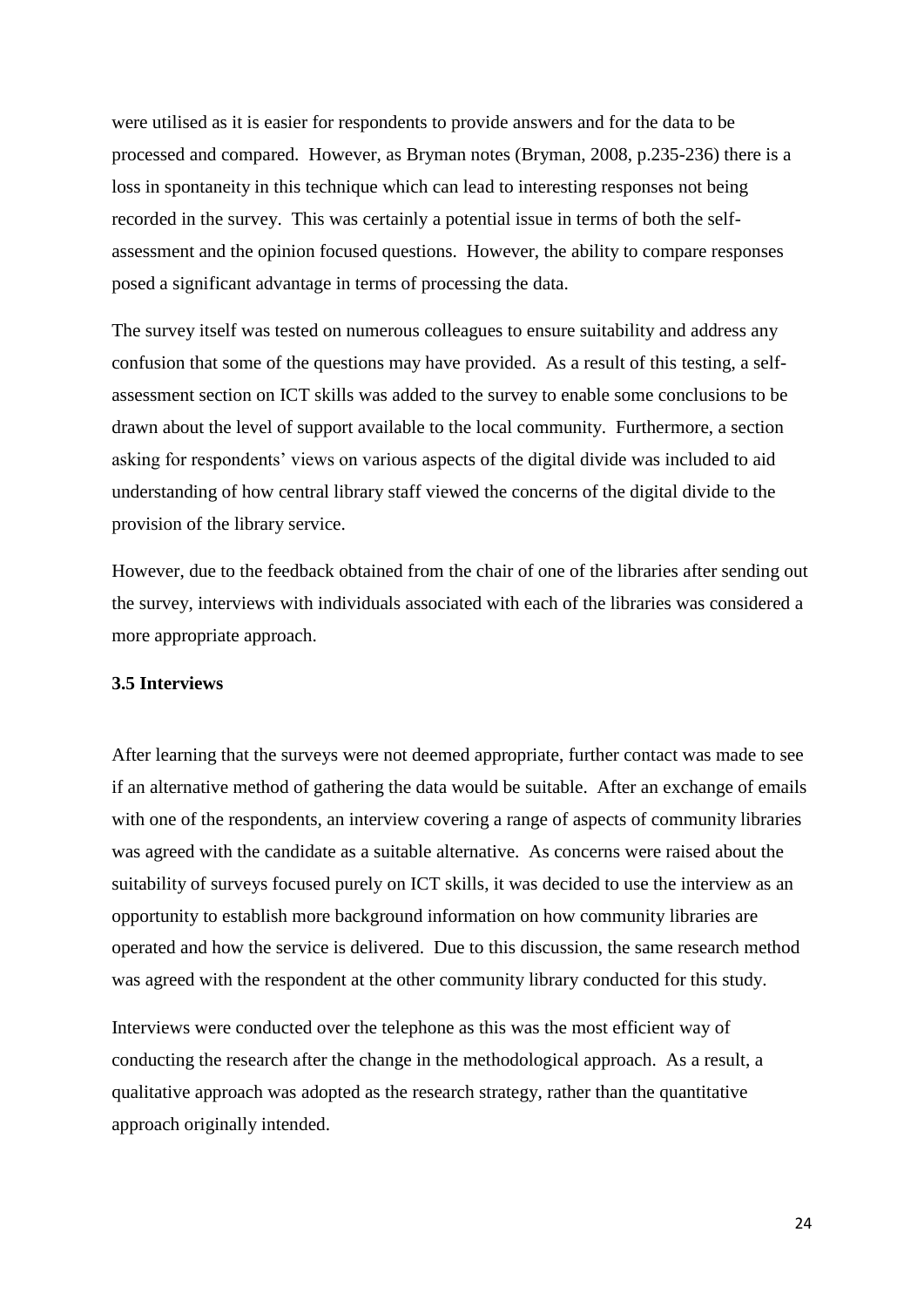were utilised as it is easier for respondents to provide answers and for the data to be processed and compared. However, as Bryman notes (Bryman, 2008, p.235-236) there is a loss in spontaneity in this technique which can lead to interesting responses not being recorded in the survey. This was certainly a potential issue in terms of both the self-assessment and the opinion focused questions. However, the ability to compare responses posed a significant advantage in terms of processing the data.

The survey itself was tested on numerous colleagues to ensure suitability and address any confusion that some of the questions may have provided. As a result of this testing, a self-assessment section on ICT skills was added to the survey to enable some conclusions to be drawn about the level of support available to the local community. Furthermore, a section asking for respondents' views on various aspects of the digital divide was included to aid understanding of how central library staff viewed the concerns of the digital divide to the provision of the library service.

However, due to the feedback obtained from the chair of one of the libraries after sending out the survey, interviews with individuals associated with each of the libraries was considered a more appropriate approach.

### 3.5 Interviews

After learning that the surveys were not deemed appropriate, further contact was made to see if an alternative method of gathering the data would be suitable. After an exchange of emails with one of the respondents, an interview covering a range of aspects of community libraries was agreed with the candidate as a suitable alternative. As concerns were raised about the suitability of surveys focused purely on ICT skills, it was decided to use the interview as an opportunity to establish more background information on how community libraries are operated and how the service is delivered. Due to this discussion, the same research method was agreed with the respondent at the other community library conducted for this study.

Interviews were conducted over the telephone as this was the most efficient way of conducting the research after the change in the methodological approach. As a result, a qualitative approach was adopted as the research strategy, rather than the quantitative approach originally intended.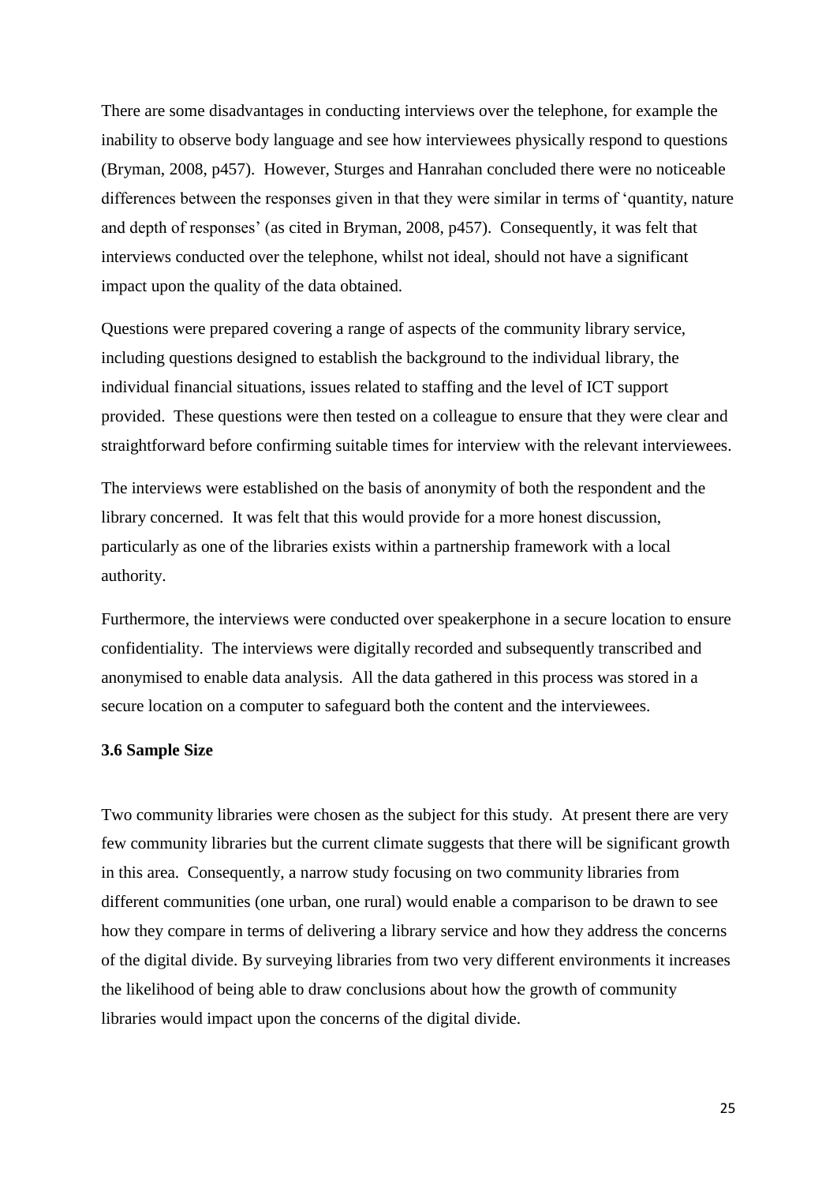There are some disadvantages in conducting interviews over the telephone, for example the inability to observe body language and see how interviewees physically respond to questions (Bryman, 2008, p457). However, Sturges and Hanrahan concluded there were no noticeable differences between the responses given in that they were similar in terms of 'quantity, nature and depth of responses' (as cited in Bryman, 2008, p457). Consequently, it was felt that interviews conducted over the telephone, whilst not ideal, should not have a significant impact upon the quality of the data obtained.

Questions were prepared covering a range of aspects of the community library service, including questions designed to establish the background to the individual library, the individual financial situations, issues related to staffing and the level of ICT support provided. These questions were then tested on a colleague to ensure that they were clear and straightforward before confirming suitable times for interview with the relevant interviewees.

The interviews were established on the basis of anonymity of both the respondent and the library concerned. It was felt that this would provide for a more honest discussion, particularly as one of the libraries exists within a partnership framework with a local authority.

Furthermore, the interviews were conducted over speakerphone in a secure location to ensure confidentiality. The interviews were digitally recorded and subsequently transcribed and anonymised to enable data analysis. All the data gathered in this process was stored in a secure location on a computer to safeguard both the content and the interviewees.

### 3.6 Sample Size

Two community libraries were chosen as the subject for this study. At present there are very few community libraries but the current climate suggests that there will be significant growth in this area. Consequently, a narrow study focusing on two community libraries from different communities (one urban, one rural) would enable a comparison to be drawn to see how they compare in terms of delivering a library service and how they address the concerns of the digital divide. By surveying libraries from two very different environments it increases the likelihood of being able to draw conclusions about how the growth of community libraries would impact upon the concerns of the digital divide.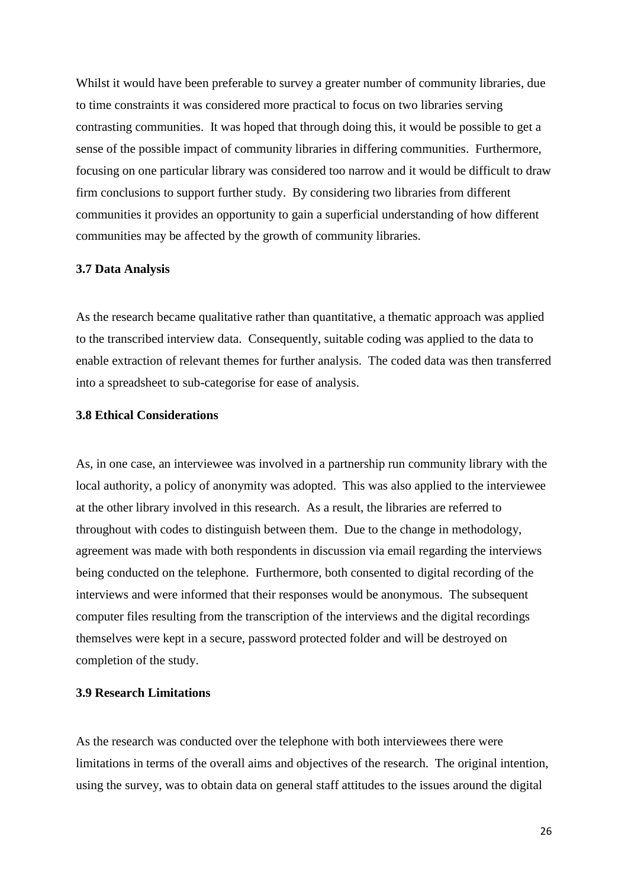Whilst it would have been preferable to survey a greater number of community libraries, due to time constraints it was considered more practical to focus on two libraries serving contrasting communities. It was hoped that through doing this, it would be possible to get a sense of the possible impact of community libraries in differing communities. Furthermore, focusing on one particular library was considered too narrow and it would be difficult to draw firm conclusions to support further study. By considering two libraries from different communities it provides an opportunity to gain a superficial understanding of how different communities may be affected by the growth of community libraries.

### 3.7 Data Analysis

As the research became qualitative rather than quantitative, a thematic approach was applied to the transcribed interview data. Consequently, suitable coding was applied to the data to enable extraction of relevant themes for further analysis. The coded data was then transferred into a spreadsheet to sub-categorise for ease of analysis.

### 3.8 Ethical Considerations

As, in one case, an interviewee was involved in a partnership run community library with the local authority, a policy of anonymity was adopted. This was also applied to the interviewee at the other library involved in this research. As a result, the libraries are referred to throughout with codes to distinguish between them. Due to the change in methodology, agreement was made with both respondents in discussion via email regarding the interviews being conducted on the telephone. Furthermore, both consented to digital recording of the interviews and were informed that their responses would be anonymous. The subsequent computer files resulting from the transcription of the interviews and the digital recordings themselves were kept in a secure, password protected folder and will be destroyed on completion of the study.

### 3.9 Research Limitations

As the research was conducted over the telephone with both interviewees there were limitations in terms of the overall aims and objectives of the research. The original intention, using the survey, was to obtain data on general staff attitudes to the issues around the digital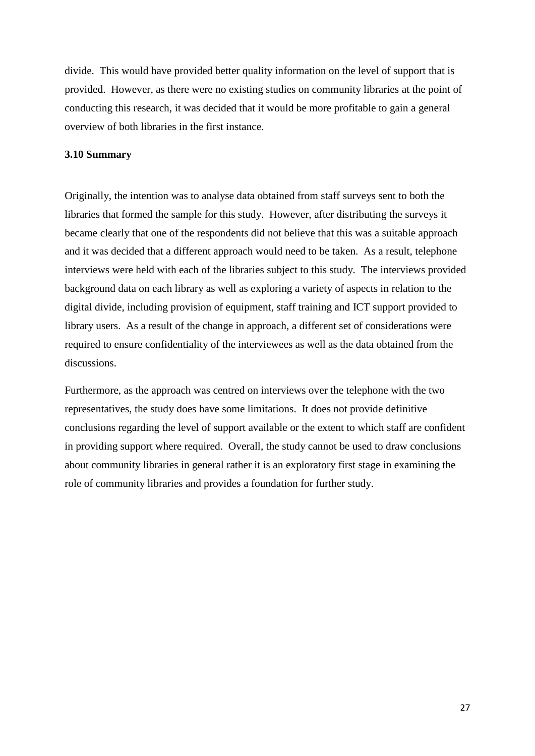divide. This would have provided better quality information on the level of support that is provided. However, as there were no existing studies on community libraries at the point of conducting this research, it was decided that it would be more profitable to gain a general overview of both libraries in the first instance.

### 3.10 Summary

Originally, the intention was to analyse data obtained from staff surveys sent to both the libraries that formed the sample for this study. However, after distributing the surveys it became clearly that one of the respondents did not believe that this was a suitable approach and it was decided that a different approach would need to be taken. As a result, telephone interviews were held with each of the libraries subject to this study. The interviews provided background data on each library as well as exploring a variety of aspects in relation to the digital divide, including provision of equipment, staff training and ICT support provided to library users. As a result of the change in approach, a different set of considerations were required to ensure confidentiality of the interviewees as well as the data obtained from the discussions.

Furthermore, as the approach was centred on interviews over the telephone with the two representatives, the study does have some limitations. It does not provide definitive conclusions regarding the level of support available or the extent to which staff are confident in providing support where required. Overall, the study cannot be used to draw conclusions about community libraries in general rather it is an exploratory first stage in examining the role of community libraries and provides a foundation for further study.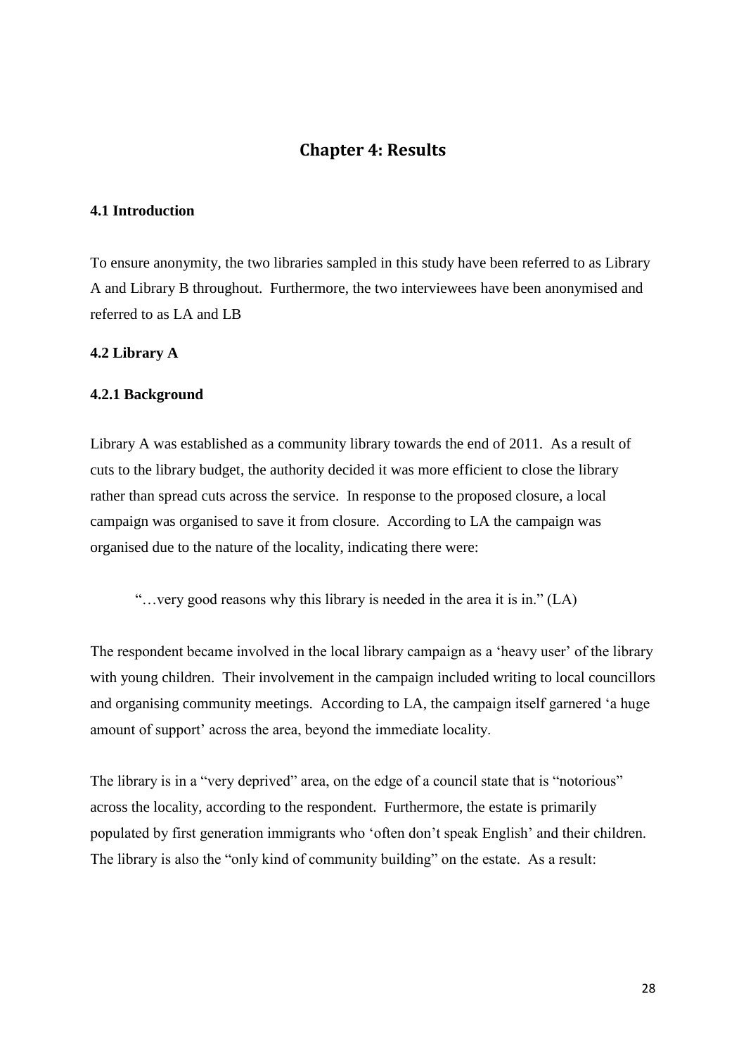# Chapter 4: Results

## 4.1 Introduction

To ensure anonymity, the two libraries sampled in this study have been referred to as Library A and Library B throughout. Furthermore, the two interviewees have been anonymised and referred to as LA and LB

## 4.2 Library A

### 4.2.1 Background

Library A was established as a community library towards the end of 2011. As a result of cuts to the library budget, the authority decided it was more efficient to close the library rather than spread cuts across the service. In response to the proposed closure, a local campaign was organised to save it from closure. According to LA the campaign was organised due to the nature of the locality, indicating there were:

> "…very good reasons why this library is needed in the area it is in." (LA)

The respondent became involved in the local library campaign as a 'heavy user' of the library with young children. Their involvement in the campaign included writing to local councillors and organising community meetings. According to LA, the campaign itself garnered 'a huge amount of support' across the area, beyond the immediate locality.

The library is in a "very deprived" area, on the edge of a council state that is "notorious" across the locality, according to the respondent. Furthermore, the estate is primarily populated by first generation immigrants who 'often don't speak English' and their children. The library is also the "only kind of community building" on the estate. As a result: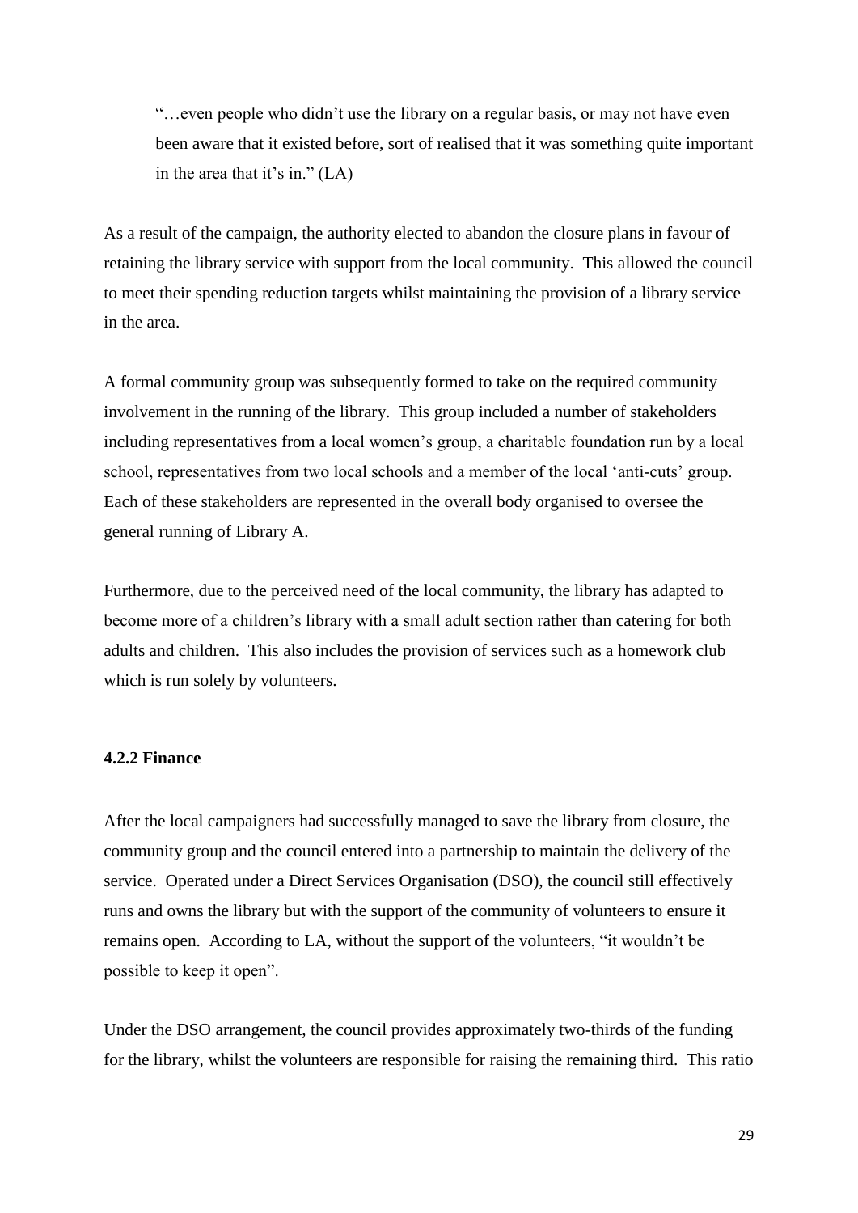> "…even people who didn't use the library on a regular basis, or may not have even been aware that it existed before, sort of realised that it was something quite important in the area that it's in." (LA)

As a result of the campaign, the authority elected to abandon the closure plans in favour of retaining the library service with support from the local community. This allowed the council to meet their spending reduction targets whilst maintaining the provision of a library service in the area.

A formal community group was subsequently formed to take on the required community involvement in the running of the library. This group included a number of stakeholders including representatives from a local women's group, a charitable foundation run by a local school, representatives from two local schools and a member of the local 'anti-cuts' group. Each of these stakeholders are represented in the overall body organised to oversee the general running of Library A.

Furthermore, due to the perceived need of the local community, the library has adapted to become more of a children's library with a small adult section rather than catering for both adults and children. This also includes the provision of services such as a homework club which is run solely by volunteers.

#### 4.2.2 Finance

After the local campaigners had successfully managed to save the library from closure, the community group and the council entered into a partnership to maintain the delivery of the service. Operated under a Direct Services Organisation (DSO), the council still effectively runs and owns the library but with the support of the community of volunteers to ensure it remains open. According to LA, without the support of the volunteers, "it wouldn't be possible to keep it open".

Under the DSO arrangement, the council provides approximately two-thirds of the funding for the library, whilst the volunteers are responsible for raising the remaining third. This ratio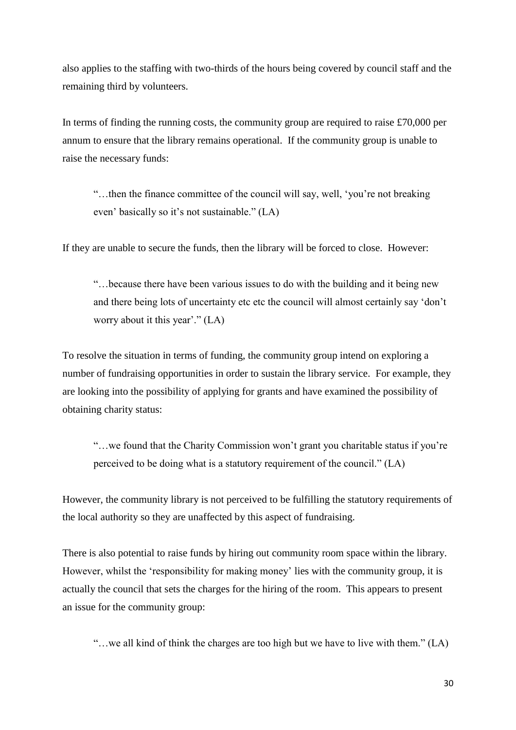also applies to the staffing with two-thirds of the hours being covered by council staff and the remaining third by volunteers.

In terms of finding the running costs, the community group are required to raise £70,000 per annum to ensure that the library remains operational. If the community group is unable to raise the necessary funds:

> "…then the finance committee of the council will say, well, 'you're not breaking even' basically so it's not sustainable." (LA)

If they are unable to secure the funds, then the library will be forced to close. However:

> "…because there have been various issues to do with the building and it being new and there being lots of uncertainty etc etc the council will almost certainly say 'don't worry about it this year'." (LA)

To resolve the situation in terms of funding, the community group intend on exploring a number of fundraising opportunities in order to sustain the library service. For example, they are looking into the possibility of applying for grants and have examined the possibility of obtaining charity status:

> "…we found that the Charity Commission won't grant you charitable status if you're perceived to be doing what is a statutory requirement of the council." (LA)

However, the community library is not perceived to be fulfilling the statutory requirements of the local authority so they are unaffected by this aspect of fundraising.

There is also potential to raise funds by hiring out community room space within the library. However, whilst the 'responsibility for making money' lies with the community group, it is actually the council that sets the charges for the hiring of the room. This appears to present an issue for the community group:

> "…we all kind of think the charges are too high but we have to live with them." (LA)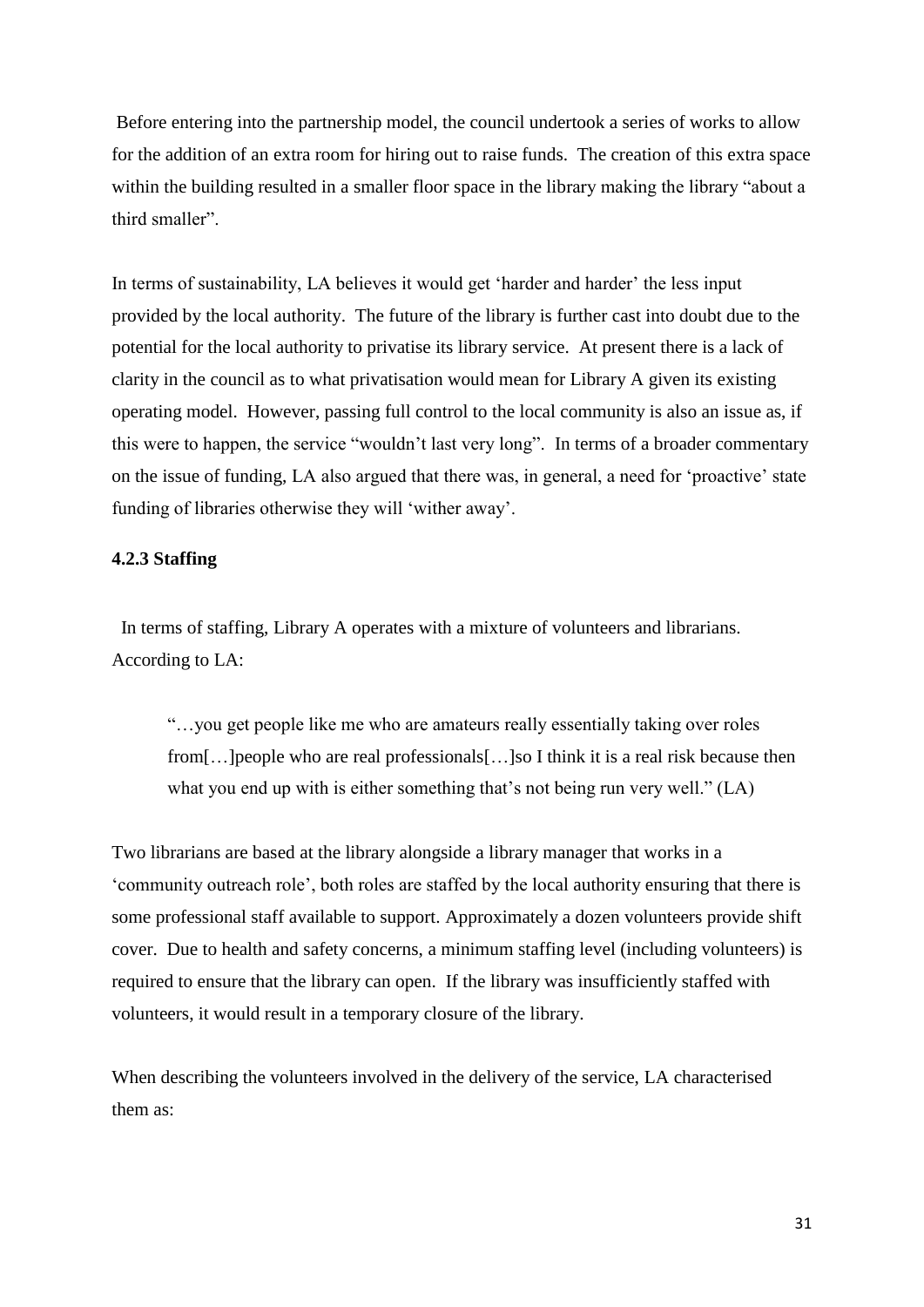Before entering into the partnership model, the council undertook a series of works to allow for the addition of an extra room for hiring out to raise funds. The creation of this extra space within the building resulted in a smaller floor space in the library making the library "about a third smaller".

In terms of sustainability, LA believes it would get 'harder and harder' the less input provided by the local authority. The future of the library is further cast into doubt due to the potential for the local authority to privatise its library service. At present there is a lack of clarity in the council as to what privatisation would mean for Library A given its existing operating model. However, passing full control to the local community is also an issue as, if this were to happen, the service "wouldn't last very long". In terms of a broader commentary on the issue of funding, LA also argued that there was, in general, a need for 'proactive' state funding of libraries otherwise they will 'wither away'.

### 4.2.3 Staffing

In terms of staffing, Library A operates with a mixture of volunteers and librarians. According to LA:

> "…you get people like me who are amateurs really essentially taking over roles from[…]people who are real professionals[…]so I think it is a real risk because then what you end up with is either something that's not being run very well." (LA)

Two librarians are based at the library alongside a library manager that works in a 'community outreach role', both roles are staffed by the local authority ensuring that there is some professional staff available to support. Approximately a dozen volunteers provide shift cover. Due to health and safety concerns, a minimum staffing level (including volunteers) is required to ensure that the library can open. If the library was insufficiently staffed with volunteers, it would result in a temporary closure of the library.

When describing the volunteers involved in the delivery of the service, LA characterised them as: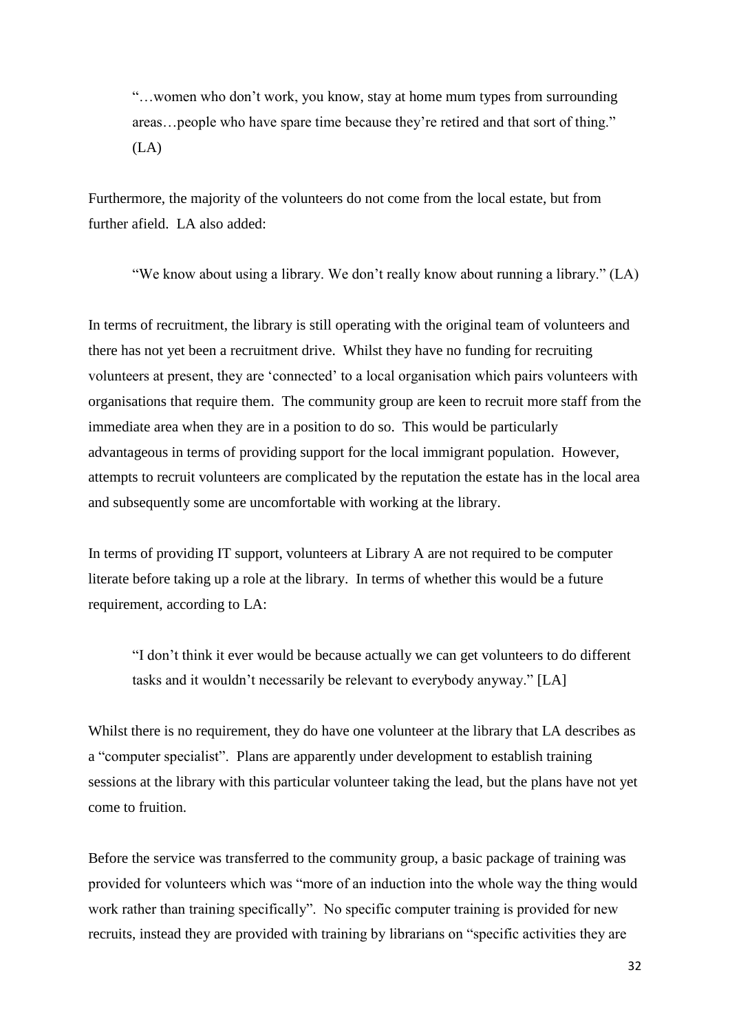> "…women who don't work, you know, stay at home mum types from surrounding areas…people who have spare time because they're retired and that sort of thing." (LA)

Furthermore, the majority of the volunteers do not come from the local estate, but from further afield. LA also added:

> "We know about using a library. We don't really know about running a library." (LA)

In terms of recruitment, the library is still operating with the original team of volunteers and there has not yet been a recruitment drive. Whilst they have no funding for recruiting volunteers at present, they are 'connected' to a local organisation which pairs volunteers with organisations that require them. The community group are keen to recruit more staff from the immediate area when they are in a position to do so. This would be particularly advantageous in terms of providing support for the local immigrant population. However, attempts to recruit volunteers are complicated by the reputation the estate has in the local area and subsequently some are uncomfortable with working at the library.

In terms of providing IT support, volunteers at Library A are not required to be computer literate before taking up a role at the library. In terms of whether this would be a future requirement, according to LA:

> "I don't think it ever would be because actually we can get volunteers to do different tasks and it wouldn't necessarily be relevant to everybody anyway." [LA]

Whilst there is no requirement, they do have one volunteer at the library that LA describes as a "computer specialist". Plans are apparently under development to establish training sessions at the library with this particular volunteer taking the lead, but the plans have not yet come to fruition.

Before the service was transferred to the community group, a basic package of training was provided for volunteers which was "more of an induction into the whole way the thing would work rather than training specifically". No specific computer training is provided for new recruits, instead they are provided with training by librarians on "specific activities they are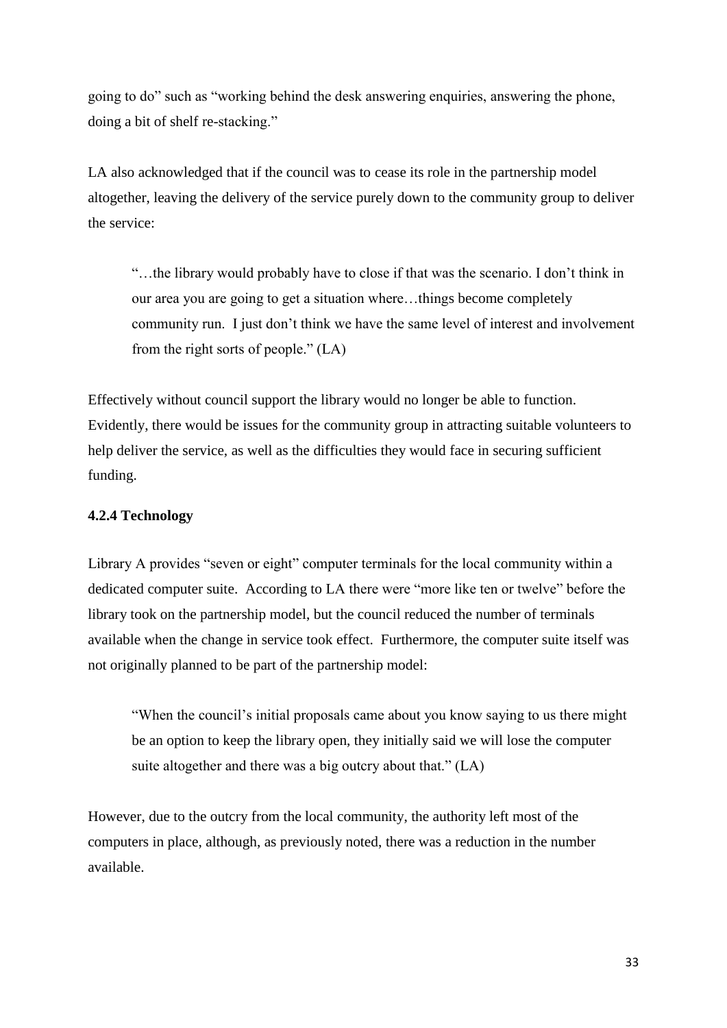going to do" such as "working behind the desk answering enquiries, answering the phone, doing a bit of shelf re-stacking."

LA also acknowledged that if the council was to cease its role in the partnership model altogether, leaving the delivery of the service purely down to the community group to deliver the service:

> "…the library would probably have to close if that was the scenario. I don't think in our area you are going to get a situation where…things become completely community run. I just don't think we have the same level of interest and involvement from the right sorts of people." (LA)

Effectively without council support the library would no longer be able to function. Evidently, there would be issues for the community group in attracting suitable volunteers to help deliver the service, as well as the difficulties they would face in securing sufficient funding.

#### 4.2.4 Technology

Library A provides "seven or eight" computer terminals for the local community within a dedicated computer suite. According to LA there were "more like ten or twelve" before the library took on the partnership model, but the council reduced the number of terminals available when the change in service took effect. Furthermore, the computer suite itself was not originally planned to be part of the partnership model:

> "When the council's initial proposals came about you know saying to us there might be an option to keep the library open, they initially said we will lose the computer suite altogether and there was a big outcry about that." (LA)

However, due to the outcry from the local community, the authority left most of the computers in place, although, as previously noted, there was a reduction in the number available.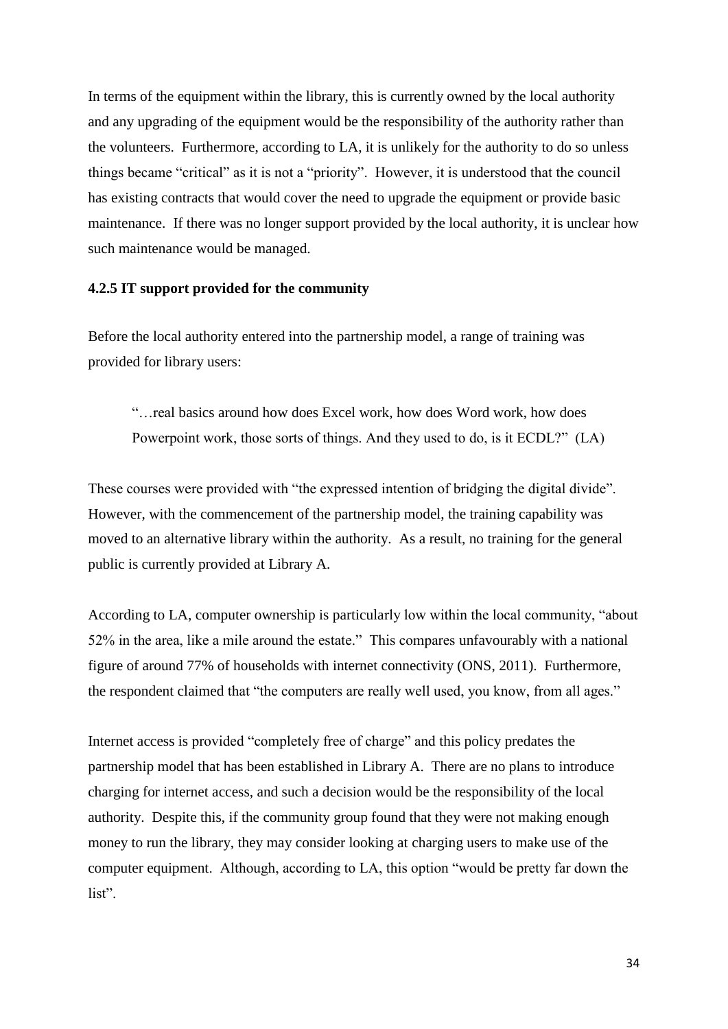In terms of the equipment within the library, this is currently owned by the local authority and any upgrading of the equipment would be the responsibility of the authority rather than the volunteers. Furthermore, according to LA, it is unlikely for the authority to do so unless things became "critical" as it is not a "priority". However, it is understood that the council has existing contracts that would cover the need to upgrade the equipment or provide basic maintenance. If there was no longer support provided by the local authority, it is unclear how such maintenance would be managed.

#### 4.2.5 IT support provided for the community

Before the local authority entered into the partnership model, a range of training was provided for library users:

> "…real basics around how does Excel work, how does Word work, how does Powerpoint work, those sorts of things. And they used to do, is it ECDL?" (LA)

These courses were provided with "the expressed intention of bridging the digital divide". However, with the commencement of the partnership model, the training capability was moved to an alternative library within the authority. As a result, no training for the general public is currently provided at Library A.

According to LA, computer ownership is particularly low within the local community, "about 52% in the area, like a mile around the estate." This compares unfavourably with a national figure of around 77% of households with internet connectivity (ONS, 2011). Furthermore, the respondent claimed that "the computers are really well used, you know, from all ages."

Internet access is provided "completely free of charge" and this policy predates the partnership model that has been established in Library A. There are no plans to introduce charging for internet access, and such a decision would be the responsibility of the local authority. Despite this, if the community group found that they were not making enough money to run the library, they may consider looking at charging users to make use of the computer equipment. Although, according to LA, this option "would be pretty far down the list".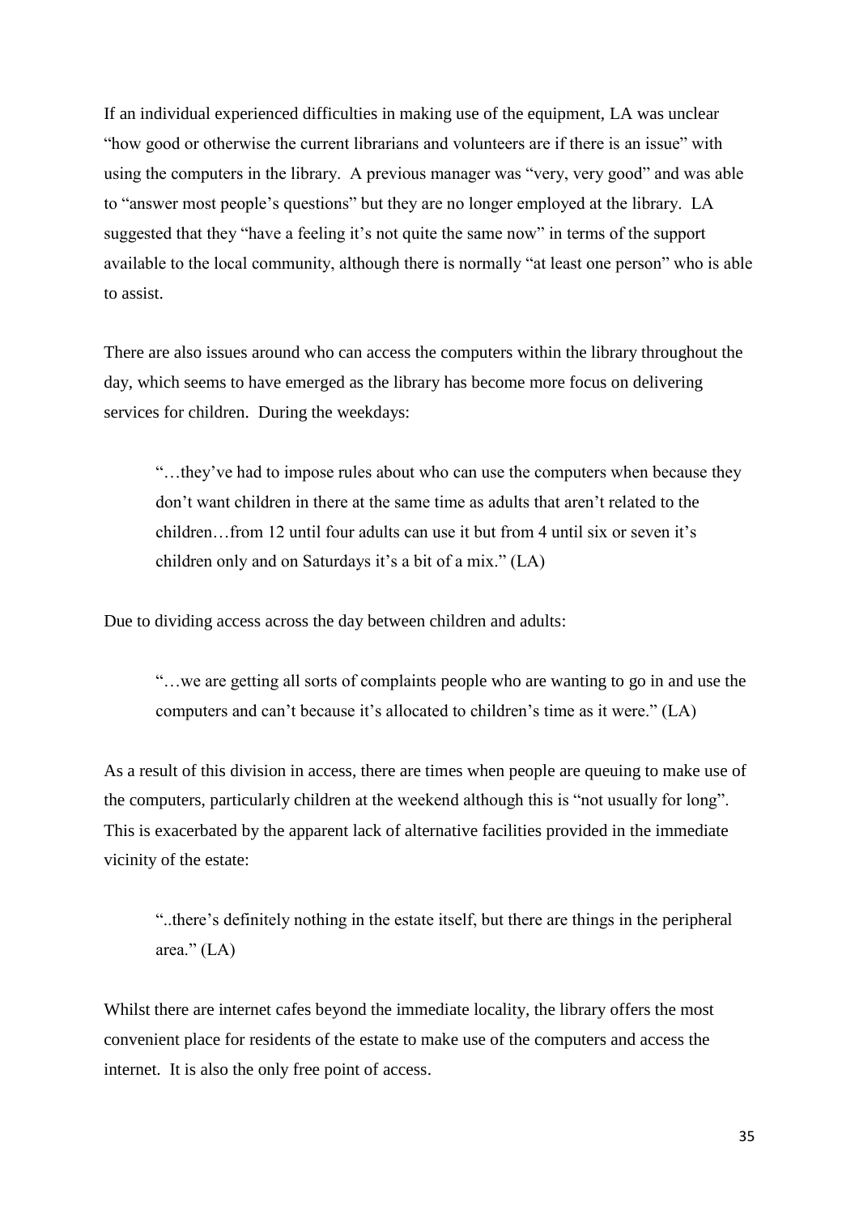If an individual experienced difficulties in making use of the equipment, LA was unclear "how good or otherwise the current librarians and volunteers are if there is an issue" with using the computers in the library. A previous manager was "very, very good" and was able to "answer most people's questions" but they are no longer employed at the library. LA suggested that they "have a feeling it's not quite the same now" in terms of the support available to the local community, although there is normally "at least one person" who is able to assist.

There are also issues around who can access the computers within the library throughout the day, which seems to have emerged as the library has become more focus on delivering services for children. During the weekdays:

> "…they've had to impose rules about who can use the computers when because they don't want children in there at the same time as adults that aren't related to the children…from 12 until four adults can use it but from 4 until six or seven it's children only and on Saturdays it's a bit of a mix." (LA)

Due to dividing access across the day between children and adults:

> "…we are getting all sorts of complaints people who are wanting to go in and use the computers and can't because it's allocated to children's time as it were." (LA)

As a result of this division in access, there are times when people are queuing to make use of the computers, particularly children at the weekend although this is "not usually for long". This is exacerbated by the apparent lack of alternative facilities provided in the immediate vicinity of the estate:

> "..there's definitely nothing in the estate itself, but there are things in the peripheral area." (LA)

Whilst there are internet cafes beyond the immediate locality, the library offers the most convenient place for residents of the estate to make use of the computers and access the internet. It is also the only free point of access.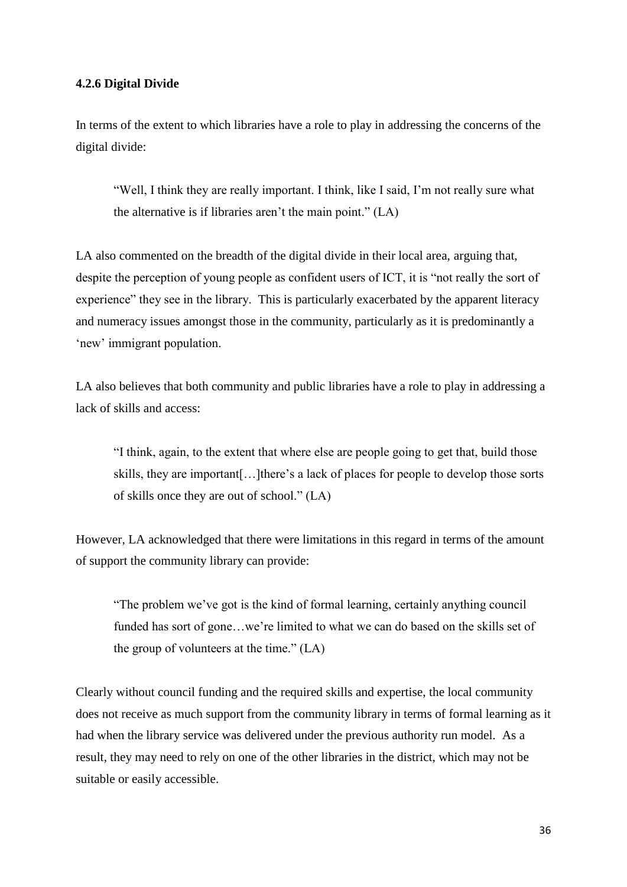#### 4.2.6 Digital Divide

In terms of the extent to which libraries have a role to play in addressing the concerns of the digital divide:

> "Well, I think they are really important. I think, like I said, I'm not really sure what the alternative is if libraries aren't the main point." (LA)

LA also commented on the breadth of the digital divide in their local area, arguing that, despite the perception of young people as confident users of ICT, it is "not really the sort of experience" they see in the library. This is particularly exacerbated by the apparent literacy and numeracy issues amongst those in the community, particularly as it is predominantly a 'new' immigrant population.

LA also believes that both community and public libraries have a role to play in addressing a lack of skills and access:

> "I think, again, to the extent that where else are people going to get that, build those skills, they are important[…]there's a lack of places for people to develop those sorts of skills once they are out of school." (LA)

However, LA acknowledged that there were limitations in this regard in terms of the amount of support the community library can provide:

> "The problem we've got is the kind of formal learning, certainly anything council funded has sort of gone…we're limited to what we can do based on the skills set of the group of volunteers at the time." (LA)

Clearly without council funding and the required skills and expertise, the local community does not receive as much support from the community library in terms of formal learning as it had when the library service was delivered under the previous authority run model. As a result, they may need to rely on one of the other libraries in the district, which may not be suitable or easily accessible.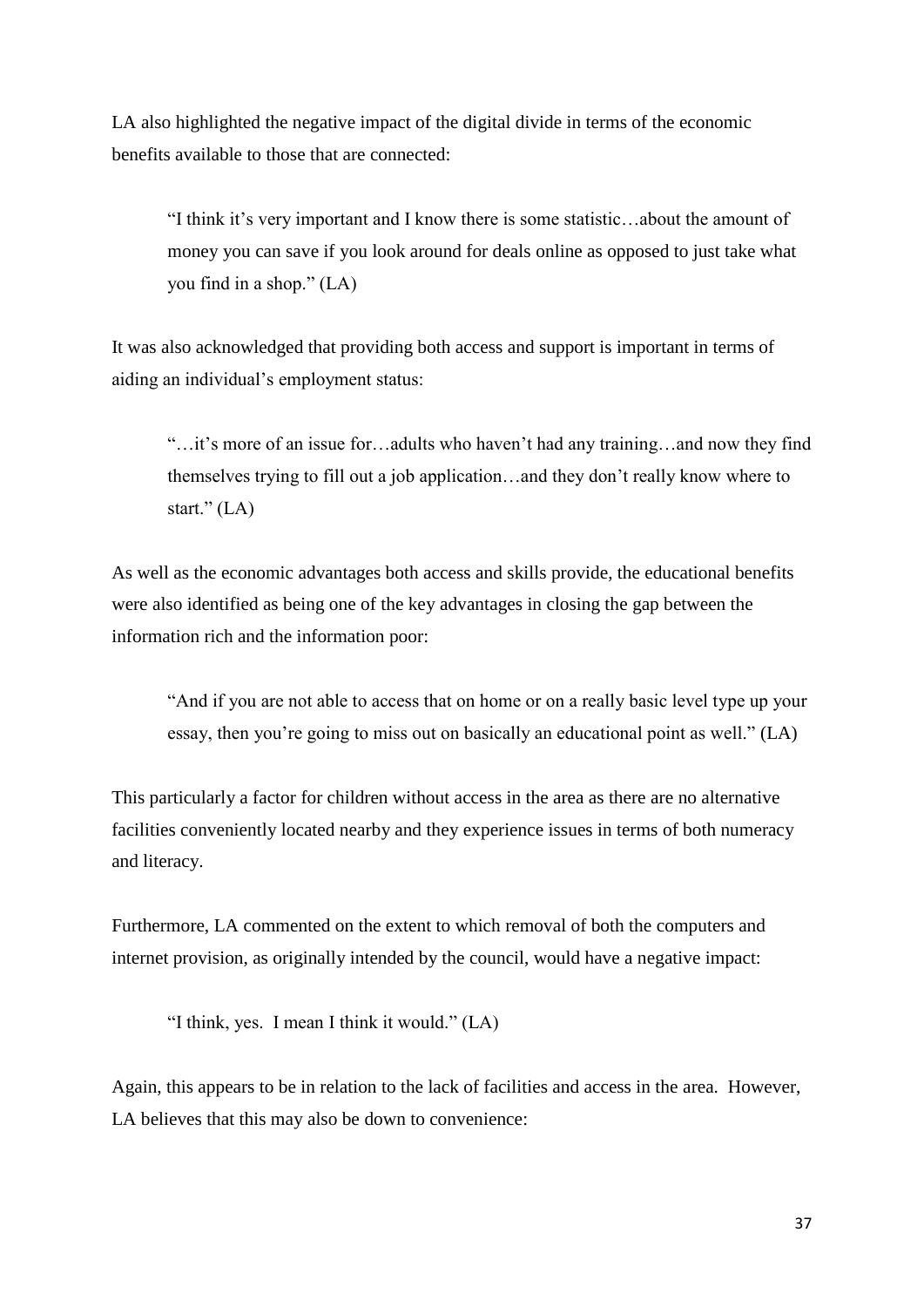LA also highlighted the negative impact of the digital divide in terms of the economic benefits available to those that are connected:

> "I think it's very important and I know there is some statistic…about the amount of money you can save if you look around for deals online as opposed to just take what you find in a shop." (LA)

It was also acknowledged that providing both access and support is important in terms of aiding an individual's employment status:

> "…it's more of an issue for…adults who haven't had any training…and now they find themselves trying to fill out a job application…and they don't really know where to start." (LA)

As well as the economic advantages both access and skills provide, the educational benefits were also identified as being one of the key advantages in closing the gap between the information rich and the information poor:

> "And if you are not able to access that on home or on a really basic level type up your essay, then you're going to miss out on basically an educational point as well." (LA)

This particularly a factor for children without access in the area as there are no alternative facilities conveniently located nearby and they experience issues in terms of both numeracy and literacy.

Furthermore, LA commented on the extent to which removal of both the computers and internet provision, as originally intended by the council, would have a negative impact:

> "I think, yes. I mean I think it would." (LA)

Again, this appears to be in relation to the lack of facilities and access in the area. However, LA believes that this may also be down to convenience: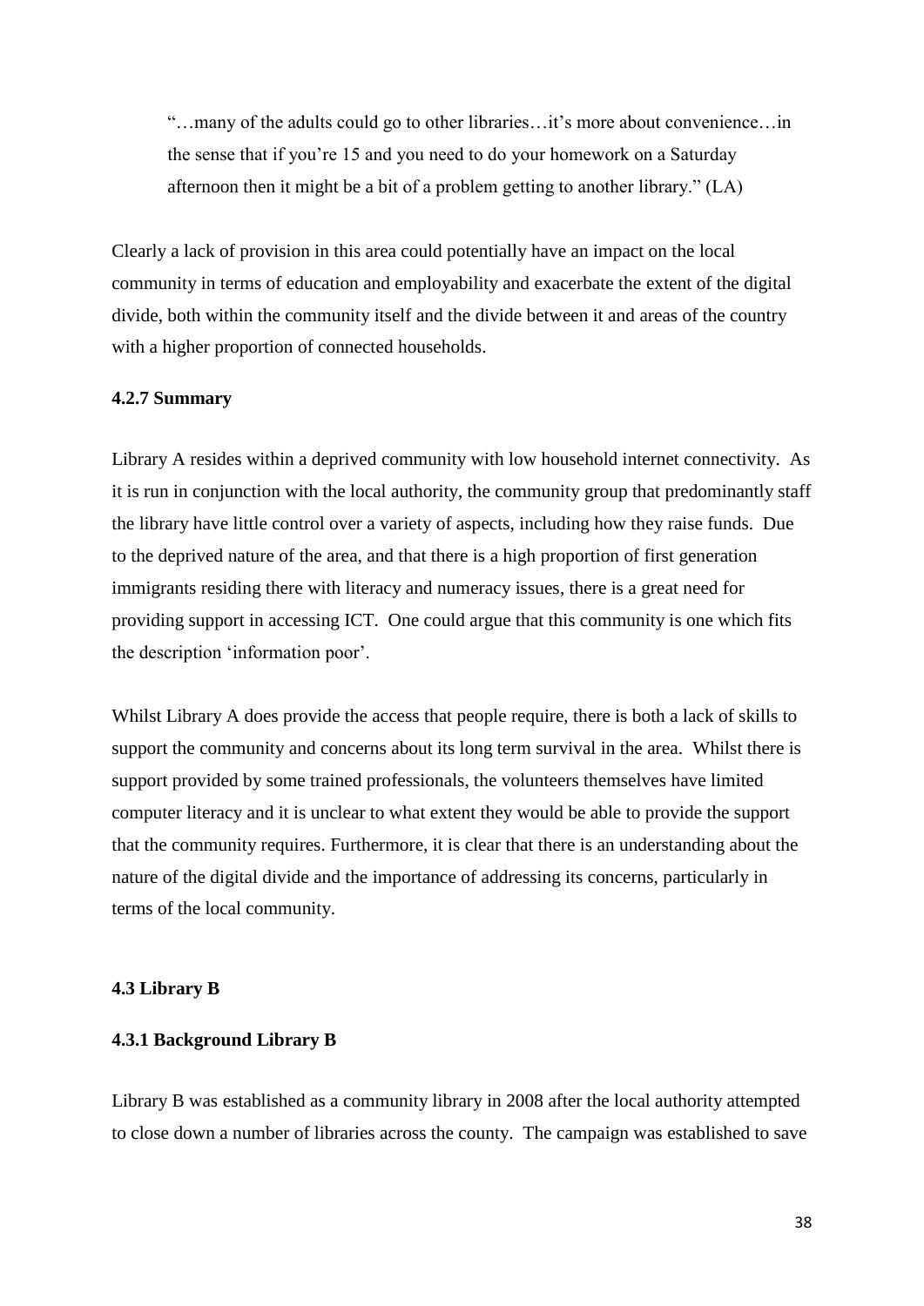> "…many of the adults could go to other libraries…it's more about convenience…in the sense that if you're 15 and you need to do your homework on a Saturday afternoon then it might be a bit of a problem getting to another library." (LA)

Clearly a lack of provision in this area could potentially have an impact on the local community in terms of education and employability and exacerbate the extent of the digital divide, both within the community itself and the divide between it and areas of the country with a higher proportion of connected households.

#### 4.2.7 Summary

Library A resides within a deprived community with low household internet connectivity. As it is run in conjunction with the local authority, the community group that predominantly staff the library have little control over a variety of aspects, including how they raise funds. Due to the deprived nature of the area, and that there is a high proportion of first generation immigrants residing there with literacy and numeracy issues, there is a great need for providing support in accessing ICT. One could argue that this community is one which fits the description 'information poor'.

Whilst Library A does provide the access that people require, there is both a lack of skills to support the community and concerns about its long term survival in the area. Whilst there is support provided by some trained professionals, the volunteers themselves have limited computer literacy and it is unclear to what extent they would be able to provide the support that the community requires. Furthermore, it is clear that there is an understanding about the nature of the digital divide and the importance of addressing its concerns, particularly in terms of the local community.

### 4.3 Library B

#### 4.3.1 Background Library B

Library B was established as a community library in 2008 after the local authority attempted to close down a number of libraries across the county. The campaign was established to save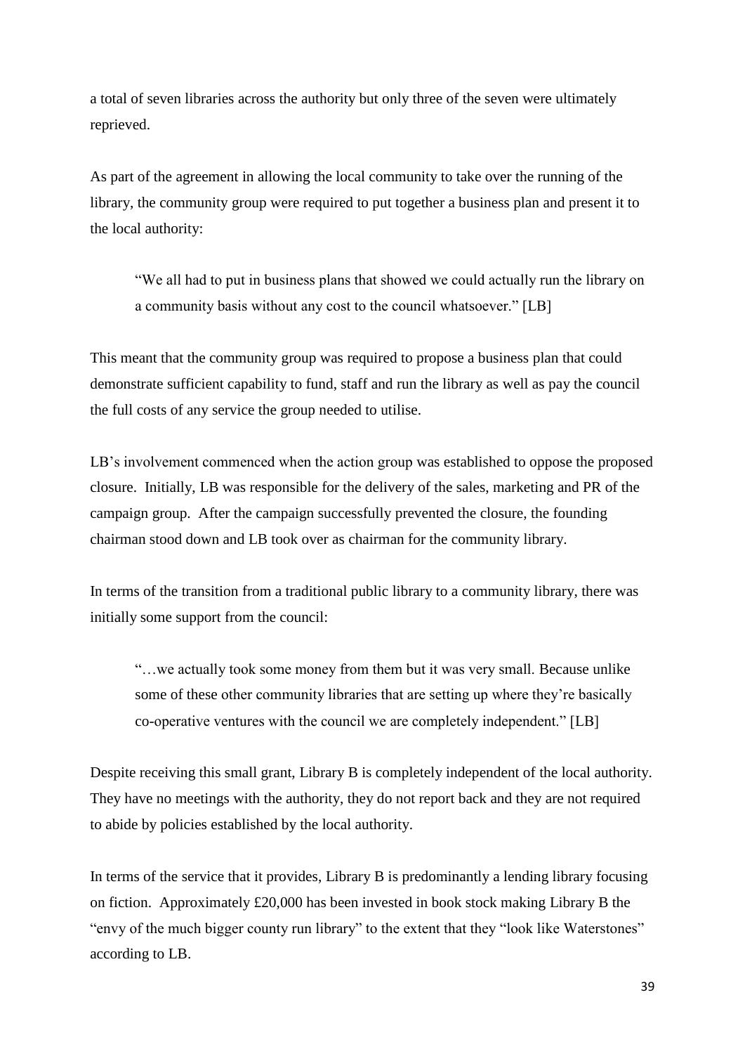a total of seven libraries across the authority but only three of the seven were ultimately reprieved.

As part of the agreement in allowing the local community to take over the running of the library, the community group were required to put together a business plan and present it to the local authority:

> "We all had to put in business plans that showed we could actually run the library on a community basis without any cost to the council whatsoever." [LB]

This meant that the community group was required to propose a business plan that could demonstrate sufficient capability to fund, staff and run the library as well as pay the council the full costs of any service the group needed to utilise.

LB's involvement commenced when the action group was established to oppose the proposed closure. Initially, LB was responsible for the delivery of the sales, marketing and PR of the campaign group. After the campaign successfully prevented the closure, the founding chairman stood down and LB took over as chairman for the community library.

In terms of the transition from a traditional public library to a community library, there was initially some support from the council:

> "…we actually took some money from them but it was very small. Because unlike some of these other community libraries that are setting up where they're basically co-operative ventures with the council we are completely independent." [LB]

Despite receiving this small grant, Library B is completely independent of the local authority. They have no meetings with the authority, they do not report back and they are not required to abide by policies established by the local authority.

In terms of the service that it provides, Library B is predominantly a lending library focusing on fiction. Approximately £20,000 has been invested in book stock making Library B the "envy of the much bigger county run library" to the extent that they "look like Waterstones" according to LB.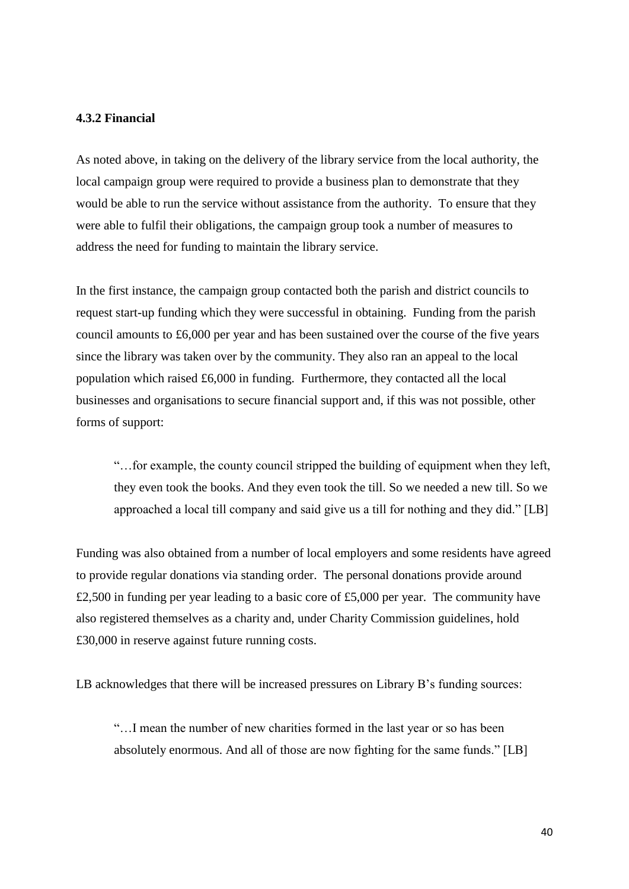### 4.3.2 Financial

As noted above, in taking on the delivery of the library service from the local authority, the local campaign group were required to provide a business plan to demonstrate that they would be able to run the service without assistance from the authority. To ensure that they were able to fulfil their obligations, the campaign group took a number of measures to address the need for funding to maintain the library service.

In the first instance, the campaign group contacted both the parish and district councils to request start-up funding which they were successful in obtaining. Funding from the parish council amounts to £6,000 per year and has been sustained over the course of the five years since the library was taken over by the community. They also ran an appeal to the local population which raised £6,000 in funding. Furthermore, they contacted all the local businesses and organisations to secure financial support and, if this was not possible, other forms of support:

> "…for example, the county council stripped the building of equipment when they left, they even took the books. And they even took the till. So we needed a new till. So we approached a local till company and said give us a till for nothing and they did." [LB]

Funding was also obtained from a number of local employers and some residents have agreed to provide regular donations via standing order. The personal donations provide around £2,500 in funding per year leading to a basic core of £5,000 per year. The community have also registered themselves as a charity and, under Charity Commission guidelines, hold £30,000 in reserve against future running costs.

LB acknowledges that there will be increased pressures on Library B's funding sources:

> "…I mean the number of new charities formed in the last year or so has been absolutely enormous. And all of those are now fighting for the same funds." [LB]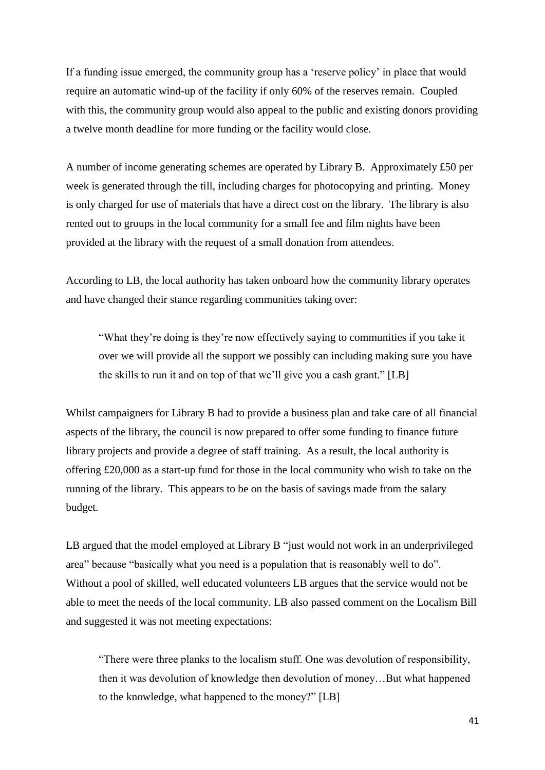If a funding issue emerged, the community group has a 'reserve policy' in place that would require an automatic wind-up of the facility if only 60% of the reserves remain. Coupled with this, the community group would also appeal to the public and existing donors providing a twelve month deadline for more funding or the facility would close.

A number of income generating schemes are operated by Library B. Approximately £50 per week is generated through the till, including charges for photocopying and printing. Money is only charged for use of materials that have a direct cost on the library. The library is also rented out to groups in the local community for a small fee and film nights have been provided at the library with the request of a small donation from attendees.

According to LB, the local authority has taken onboard how the community library operates and have changed their stance regarding communities taking over:

> "What they're doing is they're now effectively saying to communities if you take it over we will provide all the support we possibly can including making sure you have the skills to run it and on top of that we'll give you a cash grant." [LB]

Whilst campaigners for Library B had to provide a business plan and take care of all financial aspects of the library, the council is now prepared to offer some funding to finance future library projects and provide a degree of staff training. As a result, the local authority is offering £20,000 as a start-up fund for those in the local community who wish to take on the running of the library. This appears to be on the basis of savings made from the salary budget.

LB argued that the model employed at Library B "just would not work in an underprivileged area" because "basically what you need is a population that is reasonably well to do". Without a pool of skilled, well educated volunteers LB argues that the service would not be able to meet the needs of the local community. LB also passed comment on the Localism Bill and suggested it was not meeting expectations:

> "There were three planks to the localism stuff. One was devolution of responsibility, then it was devolution of knowledge then devolution of money…But what happened to the knowledge, what happened to the money?" [LB]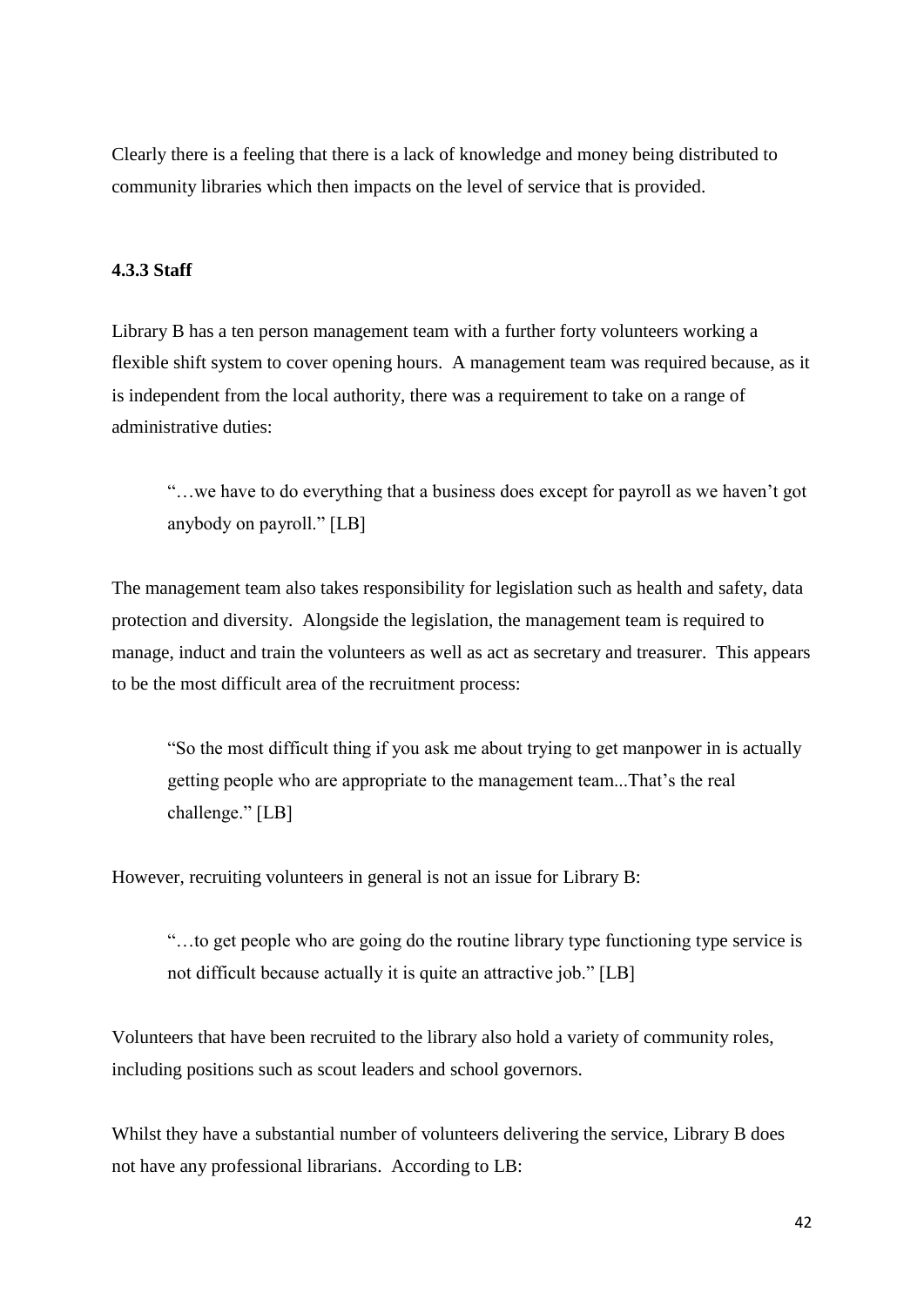Clearly there is a feeling that there is a lack of knowledge and money being distributed to community libraries which then impacts on the level of service that is provided.

### 4.3.3 Staff

Library B has a ten person management team with a further forty volunteers working a flexible shift system to cover opening hours. A management team was required because, as it is independent from the local authority, there was a requirement to take on a range of administrative duties:

> "…we have to do everything that a business does except for payroll as we haven't got anybody on payroll." [LB]

The management team also takes responsibility for legislation such as health and safety, data protection and diversity. Alongside the legislation, the management team is required to manage, induct and train the volunteers as well as act as secretary and treasurer. This appears to be the most difficult area of the recruitment process:

> "So the most difficult thing if you ask me about trying to get manpower in is actually getting people who are appropriate to the management team...That's the real challenge." [LB]

However, recruiting volunteers in general is not an issue for Library B:

> "…to get people who are going do the routine library type functioning type service is not difficult because actually it is quite an attractive job." [LB]

Volunteers that have been recruited to the library also hold a variety of community roles, including positions such as scout leaders and school governors.

Whilst they have a substantial number of volunteers delivering the service, Library B does not have any professional librarians. According to LB: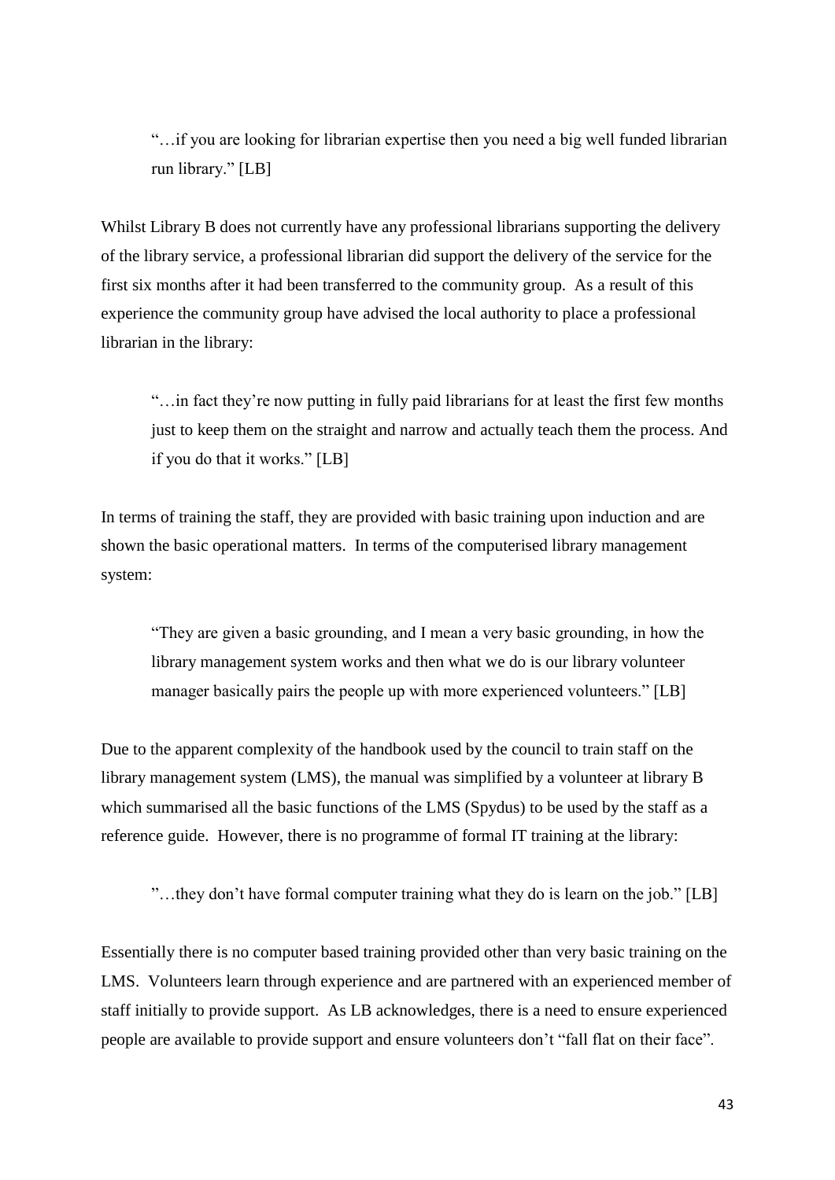> "…if you are looking for librarian expertise then you need a big well funded librarian run library." [LB]

Whilst Library B does not currently have any professional librarians supporting the delivery of the library service, a professional librarian did support the delivery of the service for the first six months after it had been transferred to the community group. As a result of this experience the community group have advised the local authority to place a professional librarian in the library:

> "…in fact they're now putting in fully paid librarians for at least the first few months just to keep them on the straight and narrow and actually teach them the process. And if you do that it works." [LB]

In terms of training the staff, they are provided with basic training upon induction and are shown the basic operational matters. In terms of the computerised library management system:

> "They are given a basic grounding, and I mean a very basic grounding, in how the library management system works and then what we do is our library volunteer manager basically pairs the people up with more experienced volunteers." [LB]

Due to the apparent complexity of the handbook used by the council to train staff on the library management system (LMS), the manual was simplified by a volunteer at library B which summarised all the basic functions of the LMS (Spydus) to be used by the staff as a reference guide. However, there is no programme of formal IT training at the library:

> "…they don't have formal computer training what they do is learn on the job." [LB]

Essentially there is no computer based training provided other than very basic training on the LMS. Volunteers learn through experience and are partnered with an experienced member of staff initially to provide support. As LB acknowledges, there is a need to ensure experienced people are available to provide support and ensure volunteers don't "fall flat on their face".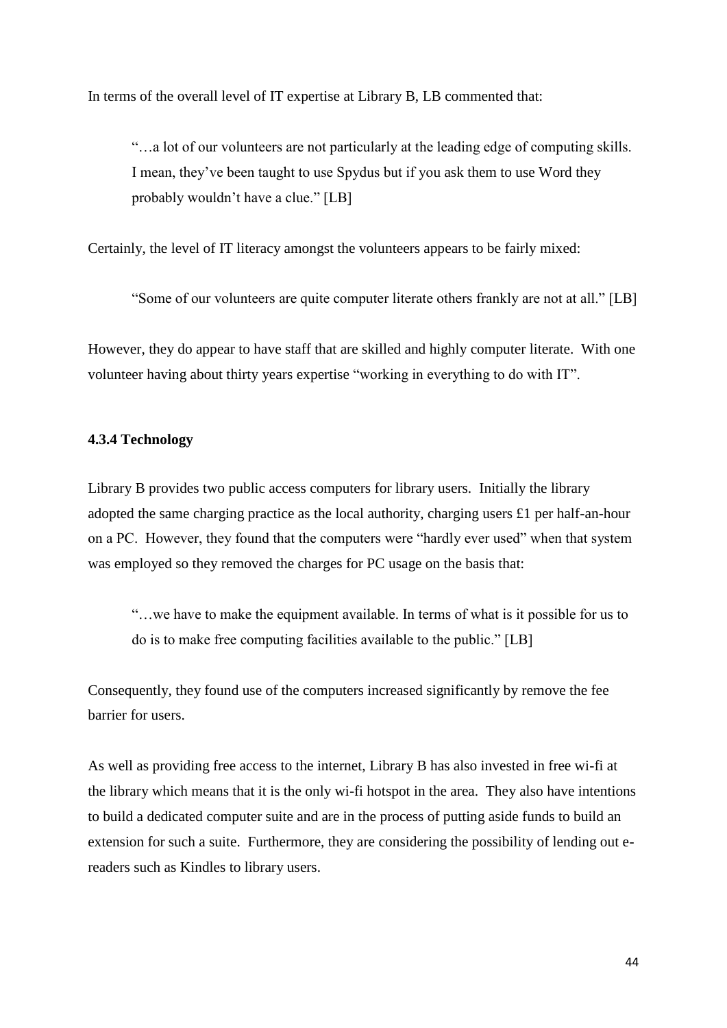In terms of the overall level of IT expertise at Library B, LB commented that:

> "…a lot of our volunteers are not particularly at the leading edge of computing skills. I mean, they've been taught to use Spydus but if you ask them to use Word they probably wouldn't have a clue." [LB]

Certainly, the level of IT literacy amongst the volunteers appears to be fairly mixed:

> "Some of our volunteers are quite computer literate others frankly are not at all." [LB]

However, they do appear to have staff that are skilled and highly computer literate. With one volunteer having about thirty years expertise "working in everything to do with IT".

### 4.3.4 Technology

Library B provides two public access computers for library users. Initially the library adopted the same charging practice as the local authority, charging users £1 per half-an-hour on a PC. However, they found that the computers were "hardly ever used" when that system was employed so they removed the charges for PC usage on the basis that:

> "…we have to make the equipment available. In terms of what is it possible for us to do is to make free computing facilities available to the public." [LB]

Consequently, they found use of the computers increased significantly by remove the fee barrier for users.

As well as providing free access to the internet, Library B has also invested in free wi-fi at the library which means that it is the only wi-fi hotspot in the area. They also have intentions to build a dedicated computer suite and are in the process of putting aside funds to build an extension for such a suite. Furthermore, they are considering the possibility of lending out e-readers such as Kindles to library users.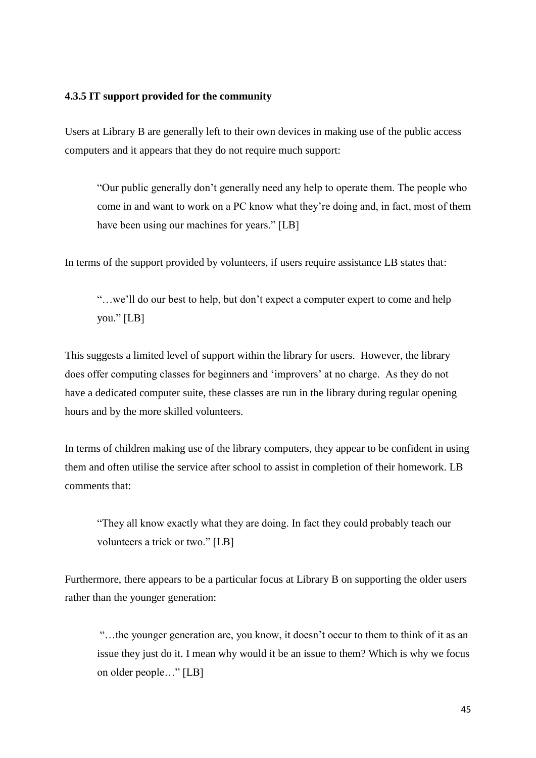### 4.3.5 IT support provided for the community

Users at Library B are generally left to their own devices in making use of the public access computers and it appears that they do not require much support:

> "Our public generally don't generally need any help to operate them. The people who come in and want to work on a PC know what they're doing and, in fact, most of them have been using our machines for years." [LB]

In terms of the support provided by volunteers, if users require assistance LB states that:

> "…we'll do our best to help, but don't expect a computer expert to come and help you." [LB]

This suggests a limited level of support within the library for users. However, the library does offer computing classes for beginners and 'improvers' at no charge. As they do not have a dedicated computer suite, these classes are run in the library during regular opening hours and by the more skilled volunteers.

In terms of children making use of the library computers, they appear to be confident in using them and often utilise the service after school to assist in completion of their homework. LB comments that:

> "They all know exactly what they are doing. In fact they could probably teach our volunteers a trick or two." [LB]

Furthermore, there appears to be a particular focus at Library B on supporting the older users rather than the younger generation:

> "…the younger generation are, you know, it doesn't occur to them to think of it as an issue they just do it. I mean why would it be an issue to them? Which is why we focus on older people…" [LB]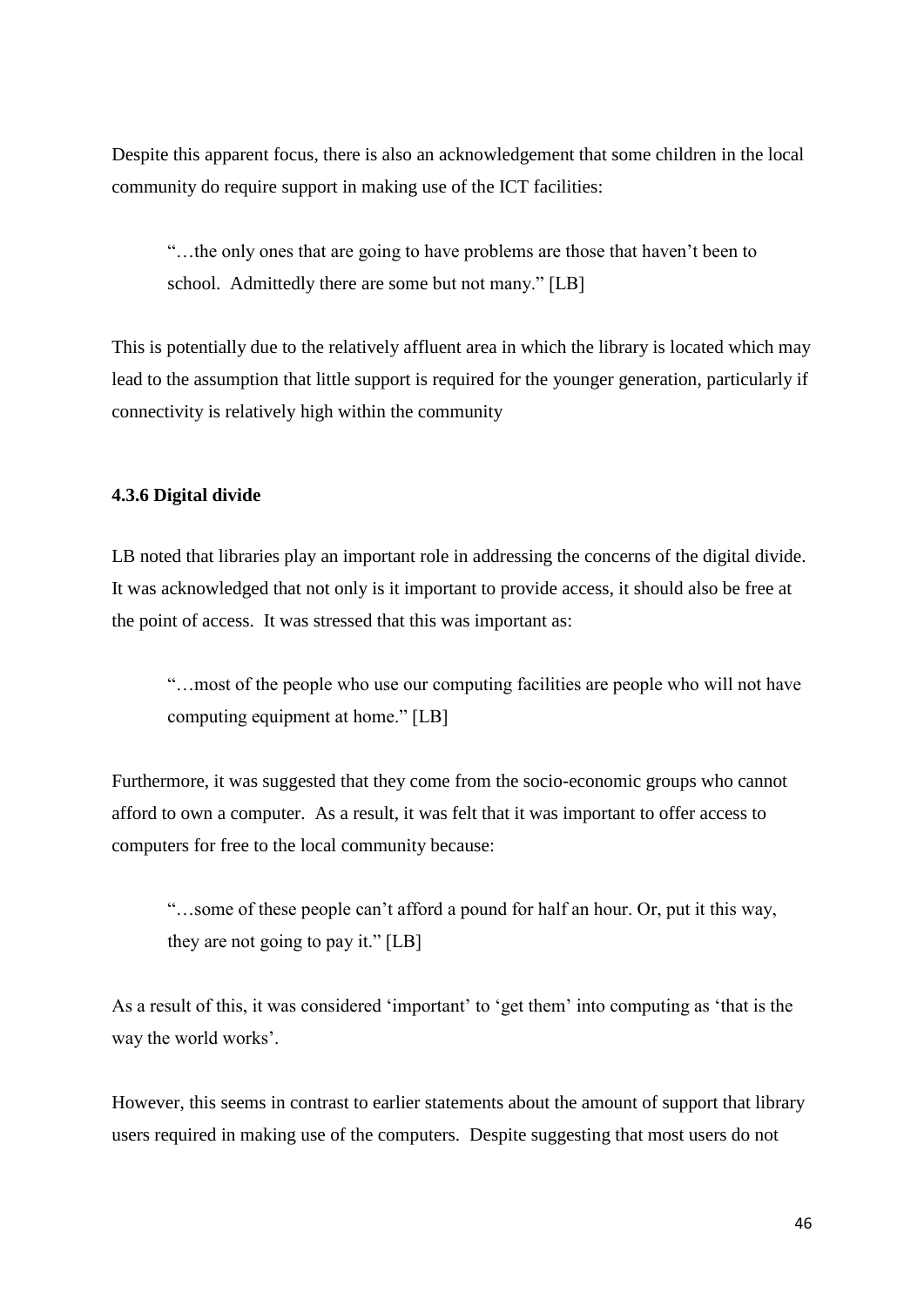Despite this apparent focus, there is also an acknowledgement that some children in the local community do require support in making use of the ICT facilities:

> "…the only ones that are going to have problems are those that haven't been to school. Admittedly there are some but not many." [LB]

This is potentially due to the relatively affluent area in which the library is located which may lead to the assumption that little support is required for the younger generation, particularly if connectivity is relatively high within the community

#### 4.3.6 Digital divide

LB noted that libraries play an important role in addressing the concerns of the digital divide. It was acknowledged that not only is it important to provide access, it should also be free at the point of access. It was stressed that this was important as:

> "…most of the people who use our computing facilities are people who will not have computing equipment at home." [LB]

Furthermore, it was suggested that they come from the socio-economic groups who cannot afford to own a computer. As a result, it was felt that it was important to offer access to computers for free to the local community because:

> "…some of these people can't afford a pound for half an hour. Or, put it this way, they are not going to pay it." [LB]

As a result of this, it was considered 'important' to 'get them' into computing as 'that is the way the world works'.

However, this seems in contrast to earlier statements about the amount of support that library users required in making use of the computers. Despite suggesting that most users do not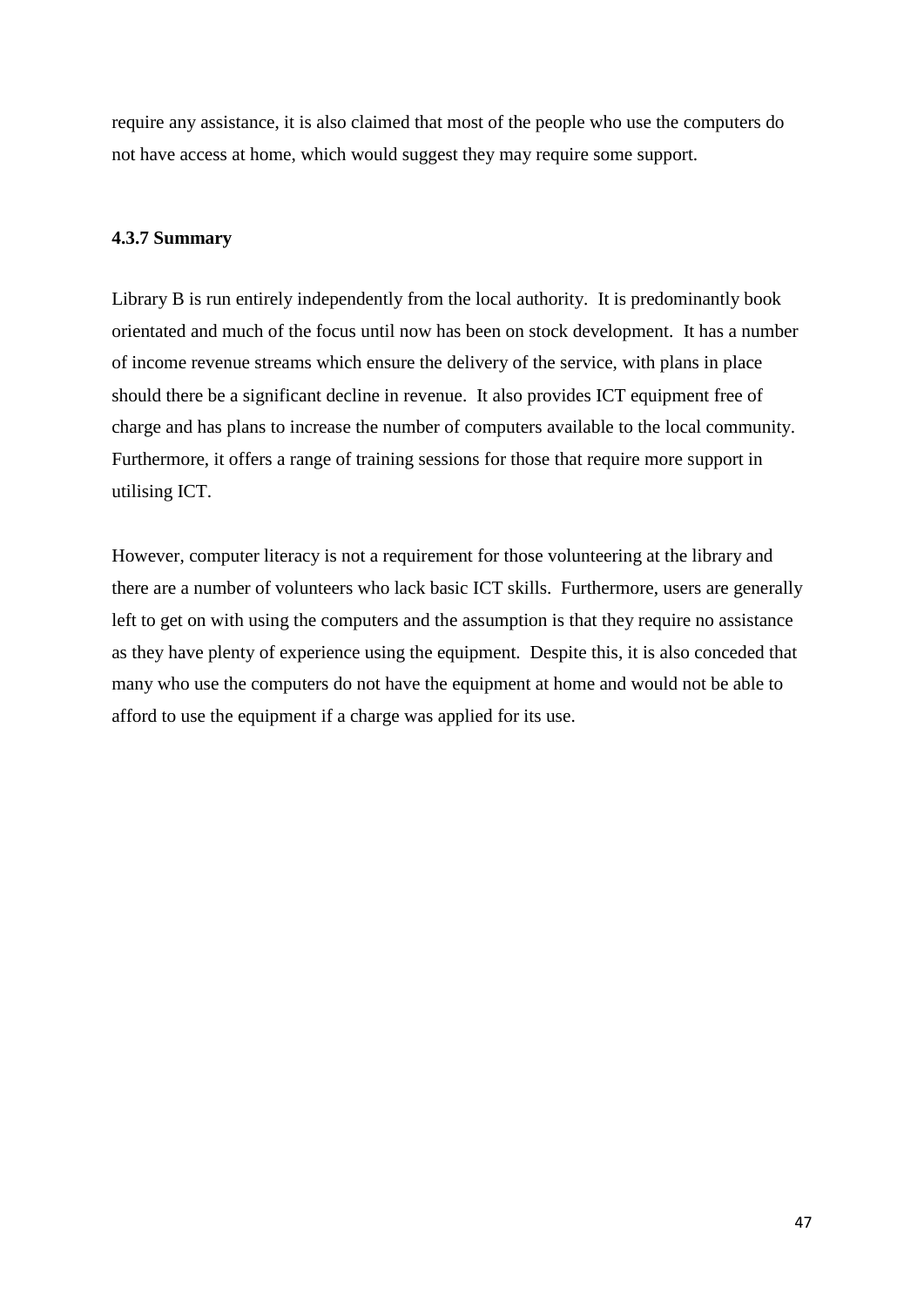require any assistance, it is also claimed that most of the people who use the computers do not have access at home, which would suggest they may require some support.

### 4.3.7 Summary

Library B is run entirely independently from the local authority.  It is predominantly book orientated and much of the focus until now has been on stock development.  It has a number of income revenue streams which ensure the delivery of the service, with plans in place should there be a significant decline in revenue.  It also provides ICT equipment free of charge and has plans to increase the number of computers available to the local community.  Furthermore, it offers a range of training sessions for those that require more support in utilising ICT.

However, computer literacy is not a requirement for those volunteering at the library and there are a number of volunteers who lack basic ICT skills.  Furthermore, users are generally left to get on with using the computers and the assumption is that they require no assistance as they have plenty of experience using the equipment.  Despite this, it is also conceded that many who use the computers do not have the equipment at home and would not be able to afford to use the equipment if a charge was applied for its use.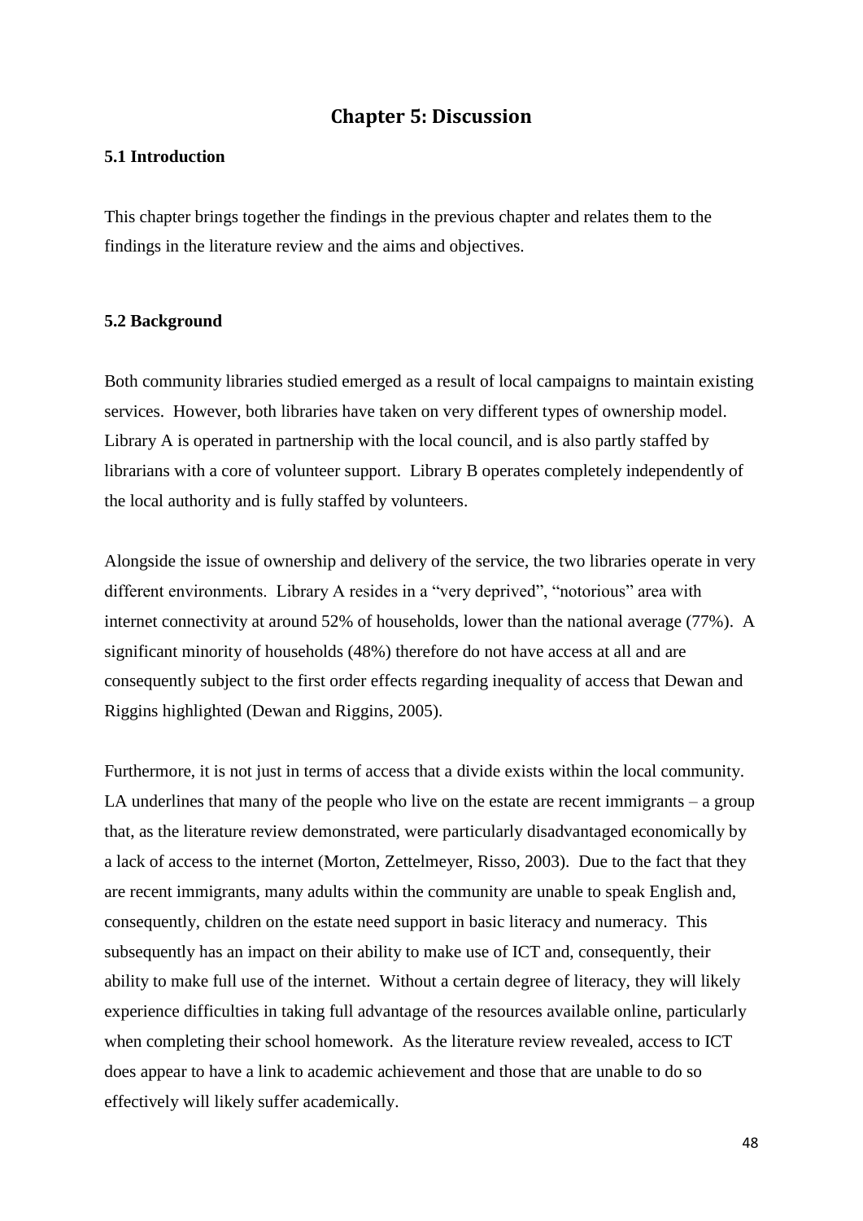# Chapter 5: Discussion

## 5.1 Introduction

This chapter brings together the findings in the previous chapter and relates them to the findings in the literature review and the aims and objectives.

## 5.2 Background

Both community libraries studied emerged as a result of local campaigns to maintain existing services. However, both libraries have taken on very different types of ownership model. Library A is operated in partnership with the local council, and is also partly staffed by librarians with a core of volunteer support. Library B operates completely independently of the local authority and is fully staffed by volunteers.

Alongside the issue of ownership and delivery of the service, the two libraries operate in very different environments. Library A resides in a "very deprived", "notorious" area with internet connectivity at around 52% of households, lower than the national average (77%). A significant minority of households (48%) therefore do not have access at all and are consequently subject to the first order effects regarding inequality of access that Dewan and Riggins highlighted (Dewan and Riggins, 2005).

Furthermore, it is not just in terms of access that a divide exists within the local community. LA underlines that many of the people who live on the estate are recent immigrants – a group that, as the literature review demonstrated, were particularly disadvantaged economically by a lack of access to the internet (Morton, Zettelmeyer, Risso, 2003). Due to the fact that they are recent immigrants, many adults within the community are unable to speak English and, consequently, children on the estate need support in basic literacy and numeracy. This subsequently has an impact on their ability to make use of ICT and, consequently, their ability to make full use of the internet. Without a certain degree of literacy, they will likely experience difficulties in taking full advantage of the resources available online, particularly when completing their school homework. As the literature review revealed, access to ICT does appear to have a link to academic achievement and those that are unable to do so effectively will likely suffer academically.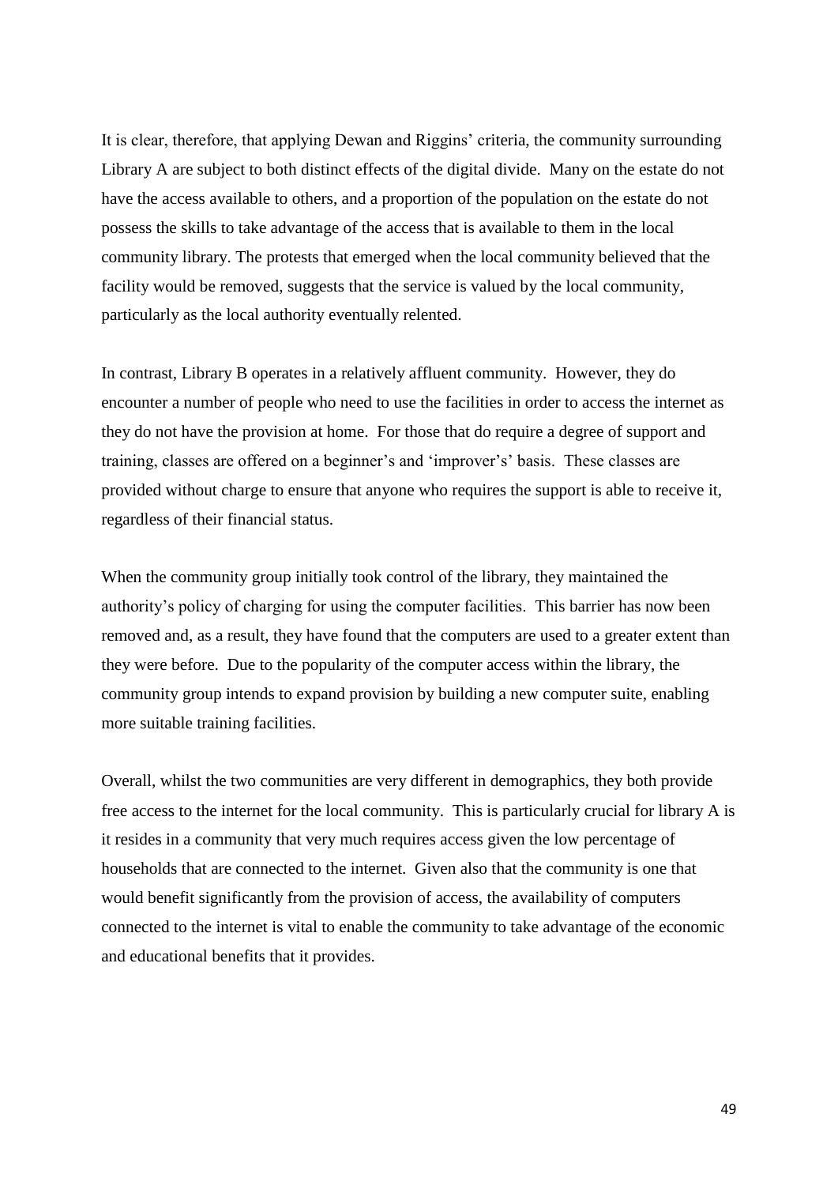It is clear, therefore, that applying Dewan and Riggins' criteria, the community surrounding Library A are subject to both distinct effects of the digital divide. Many on the estate do not have the access available to others, and a proportion of the population on the estate do not possess the skills to take advantage of the access that is available to them in the local community library. The protests that emerged when the local community believed that the facility would be removed, suggests that the service is valued by the local community, particularly as the local authority eventually relented.

In contrast, Library B operates in a relatively affluent community. However, they do encounter a number of people who need to use the facilities in order to access the internet as they do not have the provision at home. For those that do require a degree of support and training, classes are offered on a beginner's and 'improver's' basis. These classes are provided without charge to ensure that anyone who requires the support is able to receive it, regardless of their financial status.

When the community group initially took control of the library, they maintained the authority's policy of charging for using the computer facilities. This barrier has now been removed and, as a result, they have found that the computers are used to a greater extent than they were before. Due to the popularity of the computer access within the library, the community group intends to expand provision by building a new computer suite, enabling more suitable training facilities.

Overall, whilst the two communities are very different in demographics, they both provide free access to the internet for the local community. This is particularly crucial for library A is it resides in a community that very much requires access given the low percentage of households that are connected to the internet. Given also that the community is one that would benefit significantly from the provision of access, the availability of computers connected to the internet is vital to enable the community to take advantage of the economic and educational benefits that it provides.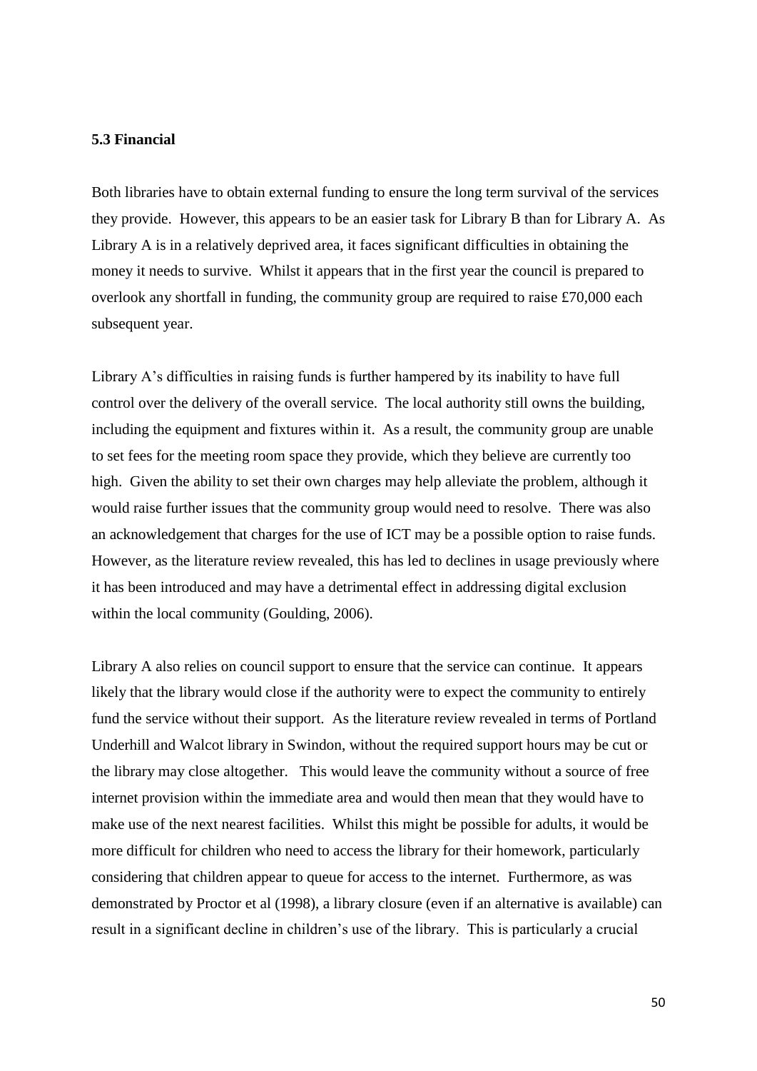### 5.3 Financial

Both libraries have to obtain external funding to ensure the long term survival of the services they provide. However, this appears to be an easier task for Library B than for Library A. As Library A is in a relatively deprived area, it faces significant difficulties in obtaining the money it needs to survive. Whilst it appears that in the first year the council is prepared to overlook any shortfall in funding, the community group are required to raise £70,000 each subsequent year.

Library A's difficulties in raising funds is further hampered by its inability to have full control over the delivery of the overall service. The local authority still owns the building, including the equipment and fixtures within it. As a result, the community group are unable to set fees for the meeting room space they provide, which they believe are currently too high. Given the ability to set their own charges may help alleviate the problem, although it would raise further issues that the community group would need to resolve. There was also an acknowledgement that charges for the use of ICT may be a possible option to raise funds. However, as the literature review revealed, this has led to declines in usage previously where it has been introduced and may have a detrimental effect in addressing digital exclusion within the local community (Goulding, 2006).

Library A also relies on council support to ensure that the service can continue. It appears likely that the library would close if the authority were to expect the community to entirely fund the service without their support. As the literature review revealed in terms of Portland Underhill and Walcot library in Swindon, without the required support hours may be cut or the library may close altogether. This would leave the community without a source of free internet provision within the immediate area and would then mean that they would have to make use of the next nearest facilities. Whilst this might be possible for adults, it would be more difficult for children who need to access the library for their homework, particularly considering that children appear to queue for access to the internet. Furthermore, as was demonstrated by Proctor et al (1998), a library closure (even if an alternative is available) can result in a significant decline in children's use of the library. This is particularly a crucial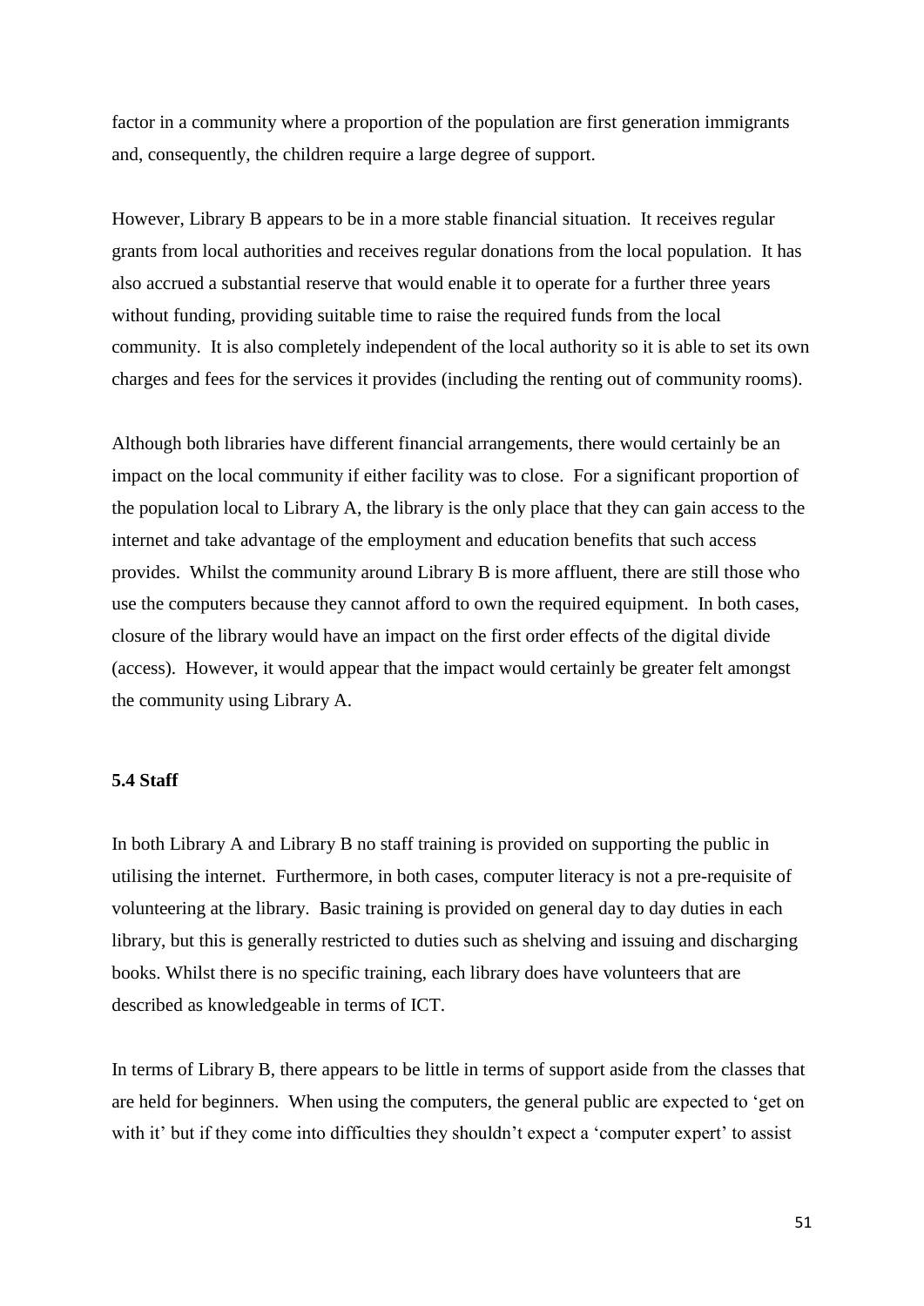factor in a community where a proportion of the population are first generation immigrants and, consequently, the children require a large degree of support.

However, Library B appears to be in a more stable financial situation. It receives regular grants from local authorities and receives regular donations from the local population. It has also accrued a substantial reserve that would enable it to operate for a further three years without funding, providing suitable time to raise the required funds from the local community. It is also completely independent of the local authority so it is able to set its own charges and fees for the services it provides (including the renting out of community rooms).

Although both libraries have different financial arrangements, there would certainly be an impact on the local community if either facility was to close. For a significant proportion of the population local to Library A, the library is the only place that they can gain access to the internet and take advantage of the employment and education benefits that such access provides. Whilst the community around Library B is more affluent, there are still those who use the computers because they cannot afford to own the required equipment. In both cases, closure of the library would have an impact on the first order effects of the digital divide (access). However, it would appear that the impact would certainly be greater felt amongst the community using Library A.

### 5.4 Staff

In both Library A and Library B no staff training is provided on supporting the public in utilising the internet. Furthermore, in both cases, computer literacy is not a pre-requisite of volunteering at the library. Basic training is provided on general day to day duties in each library, but this is generally restricted to duties such as shelving and issuing and discharging books. Whilst there is no specific training, each library does have volunteers that are described as knowledgeable in terms of ICT.

In terms of Library B, there appears to be little in terms of support aside from the classes that are held for beginners. When using the computers, the general public are expected to 'get on with it' but if they come into difficulties they shouldn't expect a 'computer expert' to assist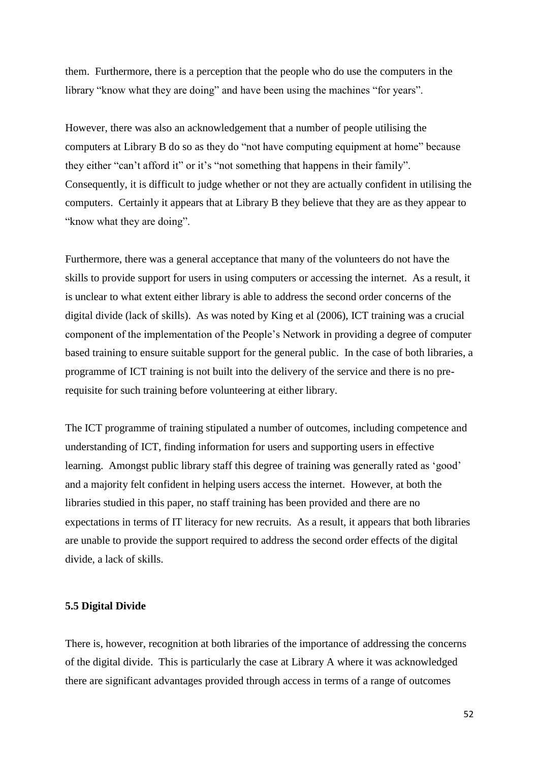them. Furthermore, there is a perception that the people who do use the computers in the library "know what they are doing" and have been using the machines "for years".

However, there was also an acknowledgement that a number of people utilising the computers at Library B do so as they do "not have computing equipment at home" because they either "can't afford it" or it's "not something that happens in their family". Consequently, it is difficult to judge whether or not they are actually confident in utilising the computers. Certainly it appears that at Library B they believe that they are as they appear to "know what they are doing".

Furthermore, there was a general acceptance that many of the volunteers do not have the skills to provide support for users in using computers or accessing the internet. As a result, it is unclear to what extent either library is able to address the second order concerns of the digital divide (lack of skills). As was noted by King et al (2006), ICT training was a crucial component of the implementation of the People's Network in providing a degree of computer based training to ensure suitable support for the general public. In the case of both libraries, a programme of ICT training is not built into the delivery of the service and there is no pre-requisite for such training before volunteering at either library.

The ICT programme of training stipulated a number of outcomes, including competence and understanding of ICT, finding information for users and supporting users in effective learning. Amongst public library staff this degree of training was generally rated as 'good' and a majority felt confident in helping users access the internet. However, at both the libraries studied in this paper, no staff training has been provided and there are no expectations in terms of IT literacy for new recruits. As a result, it appears that both libraries are unable to provide the support required to address the second order effects of the digital divide, a lack of skills.

### 5.5 Digital Divide

There is, however, recognition at both libraries of the importance of addressing the concerns of the digital divide. This is particularly the case at Library A where it was acknowledged there are significant advantages provided through access in terms of a range of outcomes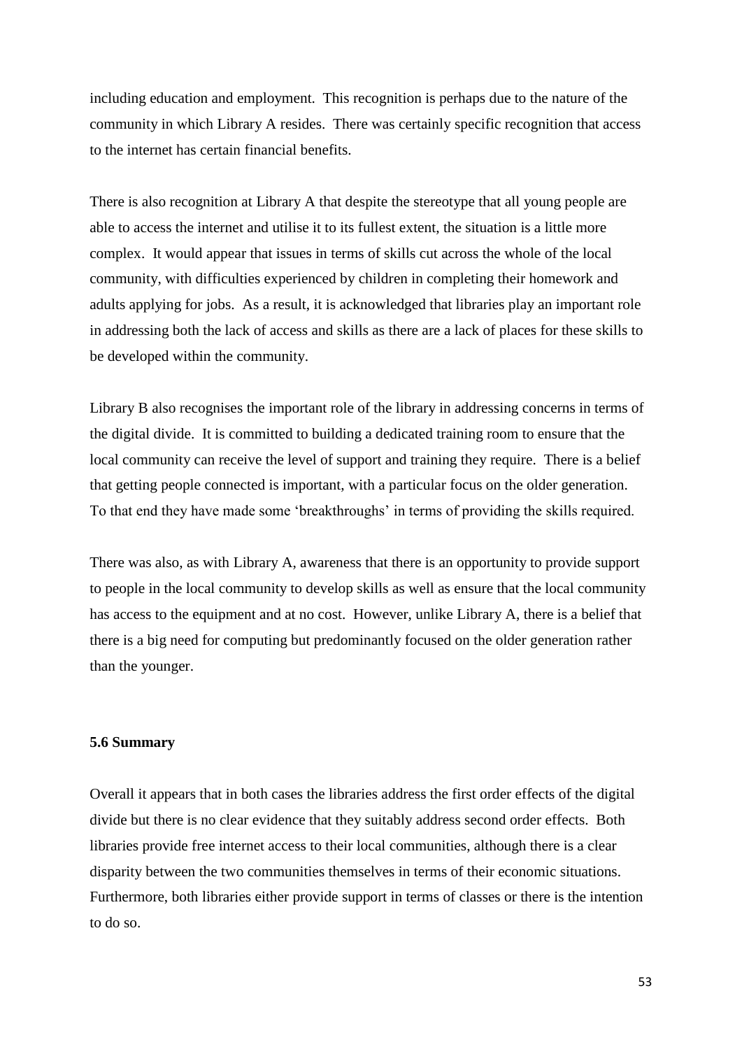including education and employment. This recognition is perhaps due to the nature of the community in which Library A resides. There was certainly specific recognition that access to the internet has certain financial benefits.

There is also recognition at Library A that despite the stereotype that all young people are able to access the internet and utilise it to its fullest extent, the situation is a little more complex. It would appear that issues in terms of skills cut across the whole of the local community, with difficulties experienced by children in completing their homework and adults applying for jobs. As a result, it is acknowledged that libraries play an important role in addressing both the lack of access and skills as there are a lack of places for these skills to be developed within the community.

Library B also recognises the important role of the library in addressing concerns in terms of the digital divide. It is committed to building a dedicated training room to ensure that the local community can receive the level of support and training they require. There is a belief that getting people connected is important, with a particular focus on the older generation. To that end they have made some 'breakthroughs' in terms of providing the skills required.

There was also, as with Library A, awareness that there is an opportunity to provide support to people in the local community to develop skills as well as ensure that the local community has access to the equipment and at no cost. However, unlike Library A, there is a belief that there is a big need for computing but predominantly focused on the older generation rather than the younger.

### 5.6 Summary

Overall it appears that in both cases the libraries address the first order effects of the digital divide but there is no clear evidence that they suitably address second order effects. Both libraries provide free internet access to their local communities, although there is a clear disparity between the two communities themselves in terms of their economic situations. Furthermore, both libraries either provide support in terms of classes or there is the intention to do so.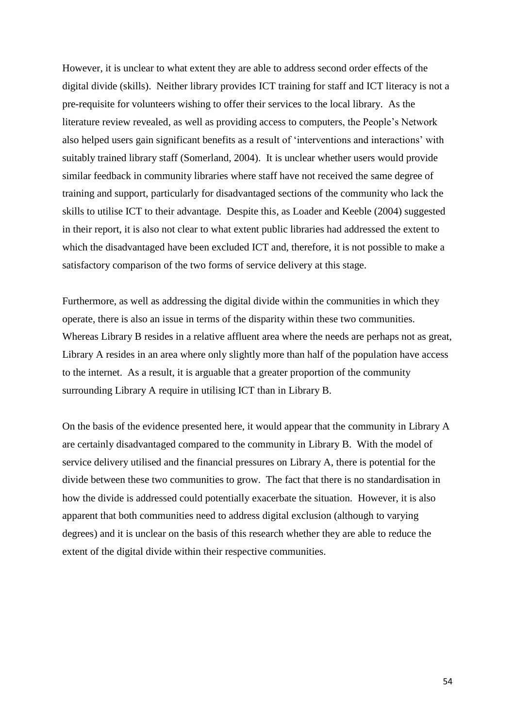However, it is unclear to what extent they are able to address second order effects of the digital divide (skills). Neither library provides ICT training for staff and ICT literacy is not a pre-requisite for volunteers wishing to offer their services to the local library. As the literature review revealed, as well as providing access to computers, the People's Network also helped users gain significant benefits as a result of 'interventions and interactions' with suitably trained library staff (Somerland, 2004). It is unclear whether users would provide similar feedback in community libraries where staff have not received the same degree of training and support, particularly for disadvantaged sections of the community who lack the skills to utilise ICT to their advantage. Despite this, as Loader and Keeble (2004) suggested in their report, it is also not clear to what extent public libraries had addressed the extent to which the disadvantaged have been excluded ICT and, therefore, it is not possible to make a satisfactory comparison of the two forms of service delivery at this stage.

Furthermore, as well as addressing the digital divide within the communities in which they operate, there is also an issue in terms of the disparity within these two communities. Whereas Library B resides in a relative affluent area where the needs are perhaps not as great, Library A resides in an area where only slightly more than half of the population have access to the internet. As a result, it is arguable that a greater proportion of the community surrounding Library A require in utilising ICT than in Library B.

On the basis of the evidence presented here, it would appear that the community in Library A are certainly disadvantaged compared to the community in Library B. With the model of service delivery utilised and the financial pressures on Library A, there is potential for the divide between these two communities to grow. The fact that there is no standardisation in how the divide is addressed could potentially exacerbate the situation. However, it is also apparent that both communities need to address digital exclusion (although to varying degrees) and it is unclear on the basis of this research whether they are able to reduce the extent of the digital divide within their respective communities.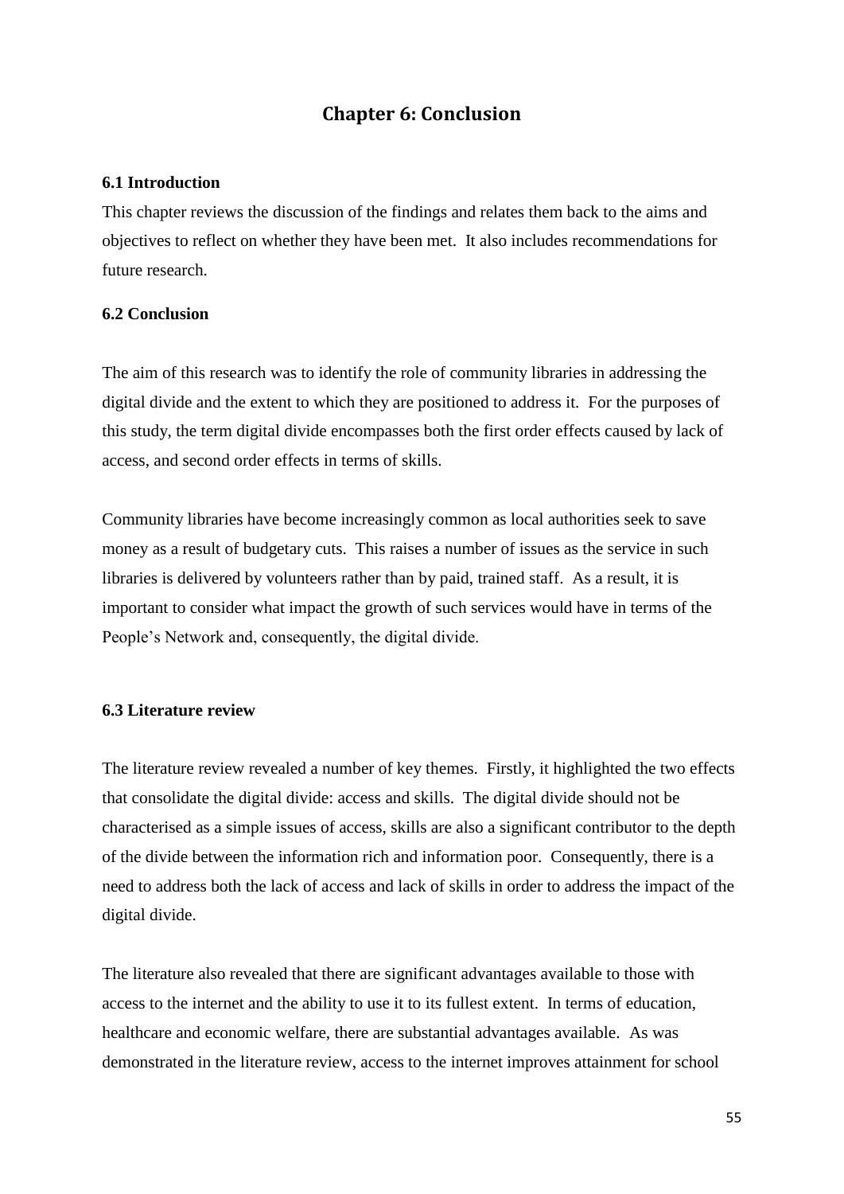# Chapter 6: Conclusion

### 6.1 Introduction

This chapter reviews the discussion of the findings and relates them back to the aims and objectives to reflect on whether they have been met. It also includes recommendations for future research.

### 6.2 Conclusion

The aim of this research was to identify the role of community libraries in addressing the digital divide and the extent to which they are positioned to address it. For the purposes of this study, the term digital divide encompasses both the first order effects caused by lack of access, and second order effects in terms of skills.

Community libraries have become increasingly common as local authorities seek to save money as a result of budgetary cuts. This raises a number of issues as the service in such libraries is delivered by volunteers rather than by paid, trained staff. As a result, it is important to consider what impact the growth of such services would have in terms of the People's Network and, consequently, the digital divide.

### 6.3 Literature review

The literature review revealed a number of key themes. Firstly, it highlighted the two effects that consolidate the digital divide: access and skills. The digital divide should not be characterised as a simple issues of access, skills are also a significant contributor to the depth of the divide between the information rich and information poor. Consequently, there is a need to address both the lack of access and lack of skills in order to address the impact of the digital divide.

The literature also revealed that there are significant advantages available to those with access to the internet and the ability to use it to its fullest extent. In terms of education, healthcare and economic welfare, there are substantial advantages available. As was demonstrated in the literature review, access to the internet improves attainment for school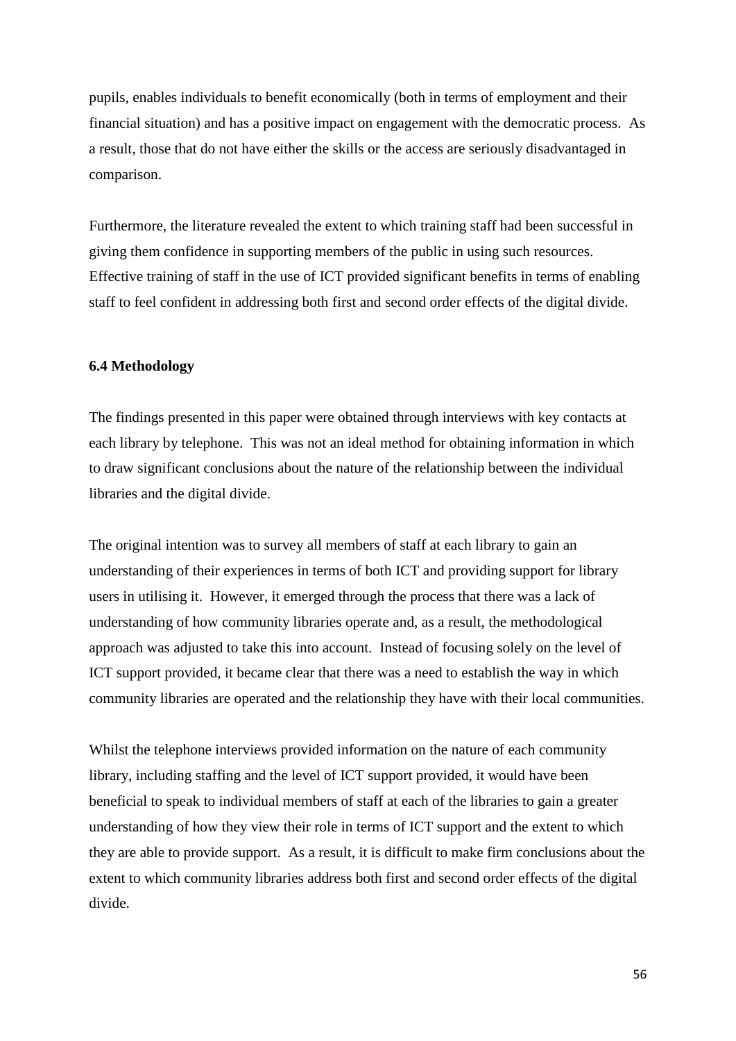pupils, enables individuals to benefit economically (both in terms of employment and their financial situation) and has a positive impact on engagement with the democratic process. As a result, those that do not have either the skills or the access are seriously disadvantaged in comparison.

Furthermore, the literature revealed the extent to which training staff had been successful in giving them confidence in supporting members of the public in using such resources. Effective training of staff in the use of ICT provided significant benefits in terms of enabling staff to feel confident in addressing both first and second order effects of the digital divide.

**6.4 Methodology**

The findings presented in this paper were obtained through interviews with key contacts at each library by telephone. This was not an ideal method for obtaining information in which to draw significant conclusions about the nature of the relationship between the individual libraries and the digital divide.

The original intention was to survey all members of staff at each library to gain an understanding of their experiences in terms of both ICT and providing support for library users in utilising it. However, it emerged through the process that there was a lack of understanding of how community libraries operate and, as a result, the methodological approach was adjusted to take this into account. Instead of focusing solely on the level of ICT support provided, it became clear that there was a need to establish the way in which community libraries are operated and the relationship they have with their local communities.

Whilst the telephone interviews provided information on the nature of each community library, including staffing and the level of ICT support provided, it would have been beneficial to speak to individual members of staff at each of the libraries to gain a greater understanding of how they view their role in terms of ICT support and the extent to which they are able to provide support. As a result, it is difficult to make firm conclusions about the extent to which community libraries address both first and second order effects of the digital divide.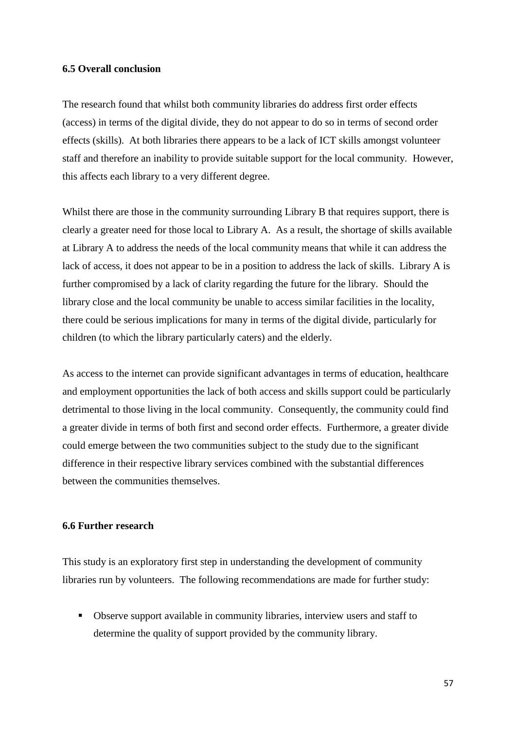### 6.5 Overall conclusion

The research found that whilst both community libraries do address first order effects (access) in terms of the digital divide, they do not appear to do so in terms of second order effects (skills). At both libraries there appears to be a lack of ICT skills amongst volunteer staff and therefore an inability to provide suitable support for the local community. However, this affects each library to a very different degree.

Whilst there are those in the community surrounding Library B that requires support, there is clearly a greater need for those local to Library A. As a result, the shortage of skills available at Library A to address the needs of the local community means that while it can address the lack of access, it does not appear to be in a position to address the lack of skills. Library A is further compromised by a lack of clarity regarding the future for the library. Should the library close and the local community be unable to access similar facilities in the locality, there could be serious implications for many in terms of the digital divide, particularly for children (to which the library particularly caters) and the elderly.

As access to the internet can provide significant advantages in terms of education, healthcare and employment opportunities the lack of both access and skills support could be particularly detrimental to those living in the local community. Consequently, the community could find a greater divide in terms of both first and second order effects. Furthermore, a greater divide could emerge between the two communities subject to the study due to the significant difference in their respective library services combined with the substantial differences between the communities themselves.

### 6.6 Further research

This study is an exploratory first step in understanding the development of community libraries run by volunteers. The following recommendations are made for further study:

- Observe support available in community libraries, interview users and staff to determine the quality of support provided by the community library.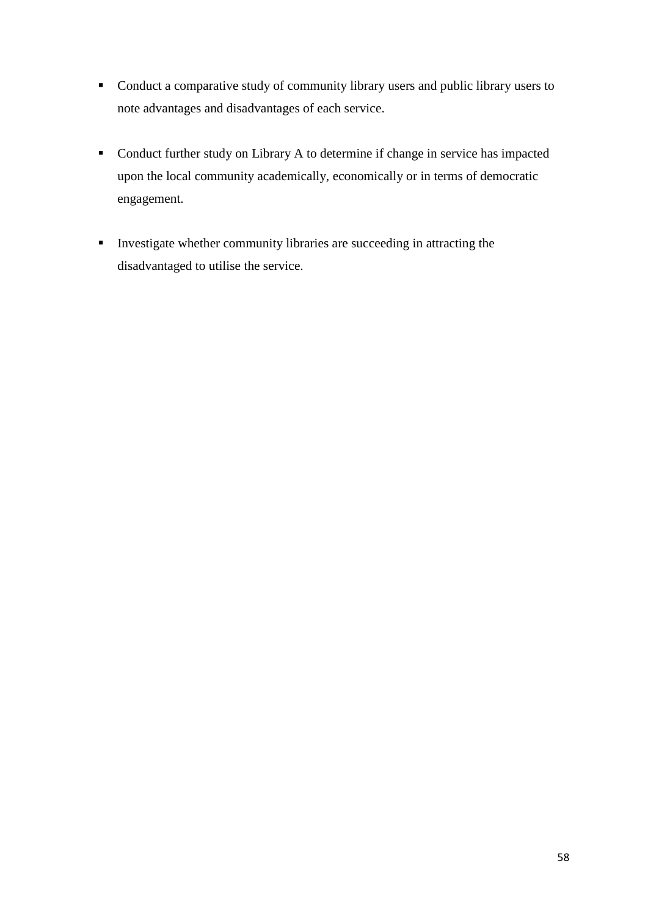- Conduct a comparative study of community library users and public library users to note advantages and disadvantages of each service.

- Conduct further study on Library A to determine if change in service has impacted upon the local community academically, economically or in terms of democratic engagement.

- Investigate whether community libraries are succeeding in attracting the disadvantaged to utilise the service.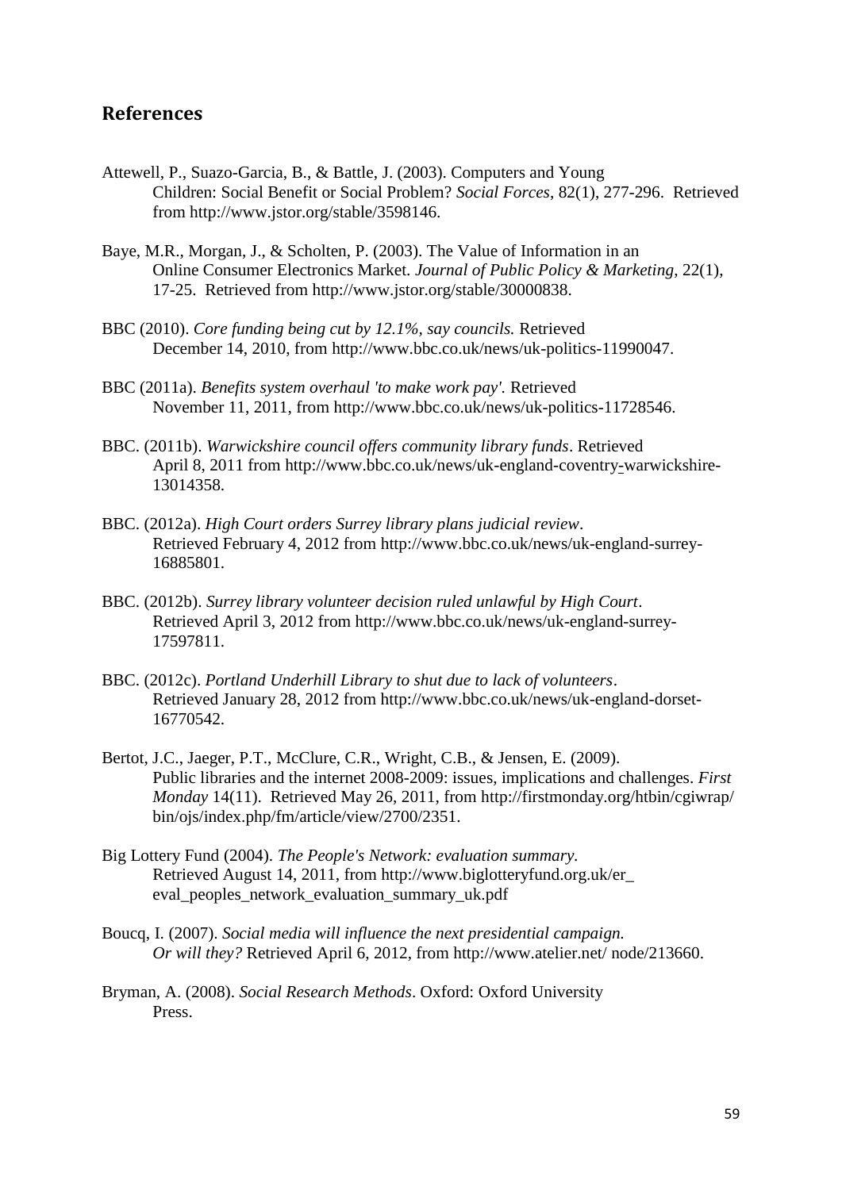## References

Attewell, P., Suazo-Garcia, B., & Battle, J. (2003). Computers and Young Children: Social Benefit or Social Problem? *Social Forces*, 82(1), 277-296. Retrieved from http://www.jstor.org/stable/3598146.

Baye, M.R., Morgan, J., & Scholten, P. (2003). The Value of Information in an Online Consumer Electronics Market. *Journal of Public Policy & Marketing*, 22(1), 17-25. Retrieved from http://www.jstor.org/stable/30000838.

BBC (2010). *Core funding being cut by 12.1%, say councils.* Retrieved December 14, 2010, from http://www.bbc.co.uk/news/uk-politics-11990047.

BBC (2011a). *Benefits system overhaul 'to make work pay'.* Retrieved November 11, 2011, from http://www.bbc.co.uk/news/uk-politics-11728546.

BBC. (2011b). *Warwickshire council offers community library funds*. Retrieved April 8, 2011 from http://www.bbc.co.uk/news/uk-england-coventry-warwickshire-13014358.

BBC. (2012a). *High Court orders Surrey library plans judicial review*. Retrieved February 4, 2012 from http://www.bbc.co.uk/news/uk-england-surrey-16885801.

BBC. (2012b). *Surrey library volunteer decision ruled unlawful by High Court*. Retrieved April 3, 2012 from http://www.bbc.co.uk/news/uk-england-surrey-17597811.

BBC. (2012c). *Portland Underhill Library to shut due to lack of volunteers*. Retrieved January 28, 2012 from http://www.bbc.co.uk/news/uk-england-dorset-16770542.

Bertot, J.C., Jaeger, P.T., McClure, C.R., Wright, C.B., & Jensen, E. (2009). Public libraries and the internet 2008-2009: issues, implications and challenges. *First Monday* 14(11). Retrieved May 26, 2011, from http://firstmonday.org/htbin/cgiwrap/bin/ojs/index.php/fm/article/view/2700/2351.

Big Lottery Fund (2004). *The People's Network: evaluation summary.* Retrieved August 14, 2011, from http://www.biglotteryfund.org.uk/er_eval_peoples_network_evaluation_summary_uk.pdf

Boucq, I. (2007). *Social media will influence the next presidential campaign. Or will they?* Retrieved April 6, 2012, from http://www.atelier.net/ node/213660.

Bryman, A. (2008). *Social Research Methods*. Oxford: Oxford University Press.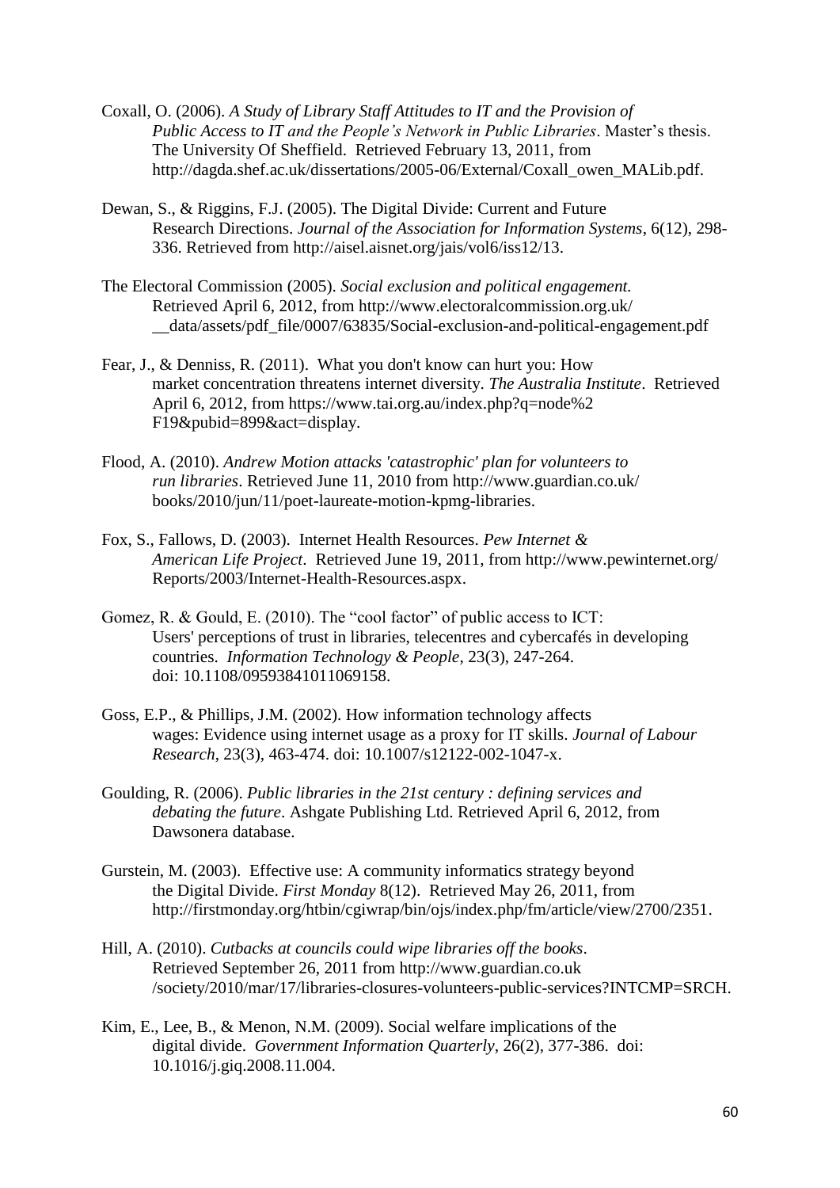Coxall, O. (2006). *A Study of Library Staff Attitudes to IT and the Provision of Public Access to IT and the People's Network in Public Libraries*. Master's thesis. The University Of Sheffield. Retrieved February 13, 2011, from http://dagda.shef.ac.uk/dissertations/2005-06/External/Coxall_owen_MALib.pdf.

Dewan, S., & Riggins, F.J. (2005). The Digital Divide: Current and Future Research Directions. *Journal of the Association for Information Systems*, 6(12), 298-336. Retrieved from http://aisel.aisnet.org/jais/vol6/iss12/13.

The Electoral Commission (2005). *Social exclusion and political engagement.* Retrieved April 6, 2012, from http://www.electoralcommission.org.uk/ __data/assets/pdf_file/0007/63835/Social-exclusion-and-political-engagement.pdf

Fear, J., & Denniss, R. (2011). What you don't know can hurt you: How market concentration threatens internet diversity. *The Australia Institute*. Retrieved April 6, 2012, from https://www.tai.org.au/index.php?q=node%2 F19&pubid=899&act=display.

Flood, A. (2010). *Andrew Motion attacks 'catastrophic' plan for volunteers to run libraries*. Retrieved June 11, 2010 from http://www.guardian.co.uk/ books/2010/jun/11/poet-laureate-motion-kpmg-libraries.

Fox, S., Fallows, D. (2003). Internet Health Resources. *Pew Internet & American Life Project*. Retrieved June 19, 2011, from http://www.pewinternet.org/ Reports/2003/Internet-Health-Resources.aspx.

Gomez, R. & Gould, E. (2010). The "cool factor" of public access to ICT: Users' perceptions of trust in libraries, telecentres and cybercafés in developing countries. *Information Technology & People*, 23(3), 247-264. doi: 10.1108/09593841011069158.

Goss, E.P., & Phillips, J.M. (2002). How information technology affects wages: Evidence using internet usage as a proxy for IT skills. *Journal of Labour Research*, 23(3), 463-474. doi: 10.1007/s12122-002-1047-x.

Goulding, R. (2006). *Public libraries in the 21st century : defining services and debating the future*. Ashgate Publishing Ltd. Retrieved April 6, 2012, from Dawsonera database.

Gurstein, M. (2003). Effective use: A community informatics strategy beyond the Digital Divide. *First Monday* 8(12). Retrieved May 26, 2011, from http://firstmonday.org/htbin/cgiwrap/bin/ojs/index.php/fm/article/view/2700/2351.

Hill, A. (2010). *Cutbacks at councils could wipe libraries off the books*. Retrieved September 26, 2011 from http://www.guardian.co.uk /society/2010/mar/17/libraries-closures-volunteers-public-services?INTCMP=SRCH.

Kim, E., Lee, B., & Menon, N.M. (2009). Social welfare implications of the digital divide. *Government Information Quarterly*, 26(2), 377-386. doi: 10.1016/j.giq.2008.11.004.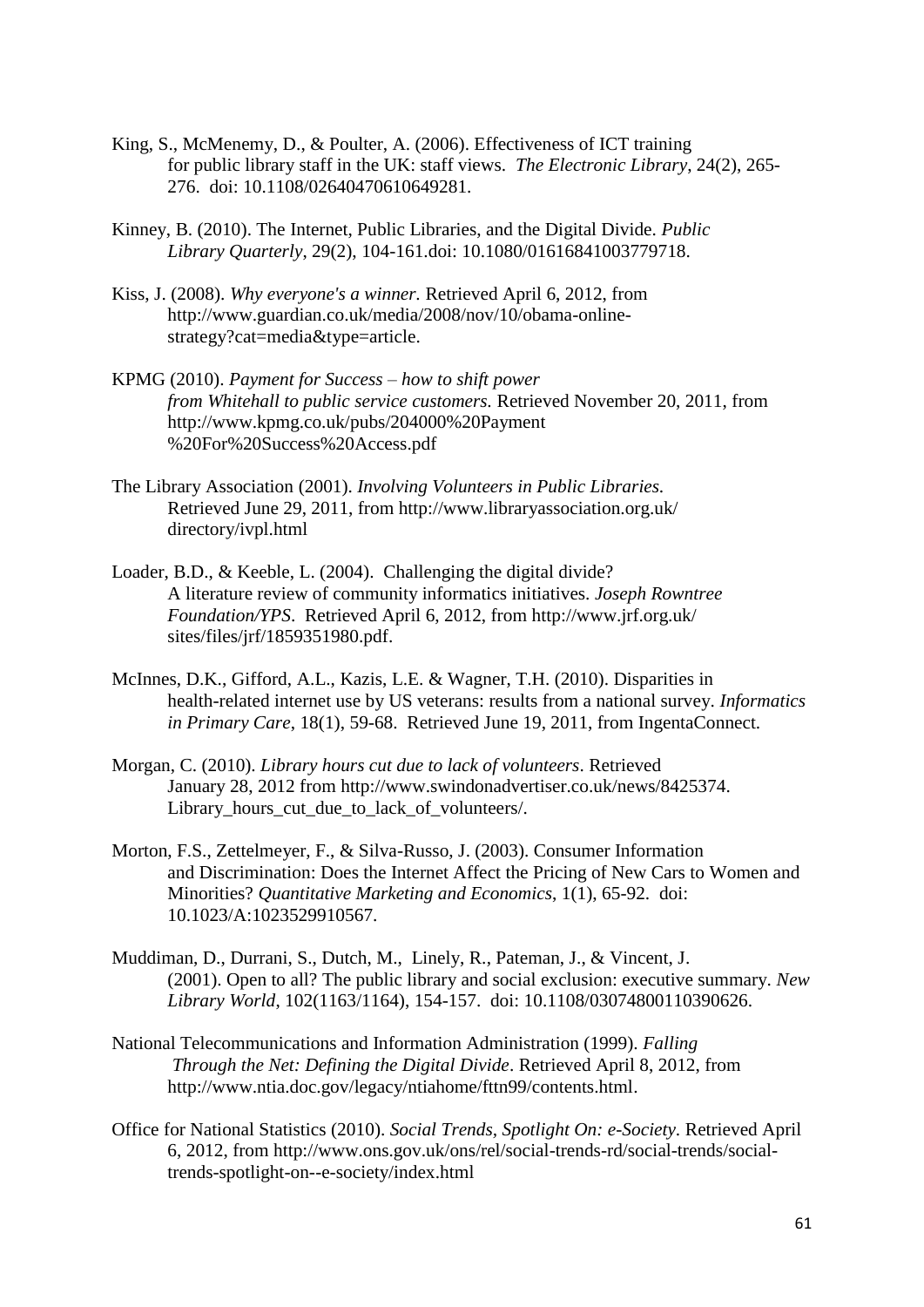King, S., McMenemy, D., & Poulter, A. (2006). Effectiveness of ICT training for public library staff in the UK: staff views. *The Electronic Library*, 24(2), 265-276. doi: 10.1108/02640470610649281.

Kinney, B. (2010). The Internet, Public Libraries, and the Digital Divide. *Public Library Quarterly*, 29(2), 104-161.doi: 10.1080/01616841003779718.

Kiss, J. (2008). *Why everyone's a winner.* Retrieved April 6, 2012, from http://www.guardian.co.uk/media/2008/nov/10/obama-online-strategy?cat=media&type=article.

KPMG (2010). *Payment for Success – how to shift power from Whitehall to public service customers.* Retrieved November 20, 2011, from http://www.kpmg.co.uk/pubs/204000%20Payment %20For%20Success%20Access.pdf

The Library Association (2001). *Involving Volunteers in Public Libraries.* Retrieved June 29, 2011, from http://www.libraryassociation.org.uk/ directory/ivpl.html

Loader, B.D., & Keeble, L. (2004). Challenging the digital divide? A literature review of community informatics initiatives. *Joseph Rowntree Foundation/YPS*. Retrieved April 6, 2012, from http://www.jrf.org.uk/ sites/files/jrf/1859351980.pdf.

McInnes, D.K., Gifford, A.L., Kazis, L.E. & Wagner, T.H. (2010). Disparities in health-related internet use by US veterans: results from a national survey. *Informatics in Primary Care*, 18(1), 59-68. Retrieved June 19, 2011, from IngentaConnect.

Morgan, C. (2010). *Library hours cut due to lack of volunteers*. Retrieved January 28, 2012 from http://www.swindonadvertiser.co.uk/news/8425374. Library_hours_cut_due_to_lack_of_volunteers/.

Morton, F.S., Zettelmeyer, F., & Silva-Russo, J. (2003). Consumer Information and Discrimination: Does the Internet Affect the Pricing of New Cars to Women and Minorities? *Quantitative Marketing and Economics*, 1(1), 65-92. doi: 10.1023/A:1023529910567.

Muddiman, D., Durrani, S., Dutch, M., Linely, R., Pateman, J., & Vincent, J. (2001). Open to all? The public library and social exclusion: executive summary. *New Library World*, 102(1163/1164), 154-157. doi: 10.1108/03074800110390626.

National Telecommunications and Information Administration (1999). *Falling Through the Net: Defining the Digital Divide*. Retrieved April 8, 2012, from http://www.ntia.doc.gov/legacy/ntiahome/fttn99/contents.html.

Office for National Statistics (2010). *Social Trends, Spotlight On: e-Society*. Retrieved April 6, 2012, from http://www.ons.gov.uk/ons/rel/social-trends-rd/social-trends/social-trends-spotlight-on--e-society/index.html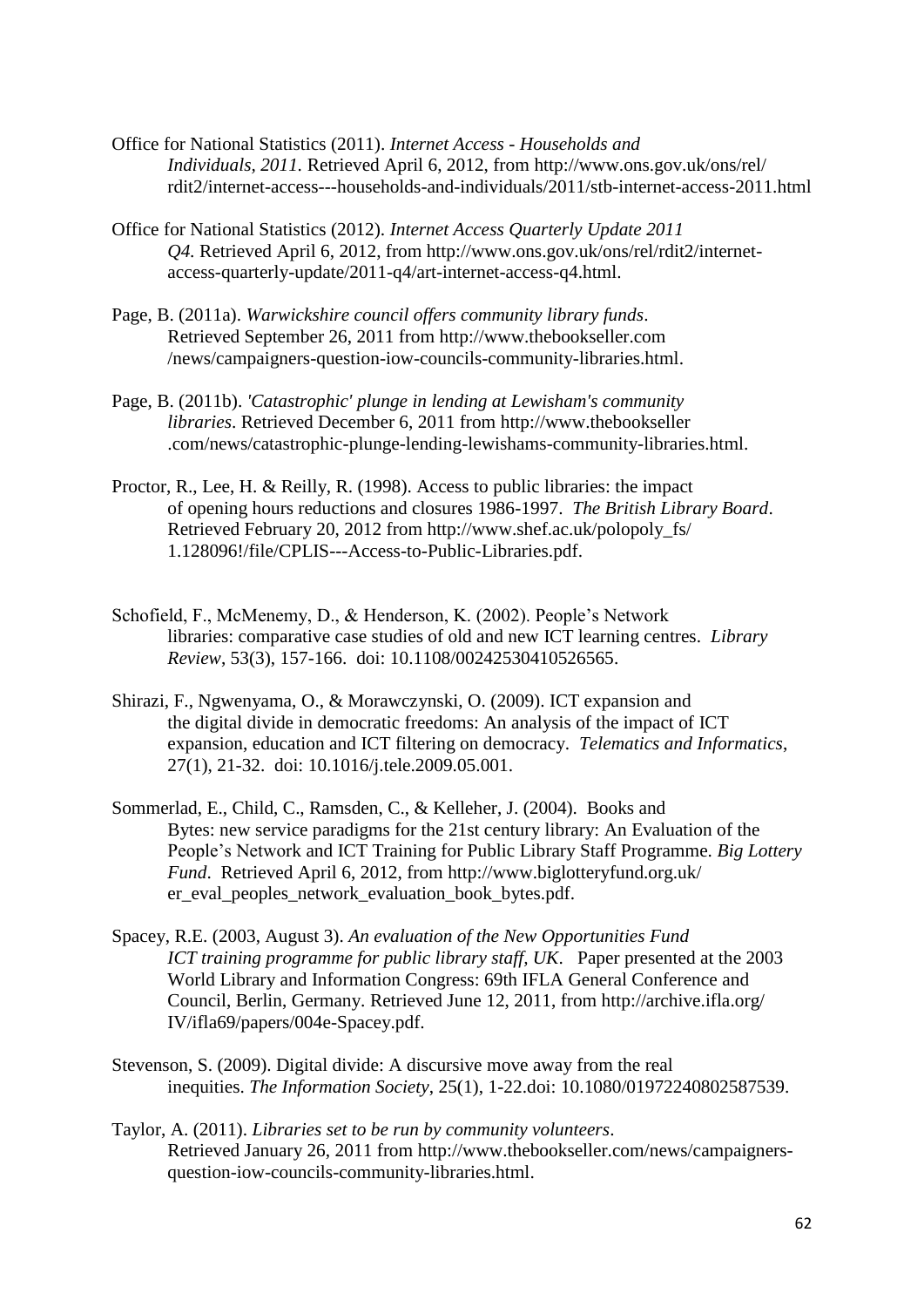Office for National Statistics (2011). *Internet Access - Households and Individuals, 2011.* Retrieved April 6, 2012, from http://www.ons.gov.uk/ons/rel/rdit2/internet-access---households-and-individuals/2011/stb-internet-access-2011.html

Office for National Statistics (2012). *Internet Access Quarterly Update 2011 Q4.* Retrieved April 6, 2012, from http://www.ons.gov.uk/ons/rel/rdit2/internet-access-quarterly-update/2011-q4/art-internet-access-q4.html.

Page, B. (2011a). *Warwickshire council offers community library funds*. Retrieved September 26, 2011 from http://www.thebookseller.com /news/campaigners-question-iow-councils-community-libraries.html.

Page, B. (2011b). *'Catastrophic' plunge in lending at Lewisham's community libraries*. Retrieved December 6, 2011 from http://www.thebookseller .com/news/catastrophic-plunge-lending-lewishams-community-libraries.html.

Proctor, R., Lee, H. & Reilly, R. (1998). Access to public libraries: the impact of opening hours reductions and closures 1986-1997. *The British Library Board*. Retrieved February 20, 2012 from http://www.shef.ac.uk/polopoly_fs/ 1.128096!/file/CPLIS---Access-to-Public-Libraries.pdf.

Schofield, F., McMenemy, D., & Henderson, K. (2002). People's Network libraries: comparative case studies of old and new ICT learning centres. *Library Review*, 53(3), 157-166. doi: 10.1108/00242530410526565.

Shirazi, F., Ngwenyama, O., & Morawczynski, O. (2009). ICT expansion and the digital divide in democratic freedoms: An analysis of the impact of ICT expansion, education and ICT filtering on democracy. *Telematics and Informatics*, 27(1), 21-32. doi: 10.1016/j.tele.2009.05.001.

Sommerlad, E., Child, C., Ramsden, C., & Kelleher, J. (2004). Books and Bytes: new service paradigms for the 21st century library: An Evaluation of the People's Network and ICT Training for Public Library Staff Programme. *Big Lottery Fund*. Retrieved April 6, 2012, from http://www.biglotteryfund.org.uk/ er_eval_peoples_network_evaluation_book_bytes.pdf.

Spacey, R.E. (2003, August 3). *An evaluation of the New Opportunities Fund ICT training programme for public library staff, UK*. Paper presented at the 2003 World Library and Information Congress: 69th IFLA General Conference and Council, Berlin, Germany. Retrieved June 12, 2011, from http://archive.ifla.org/ IV/ifla69/papers/004e-Spacey.pdf.

Stevenson, S. (2009). Digital divide: A discursive move away from the real inequities. *The Information Society*, 25(1), 1-22.doi: 10.1080/01972240802587539.

Taylor, A. (2011). *Libraries set to be run by community volunteers*. Retrieved January 26, 2011 from http://www.thebookseller.com/news/campaigners-question-iow-councils-community-libraries.html.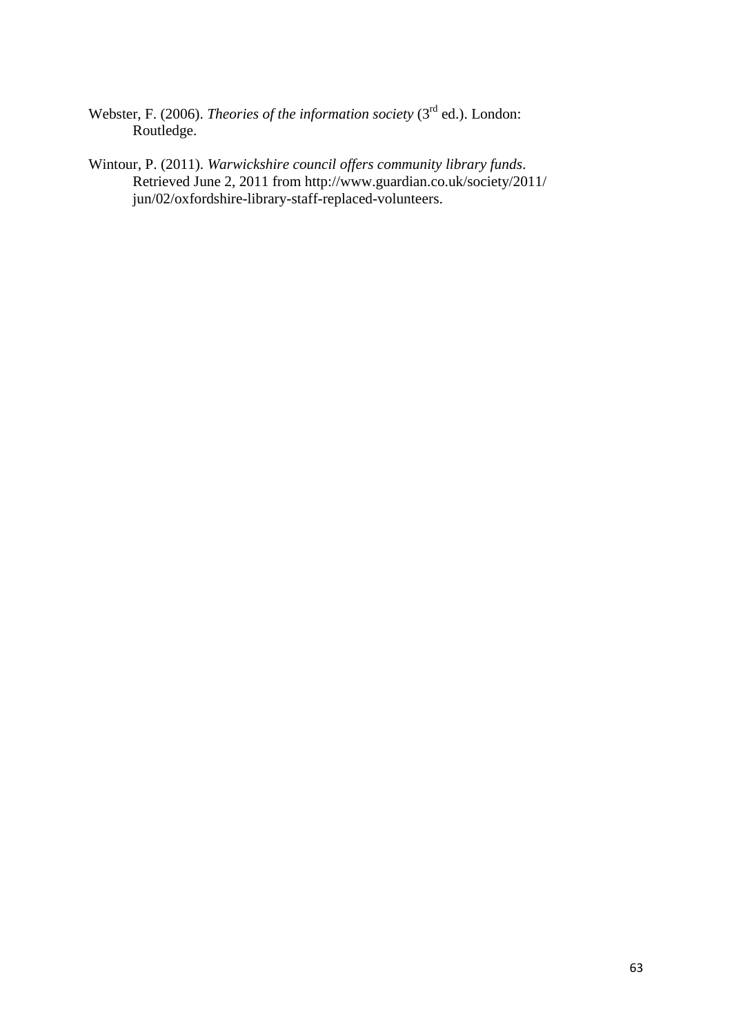Webster, F. (2006). *Theories of the information society* (3rd ed.). London: Routledge.

Wintour, P. (2011). *Warwickshire council offers community library funds*. Retrieved June 2, 2011 from http://www.guardian.co.uk/society/2011/jun/02/oxfordshire-library-staff-replaced-volunteers.